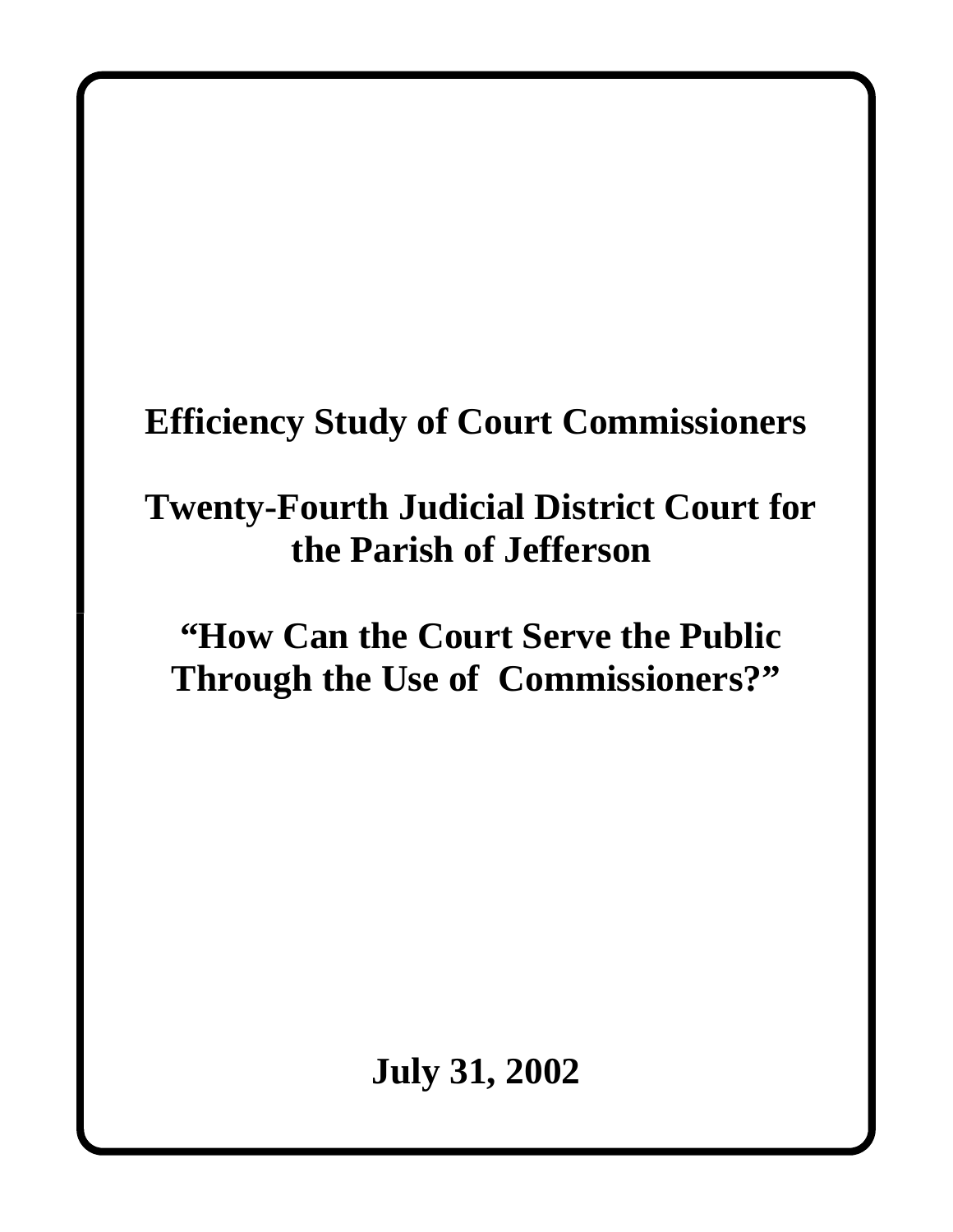# Efficiency Study of Court Commissioners

## Twenty-Fourth Judicial District Court for the Parish of Jefferson

## "How Can the Court Serve the Public Through the Use of Commissioners?"

**July 31, 2002**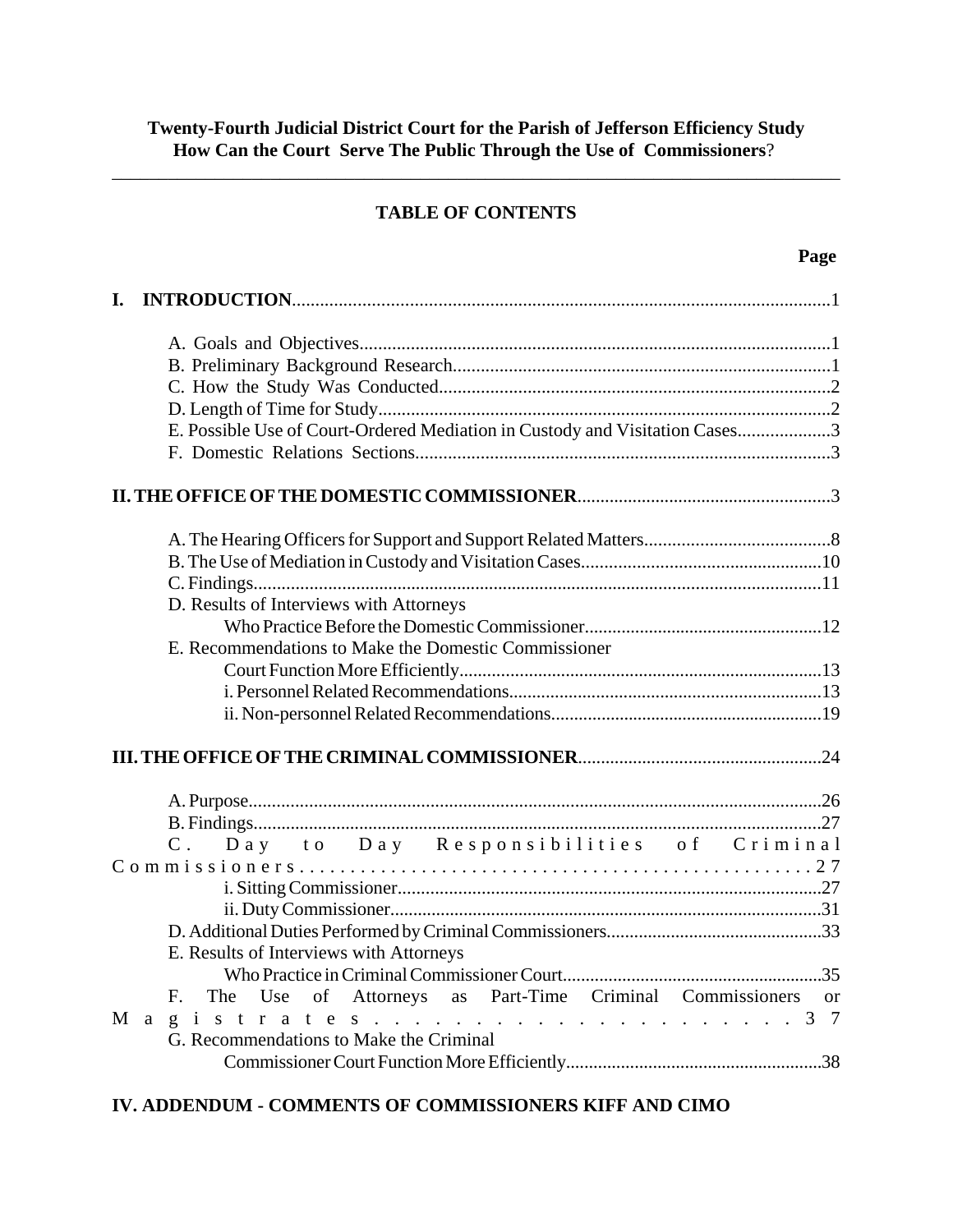**Twenty-Fourth Judicial District Court for the Parish of Jefferson Efficiency Study**
**How Can the Court Serve The Public Through the Use of Commissioners?**

---

## TABLE OF CONTENTS

| | Page |
|---|---|
| **I. INTRODUCTION** | 1 |
| A. Goals and Objectives | 1 |
| B. Preliminary Background Research | 1 |
| C. How the Study Was Conducted | 2 |
| D. Length of Time for Study | 2 |
| E. Possible Use of Court-Ordered Mediation in Custody and Visitation Cases | 3 |
| F. Domestic Relations Sections | 3 |
| **II. THE OFFICE OF THE DOMESTIC COMMISSIONER** | 3 |
| A. The Hearing Officers for Support and Support Related Matters | 8 |
| B. The Use of Mediation in Custody and Visitation Cases | 10 |
| C. Findings | 11 |
| D. Results of Interviews with Attorneys Who Practice Before the Domestic Commissioner | 12 |
| E. Recommendations to Make the Domestic Commissioner Court Function More Efficiently | 13 |
| i. Personnel Related Recommendations | 13 |
| ii. Non-personnel Related Recommendations | 19 |
| **III. THE OFFICE OF THE CRIMINAL COMMISSIONER** | 24 |
| A. Purpose | 26 |
| B. Findings | 27 |
| C. Day to Day Responsibilities of Criminal Commissioners | 27 |
| i. Sitting Commissioner | 27 |
| ii. Duty Commissioner | 31 |
| D. Additional Duties Performed by Criminal Commissioners | 33 |
| E. Results of Interviews with Attorneys Who Practice in Criminal Commissioner Court | 35 |
| F. The Use of Attorneys as Part-Time Criminal Commissioners or Magistrates | 37 |
| G. Recommendations to Make the Criminal Commissioner Court Function More Efficiently | 38 |
| **IV. ADDENDUM - COMMENTS OF COMMISSIONERS KIFF AND CIMO** | |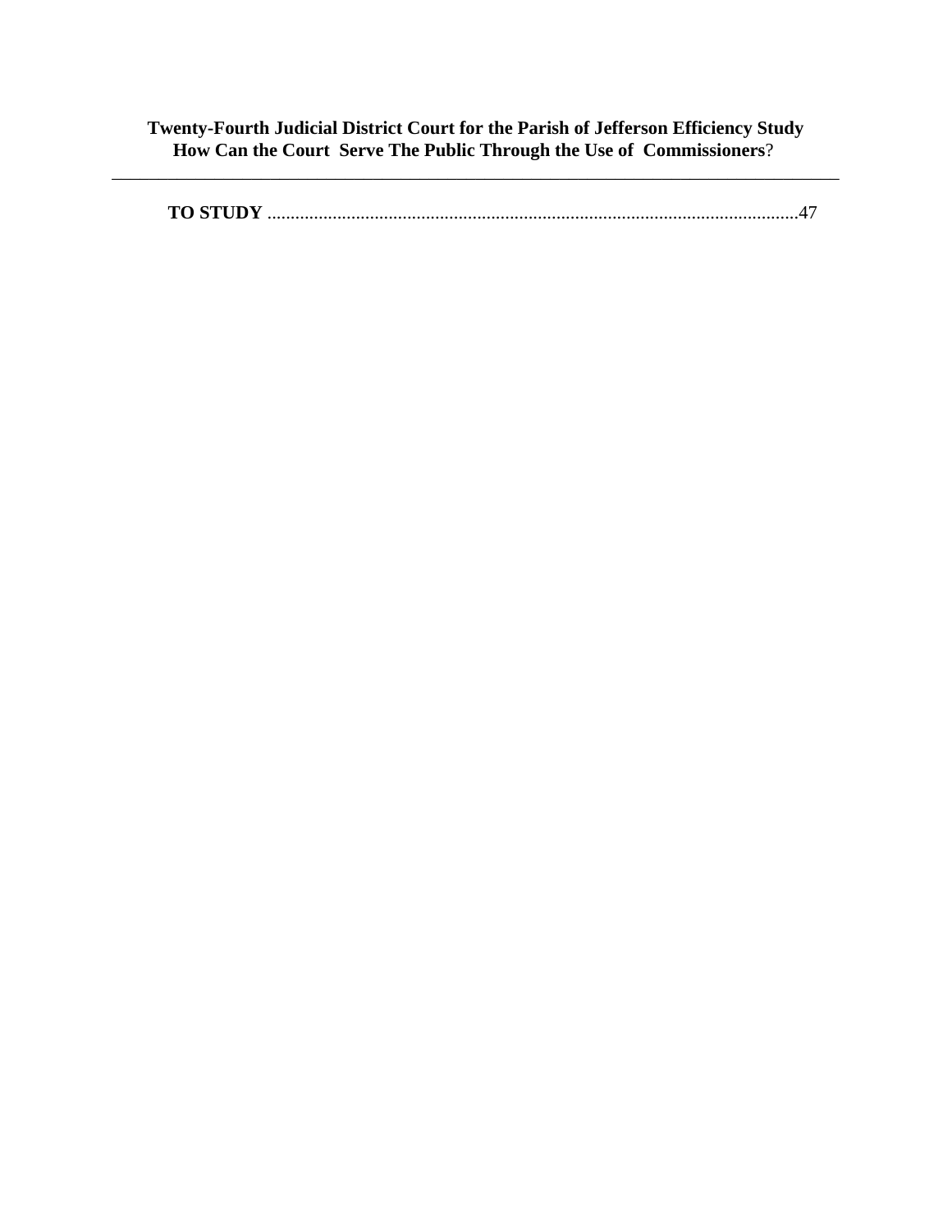**TO STUDY** ..................................................................................................................47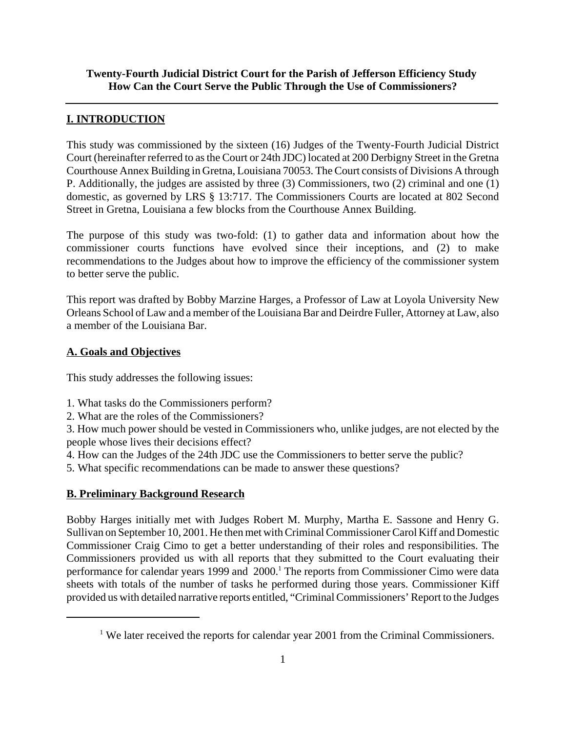**Twenty-Fourth Judicial District Court for the Parish of Jefferson Efficiency Study**
**How Can the Court Serve the Public Through the Use of Commissioners?**

---

## I. INTRODUCTION

This study was commissioned by the sixteen (16) Judges of the Twenty-Fourth Judicial District Court (hereinafter referred to as the Court or 24th JDC) located at 200 Derbigny Street in the Gretna Courthouse Annex Building in Gretna, Louisiana 70053. The Court consists of Divisions A through P. Additionally, the judges are assisted by three (3) Commissioners, two (2) criminal and one (1) domestic, as governed by LRS § 13:717. The Commissioners Courts are located at 802 Second Street in Gretna, Louisiana a few blocks from the Courthouse Annex Building.

The purpose of this study was two-fold: (1) to gather data and information about how the commissioner courts functions have evolved since their inceptions, and (2) to make recommendations to the Judges about how to improve the efficiency of the commissioner system to better serve the public.

This report was drafted by Bobby Marzine Harges, a Professor of Law at Loyola University New Orleans School of Law and a member of the Louisiana Bar and Deirdre Fuller, Attorney at Law, also a member of the Louisiana Bar.

### A. Goals and Objectives

This study addresses the following issues:

1. What tasks do the Commissioners perform?
2. What are the roles of the Commissioners?
3. How much power should be vested in Commissioners who, unlike judges, are not elected by the people whose lives their decisions effect?
4. How can the Judges of the 24th JDC use the Commissioners to better serve the public?
5. What specific recommendations can be made to answer these questions?

### B. Preliminary Background Research

Bobby Harges initially met with Judges Robert M. Murphy, Martha E. Sassone and Henry G. Sullivan on September 10, 2001. He then met with Criminal Commissioner Carol Kiff and Domestic Commissioner Craig Cimo to get a better understanding of their roles and responsibilities. The Commissioners provided us with all reports that they submitted to the Court evaluating their performance for calendar years 1999 and 2000.[1] The reports from Commissioner Cimo were data sheets with totals of the number of tasks he performed during those years. Commissioner Kiff provided us with detailed narrative reports entitled, "Criminal Commissioners' Report to the Judges

---

[1] We later received the reports for calendar year 2001 from the Criminal Commissioners.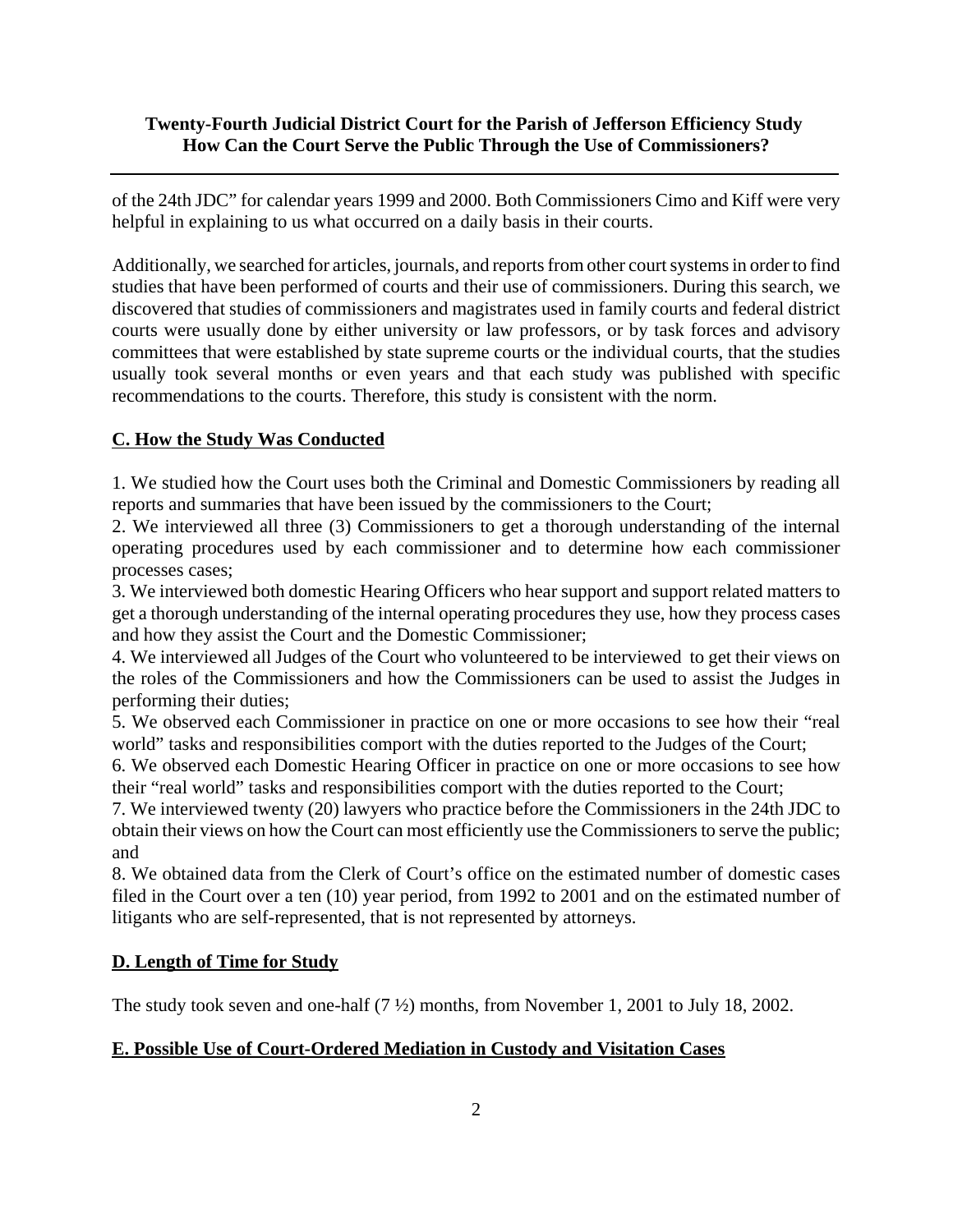of the 24th JDC" for calendar years 1999 and 2000. Both Commissioners Cimo and Kiff were very helpful in explaining to us what occurred on a daily basis in their courts.

Additionally, we searched for articles, journals, and reports from other court systems in order to find studies that have been performed of courts and their use of commissioners. During this search, we discovered that studies of commissioners and magistrates used in family courts and federal district courts were usually done by either university or law professors, or by task forces and advisory committees that were established by state supreme courts or the individual courts, that the studies usually took several months or even years and that each study was published with specific recommendations to the courts. Therefore, this study is consistent with the norm.

## C. How the Study Was Conducted

1. We studied how the Court uses both the Criminal and Domestic Commissioners by reading all reports and summaries that have been issued by the commissioners to the Court;
2. We interviewed all three (3) Commissioners to get a thorough understanding of the internal operating procedures used by each commissioner and to determine how each commissioner processes cases;
3. We interviewed both domestic Hearing Officers who hear support and support related matters to get a thorough understanding of the internal operating procedures they use, how they process cases and how they assist the Court and the Domestic Commissioner;
4. We interviewed all Judges of the Court who volunteered to be interviewed to get their views on the roles of the Commissioners and how the Commissioners can be used to assist the Judges in performing their duties;
5. We observed each Commissioner in practice on one or more occasions to see how their "real world" tasks and responsibilities comport with the duties reported to the Judges of the Court;
6. We observed each Domestic Hearing Officer in practice on one or more occasions to see how their "real world" tasks and responsibilities comport with the duties reported to the Court;
7. We interviewed twenty (20) lawyers who practice before the Commissioners in the 24th JDC to obtain their views on how the Court can most efficiently use the Commissioners to serve the public; and
8. We obtained data from the Clerk of Court's office on the estimated number of domestic cases filed in the Court over a ten (10) year period, from 1992 to 2001 and on the estimated number of litigants who are self-represented, that is not represented by attorneys.

## D. Length of Time for Study

The study took seven and one-half (7 ½) months, from November 1, 2001 to July 18, 2002.

## E. Possible Use of Court-Ordered Mediation in Custody and Visitation Cases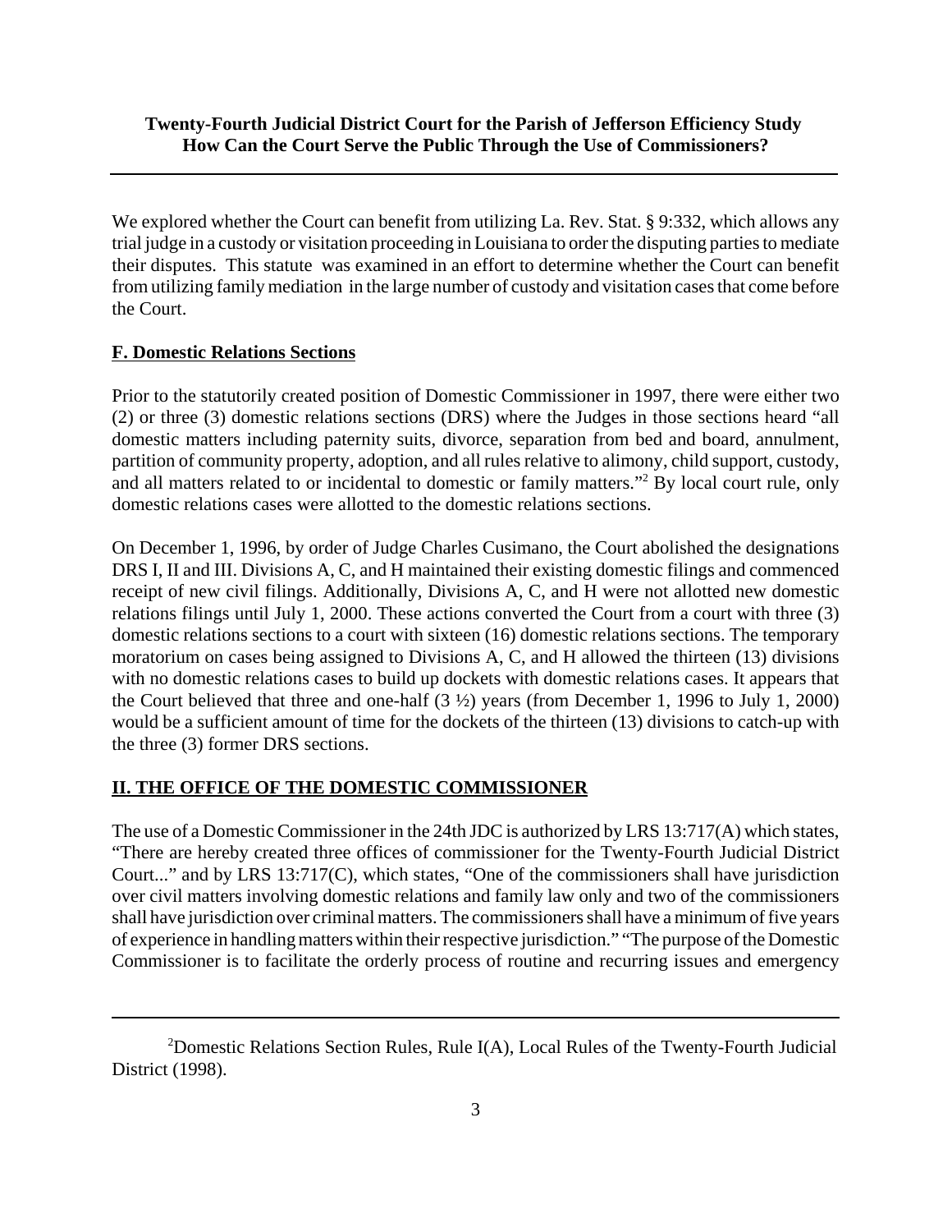We explored whether the Court can benefit from utilizing La. Rev. Stat. § 9:332, which allows any trial judge in a custody or visitation proceeding in Louisiana to order the disputing parties to mediate their disputes. This statute was examined in an effort to determine whether the Court can benefit from utilizing family mediation in the large number of custody and visitation cases that come before the Court.

## F. Domestic Relations Sections

Prior to the statutorily created position of Domestic Commissioner in 1997, there were either two (2) or three (3) domestic relations sections (DRS) where the Judges in those sections heard "all domestic matters including paternity suits, divorce, separation from bed and board, annulment, partition of community property, adoption, and all rules relative to alimony, child support, custody, and all matters related to or incidental to domestic or family matters."[2] By local court rule, only domestic relations cases were allotted to the domestic relations sections.

On December 1, 1996, by order of Judge Charles Cusimano, the Court abolished the designations DRS I, II and III. Divisions A, C, and H maintained their existing domestic filings and commenced receipt of new civil filings. Additionally, Divisions A, C, and H were not allotted new domestic relations filings until July 1, 2000. These actions converted the Court from a court with three (3) domestic relations sections to a court with sixteen (16) domestic relations sections. The temporary moratorium on cases being assigned to Divisions A, C, and H allowed the thirteen (13) divisions with no domestic relations cases to build up dockets with domestic relations cases. It appears that the Court believed that three and one-half (3 ½) years (from December 1, 1996 to July 1, 2000) would be a sufficient amount of time for the dockets of the thirteen (13) divisions to catch-up with the three (3) former DRS sections.

# II. THE OFFICE OF THE DOMESTIC COMMISSIONER

The use of a Domestic Commissioner in the 24th JDC is authorized by LRS 13:717(A) which states, "There are hereby created three offices of commissioner for the Twenty-Fourth Judicial District Court..." and by LRS 13:717(C), which states, "One of the commissioners shall have jurisdiction over civil matters involving domestic relations and family law only and two of the commissioners shall have jurisdiction over criminal matters. The commissioners shall have a minimum of five years of experience in handling matters within their respective jurisdiction." "The purpose of the Domestic Commissioner is to facilitate the orderly process of routine and recurring issues and emergency

---

[2] Domestic Relations Section Rules, Rule I(A), Local Rules of the Twenty-Fourth Judicial District (1998).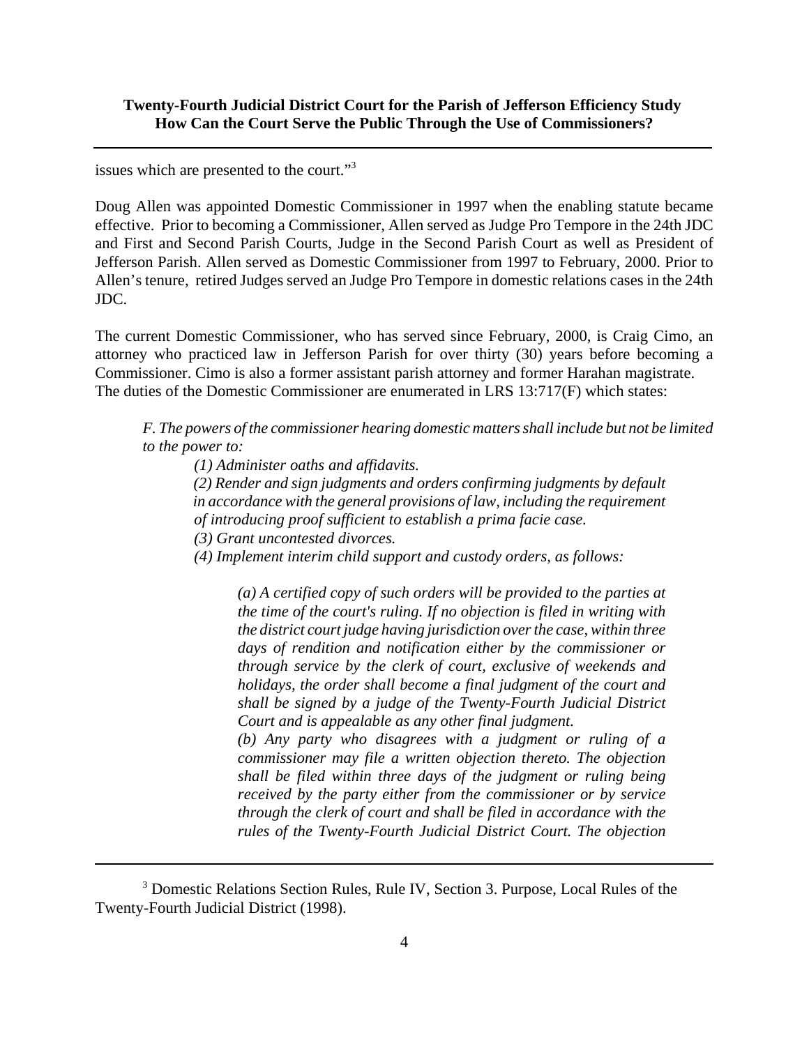issues which are presented to the court."[3]

Doug Allen was appointed Domestic Commissioner in 1997 when the enabling statute became effective. Prior to becoming a Commissioner, Allen served as Judge Pro Tempore in the 24th JDC and First and Second Parish Courts, Judge in the Second Parish Court as well as President of Jefferson Parish. Allen served as Domestic Commissioner from 1997 to February, 2000. Prior to Allen's tenure, retired Judges served an Judge Pro Tempore in domestic relations cases in the 24th JDC.

The current Domestic Commissioner, who has served since February, 2000, is Craig Cimo, an attorney who practiced law in Jefferson Parish for over thirty (30) years before becoming a Commissioner. Cimo is also a former assistant parish attorney and former Harahan magistrate. The duties of the Domestic Commissioner are enumerated in LRS 13:717(F) which states:

> *F. The powers of the commissioner hearing domestic matters shall include but not be limited to the power to:*
>
> > *(1) Administer oaths and affidavits.*
> >
> > *(2) Render and sign judgments and orders confirming judgments by default in accordance with the general provisions of law, including the requirement of introducing proof sufficient to establish a prima facie case.*
> >
> > *(3) Grant uncontested divorces.*
> >
> > *(4) Implement interim child support and custody orders, as follows:*
> >
> > > *(a) A certified copy of such orders will be provided to the parties at the time of the court's ruling. If no objection is filed in writing with the district court judge having jurisdiction over the case, within three days of rendition and notification either by the commissioner or through service by the clerk of court, exclusive of weekends and holidays, the order shall become a final judgment of the court and shall be signed by a judge of the Twenty-Fourth Judicial District Court and is appealable as any other final judgment.*
> > >
> > > *(b) Any party who disagrees with a judgment or ruling of a commissioner may file a written objection thereto. The objection shall be filed within three days of the judgment or ruling being received by the party either from the commissioner or by service through the clerk of court and shall be filed in accordance with the rules of the Twenty-Fourth Judicial District Court. The objection*

---

[3] Domestic Relations Section Rules, Rule IV, Section 3. Purpose, Local Rules of the Twenty-Fourth Judicial District (1998).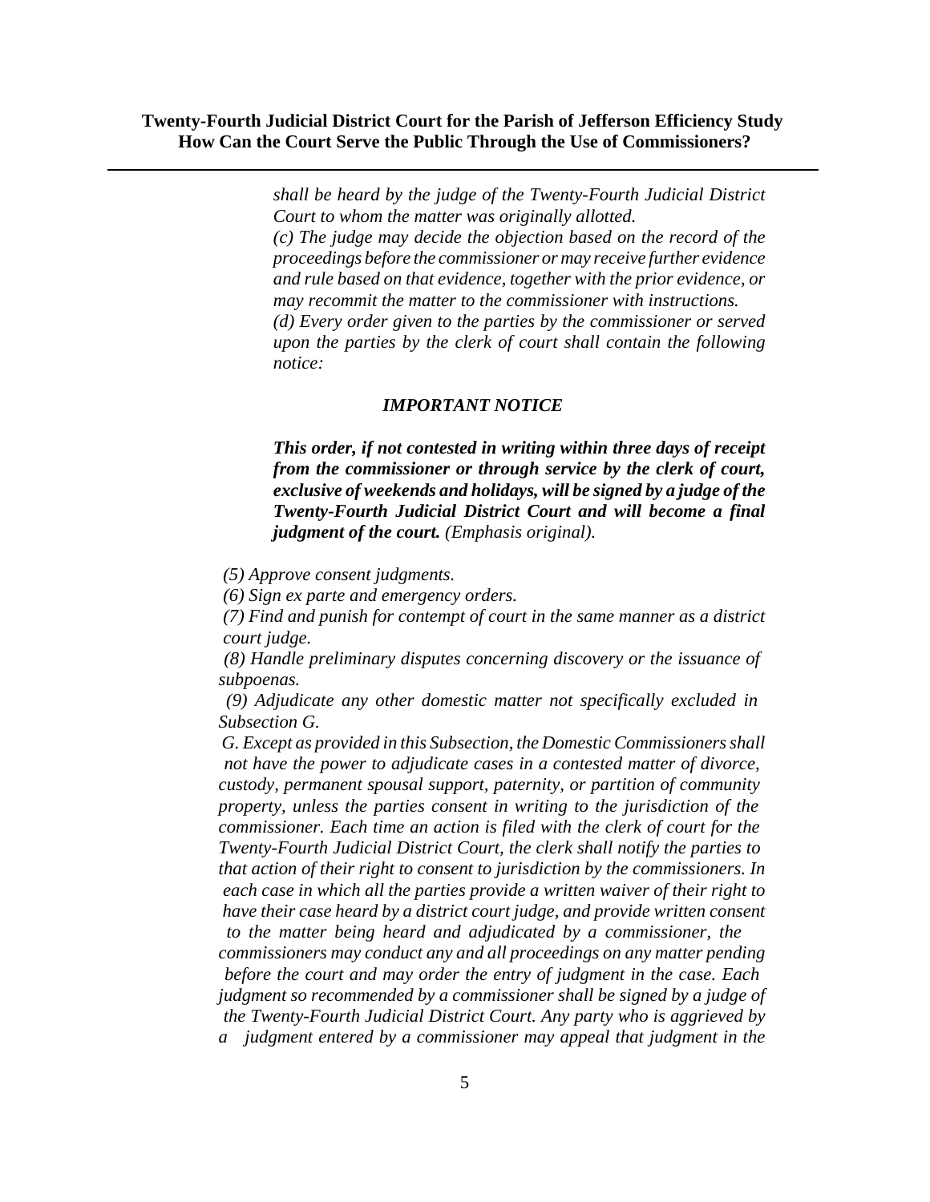*shall be heard by the judge of the Twenty-Fourth Judicial District Court to whom the matter was originally allotted.*

*(c) The judge may decide the objection based on the record of the proceedings before the commissioner or may receive further evidence and rule based on that evidence, together with the prior evidence, or may recommit the matter to the commissioner with instructions.*

*(d) Every order given to the parties by the commissioner or served upon the parties by the clerk of court shall contain the following notice:*

***IMPORTANT NOTICE***

***This order, if not contested in writing within three days of receipt from the commissioner or through service by the clerk of court, exclusive of weekends and holidays, will be signed by a judge of the Twenty-Fourth Judicial District Court and will become a final judgment of the court.*** *(Emphasis original).*

*(5) Approve consent judgments.*

*(6) Sign ex parte and emergency orders.*

*(7) Find and punish for contempt of court in the same manner as a district court judge.*

*(8) Handle preliminary disputes concerning discovery or the issuance of subpoenas.*

*(9) Adjudicate any other domestic matter not specifically excluded in Subsection G.*

*G. Except as provided in this Subsection, the Domestic Commissioners shall not have the power to adjudicate cases in a contested matter of divorce, custody, permanent spousal support, paternity, or partition of community property, unless the parties consent in writing to the jurisdiction of the commissioner. Each time an action is filed with the clerk of court for the Twenty-Fourth Judicial District Court, the clerk shall notify the parties to that action of their right to consent to jurisdiction by the commissioners. In each case in which all the parties provide a written waiver of their right to have their case heard by a district court judge, and provide written consent to the matter being heard and adjudicated by a commissioner, the commissioners may conduct any and all proceedings on any matter pending before the court and may order the entry of judgment in the case. Each judgment so recommended by a commissioner shall be signed by a judge of the Twenty-Fourth Judicial District Court. Any party who is aggrieved by a judgment entered by a commissioner may appeal that judgment in the*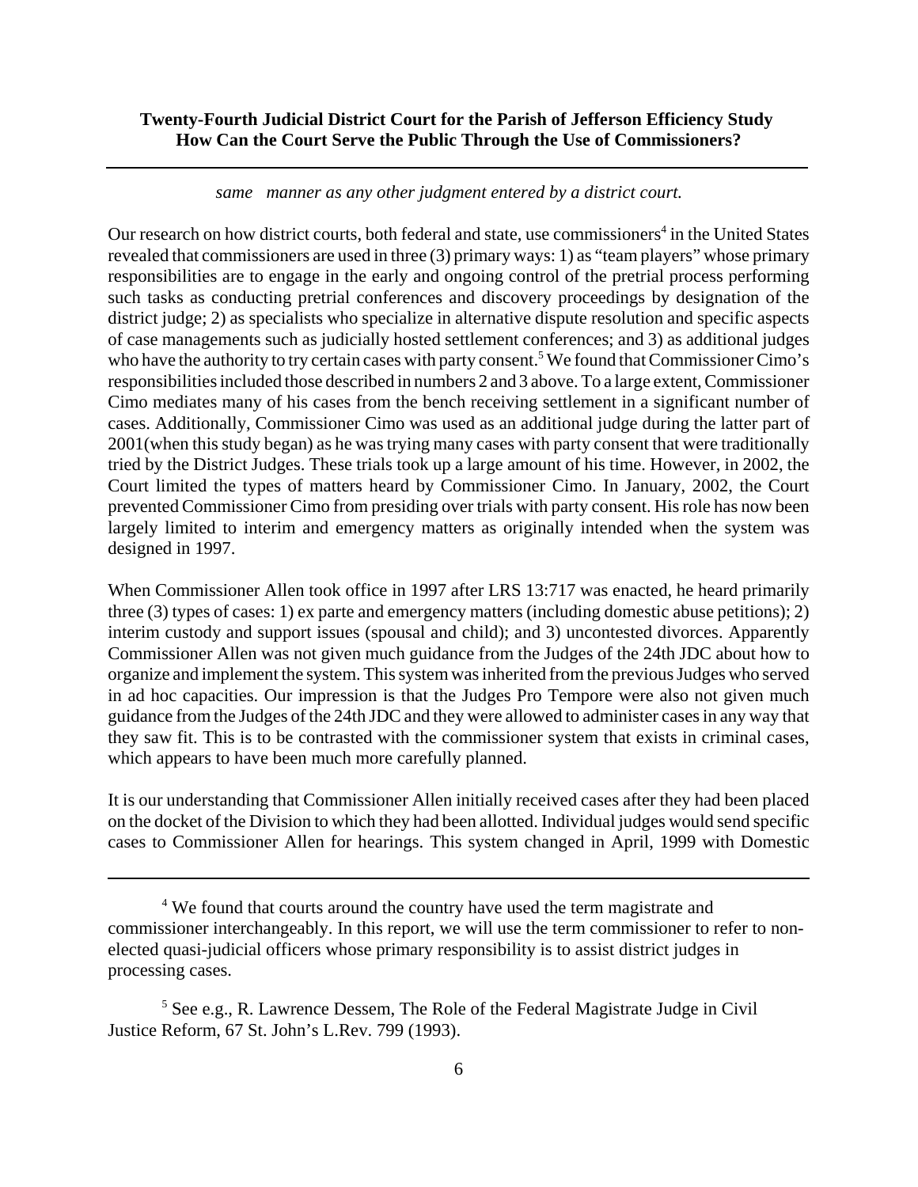*same manner as any other judgment entered by a district court.*

Our research on how district courts, both federal and state, use commissioners[4] in the United States revealed that commissioners are used in three (3) primary ways: 1) as "team players" whose primary responsibilities are to engage in the early and ongoing control of the pretrial process performing such tasks as conducting pretrial conferences and discovery proceedings by designation of the district judge; 2) as specialists who specialize in alternative dispute resolution and specific aspects of case managements such as judicially hosted settlement conferences; and 3) as additional judges who have the authority to try certain cases with party consent.[5] We found that Commissioner Cimo's responsibilities included those described in numbers 2 and 3 above. To a large extent, Commissioner Cimo mediates many of his cases from the bench receiving settlement in a significant number of cases. Additionally, Commissioner Cimo was used as an additional judge during the latter part of 2001(when this study began) as he was trying many cases with party consent that were traditionally tried by the District Judges. These trials took up a large amount of his time. However, in 2002, the Court limited the types of matters heard by Commissioner Cimo. In January, 2002, the Court prevented Commissioner Cimo from presiding over trials with party consent. His role has now been largely limited to interim and emergency matters as originally intended when the system was designed in 1997.

When Commissioner Allen took office in 1997 after LRS 13:717 was enacted, he heard primarily three (3) types of cases: 1) ex parte and emergency matters (including domestic abuse petitions); 2) interim custody and support issues (spousal and child); and 3) uncontested divorces. Apparently Commissioner Allen was not given much guidance from the Judges of the 24th JDC about how to organize and implement the system. This system was inherited from the previous Judges who served in ad hoc capacities. Our impression is that the Judges Pro Tempore were also not given much guidance from the Judges of the 24th JDC and they were allowed to administer cases in any way that they saw fit. This is to be contrasted with the commissioner system that exists in criminal cases, which appears to have been much more carefully planned.

It is our understanding that Commissioner Allen initially received cases after they had been placed on the docket of the Division to which they had been allotted. Individual judges would send specific cases to Commissioner Allen for hearings. This system changed in April, 1999 with Domestic

---

[4] We found that courts around the country have used the term magistrate and commissioner interchangeably. In this report, we will use the term commissioner to refer to non-elected quasi-judicial officers whose primary responsibility is to assist district judges in processing cases.

[5] See e.g., R. Lawrence Dessem, The Role of the Federal Magistrate Judge in Civil Justice Reform, 67 St. John's L.Rev. 799 (1993).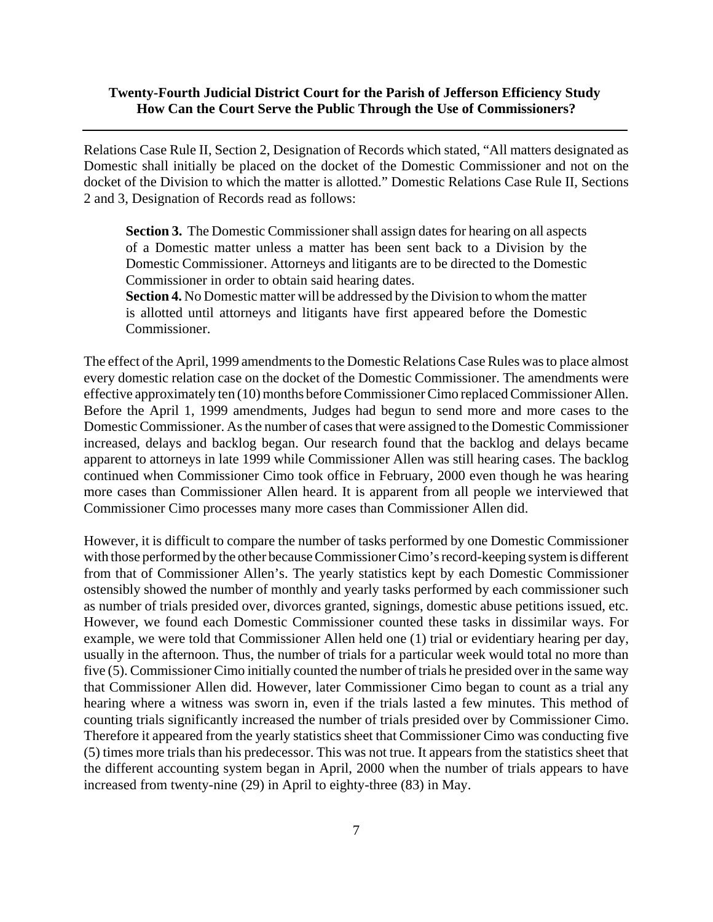Relations Case Rule II, Section 2, Designation of Records which stated, “All matters designated as Domestic shall initially be placed on the docket of the Domestic Commissioner and not on the docket of the Division to which the matter is allotted.” Domestic Relations Case Rule II, Sections 2 and 3, Designation of Records read as follows:

> **Section 3.** The Domestic Commissioner shall assign dates for hearing on all aspects of a Domestic matter unless a matter has been sent back to a Division by the Domestic Commissioner. Attorneys and litigants are to be directed to the Domestic Commissioner in order to obtain said hearing dates.
>
> **Section 4.** No Domestic matter will be addressed by the Division to whom the matter is allotted until attorneys and litigants have first appeared before the Domestic Commissioner.

The effect of the April, 1999 amendments to the Domestic Relations Case Rules was to place almost every domestic relation case on the docket of the Domestic Commissioner. The amendments were effective approximately ten (10) months before Commissioner Cimo replaced Commissioner Allen. Before the April 1, 1999 amendments, Judges had begun to send more and more cases to the Domestic Commissioner. As the number of cases that were assigned to the Domestic Commissioner increased, delays and backlog began. Our research found that the backlog and delays became apparent to attorneys in late 1999 while Commissioner Allen was still hearing cases. The backlog continued when Commissioner Cimo took office in February, 2000 even though he was hearing more cases than Commissioner Allen heard. It is apparent from all people we interviewed that Commissioner Cimo processes many more cases than Commissioner Allen did.

However, it is difficult to compare the number of tasks performed by one Domestic Commissioner with those performed by the other because Commissioner Cimo’s record-keeping system is different from that of Commissioner Allen’s. The yearly statistics kept by each Domestic Commissioner ostensibly showed the number of monthly and yearly tasks performed by each commissioner such as number of trials presided over, divorces granted, signings, domestic abuse petitions issued, etc. However, we found each Domestic Commissioner counted these tasks in dissimilar ways. For example, we were told that Commissioner Allen held one (1) trial or evidentiary hearing per day, usually in the afternoon. Thus, the number of trials for a particular week would total no more than five (5). Commissioner Cimo initially counted the number of trials he presided over in the same way that Commissioner Allen did. However, later Commissioner Cimo began to count as a trial any hearing where a witness was sworn in, even if the trials lasted a few minutes. This method of counting trials significantly increased the number of trials presided over by Commissioner Cimo. Therefore it appeared from the yearly statistics sheet that Commissioner Cimo was conducting five (5) times more trials than his predecessor. This was not true. It appears from the statistics sheet that the different accounting system began in April, 2000 when the number of trials appears to have increased from twenty-nine (29) in April to eighty-three (83) in May.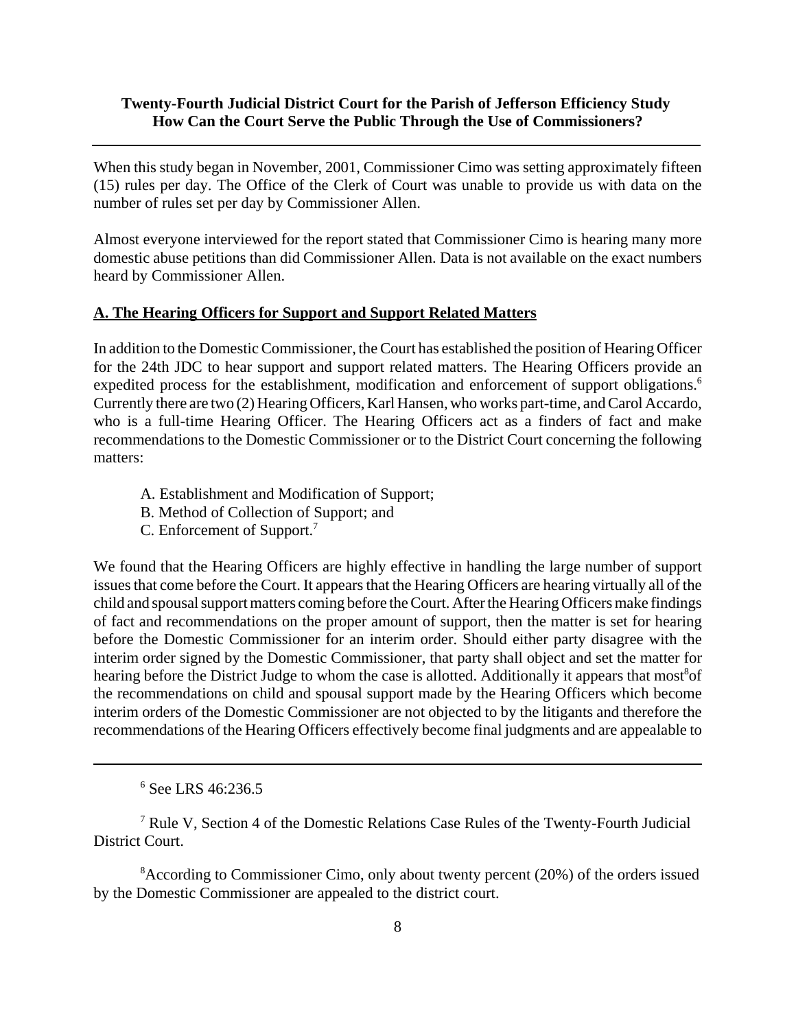When this study began in November, 2001, Commissioner Cimo was setting approximately fifteen (15) rules per day. The Office of the Clerk of Court was unable to provide us with data on the number of rules set per day by Commissioner Allen.

Almost everyone interviewed for the report stated that Commissioner Cimo is hearing many more domestic abuse petitions than did Commissioner Allen. Data is not available on the exact numbers heard by Commissioner Allen.

**A. The Hearing Officers for Support and Support Related Matters**

In addition to the Domestic Commissioner, the Court has established the position of Hearing Officer for the 24th JDC to hear support and support related matters. The Hearing Officers provide an expedited process for the establishment, modification and enforcement of support obligations.[6] Currently there are two (2) Hearing Officers, Karl Hansen, who works part-time, and Carol Accardo, who is a full-time Hearing Officer. The Hearing Officers act as a finders of fact and make recommendations to the Domestic Commissioner or to the District Court concerning the following matters:

A. Establishment and Modification of Support;
B. Method of Collection of Support; and
C. Enforcement of Support.[7]

We found that the Hearing Officers are highly effective in handling the large number of support issues that come before the Court. It appears that the Hearing Officers are hearing virtually all of the child and spousal support matters coming before the Court. After the Hearing Officers make findings of fact and recommendations on the proper amount of support, then the matter is set for hearing before the Domestic Commissioner for an interim order. Should either party disagree with the interim order signed by the Domestic Commissioner, that party shall object and set the matter for hearing before the District Judge to whom the case is allotted. Additionally it appears that most[8] of the recommendations on child and spousal support made by the Hearing Officers which become interim orders of the Domestic Commissioner are not objected to by the litigants and therefore the recommendations of the Hearing Officers effectively become final judgments and are appealable to

---

[6] See LRS 46:236.5

[7] Rule V, Section 4 of the Domestic Relations Case Rules of the Twenty-Fourth Judicial District Court.

[8] According to Commissioner Cimo, only about twenty percent (20%) of the orders issued by the Domestic Commissioner are appealed to the district court.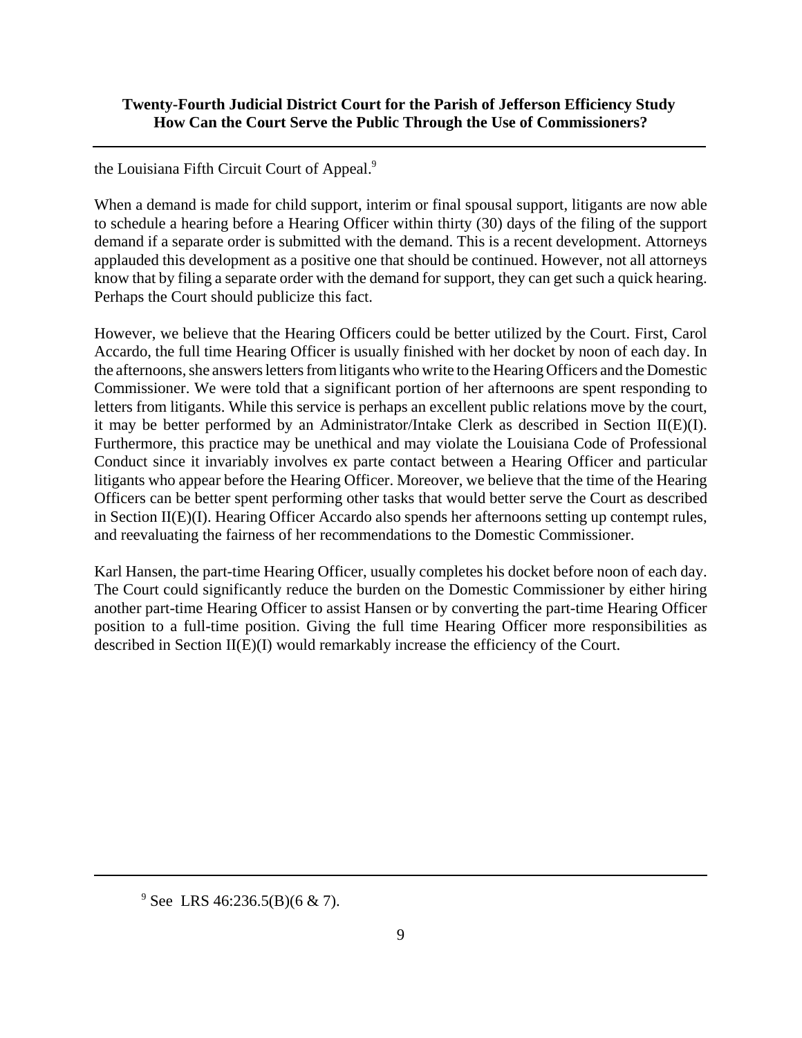the Louisiana Fifth Circuit Court of Appeal.[9]

When a demand is made for child support, interim or final spousal support, litigants are now able to schedule a hearing before a Hearing Officer within thirty (30) days of the filing of the support demand if a separate order is submitted with the demand. This is a recent development. Attorneys applauded this development as a positive one that should be continued. However, not all attorneys know that by filing a separate order with the demand for support, they can get such a quick hearing. Perhaps the Court should publicize this fact.

However, we believe that the Hearing Officers could be better utilized by the Court. First, Carol Accardo, the full time Hearing Officer is usually finished with her docket by noon of each day. In the afternoons, she answers letters from litigants who write to the Hearing Officers and the Domestic Commissioner. We were told that a significant portion of her afternoons are spent responding to letters from litigants. While this service is perhaps an excellent public relations move by the court, it may be better performed by an Administrator/Intake Clerk as described in Section II(E)(I). Furthermore, this practice may be unethical and may violate the Louisiana Code of Professional Conduct since it invariably involves ex parte contact between a Hearing Officer and particular litigants who appear before the Hearing Officer. Moreover, we believe that the time of the Hearing Officers can be better spent performing other tasks that would better serve the Court as described in Section II(E)(I). Hearing Officer Accardo also spends her afternoons setting up contempt rules, and reevaluating the fairness of her recommendations to the Domestic Commissioner.

Karl Hansen, the part-time Hearing Officer, usually completes his docket before noon of each day. The Court could significantly reduce the burden on the Domestic Commissioner by either hiring another part-time Hearing Officer to assist Hansen or by converting the part-time Hearing Officer position to a full-time position. Giving the full time Hearing Officer more responsibilities as described in Section II(E)(I) would remarkably increase the efficiency of the Court.

[9] See LRS 46:236.5(B)(6 & 7).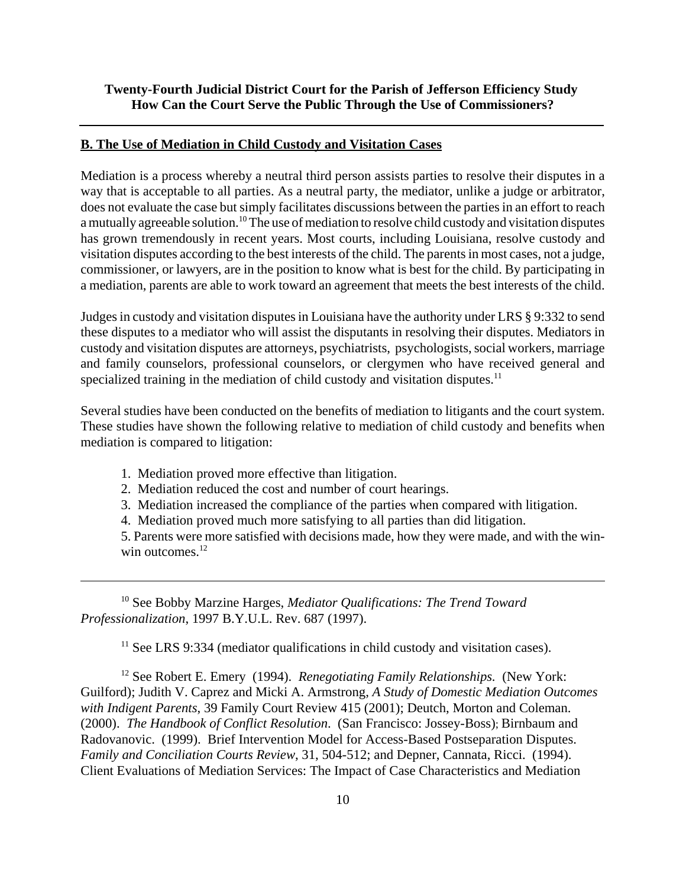**B. The Use of Mediation in Child Custody and Visitation Cases**

Mediation is a process whereby a neutral third person assists parties to resolve their disputes in a way that is acceptable to all parties. As a neutral party, the mediator, unlike a judge or arbitrator, does not evaluate the case but simply facilitates discussions between the parties in an effort to reach a mutually agreeable solution.[10] The use of mediation to resolve child custody and visitation disputes has grown tremendously in recent years. Most courts, including Louisiana, resolve custody and visitation disputes according to the best interests of the child. The parents in most cases, not a judge, commissioner, or lawyers, are in the position to know what is best for the child. By participating in a mediation, parents are able to work toward an agreement that meets the best interests of the child.

Judges in custody and visitation disputes in Louisiana have the authority under LRS § 9:332 to send these disputes to a mediator who will assist the disputants in resolving their disputes. Mediators in custody and visitation disputes are attorneys, psychiatrists, psychologists, social workers, marriage and family counselors, professional counselors, or clergymen who have received general and specialized training in the mediation of child custody and visitation disputes.[11]

Several studies have been conducted on the benefits of mediation to litigants and the court system. These studies have shown the following relative to mediation of child custody and benefits when mediation is compared to litigation:

1. Mediation proved more effective than litigation.
2. Mediation reduced the cost and number of court hearings.
3. Mediation increased the compliance of the parties when compared with litigation.
4. Mediation proved much more satisfying to all parties than did litigation.
5. Parents were more satisfied with decisions made, how they were made, and with the win-win outcomes.[12]

---

[10] See Bobby Marzine Harges, *Mediator Qualifications: The Trend Toward Professionalization*, 1997 B.Y.U.L. Rev. 687 (1997).

[11] See LRS 9:334 (mediator qualifications in child custody and visitation cases).

[12] See Robert E. Emery (1994). *Renegotiating Family Relationships.* (New York: Guilford); Judith V. Caprez and Micki A. Armstrong, *A Study of Domestic Mediation Outcomes with Indigent Parents*, 39 Family Court Review 415 (2001); Deutch, Morton and Coleman. (2000). *The Handbook of Conflict Resolution*. (San Francisco: Jossey-Boss); Birnbaum and Radovanovic. (1999). Brief Intervention Model for Access-Based Postseparation Disputes. *Family and Conciliation Courts Review*, 31, 504-512; and Depner, Cannata, Ricci. (1994). Client Evaluations of Mediation Services: The Impact of Case Characteristics and Mediation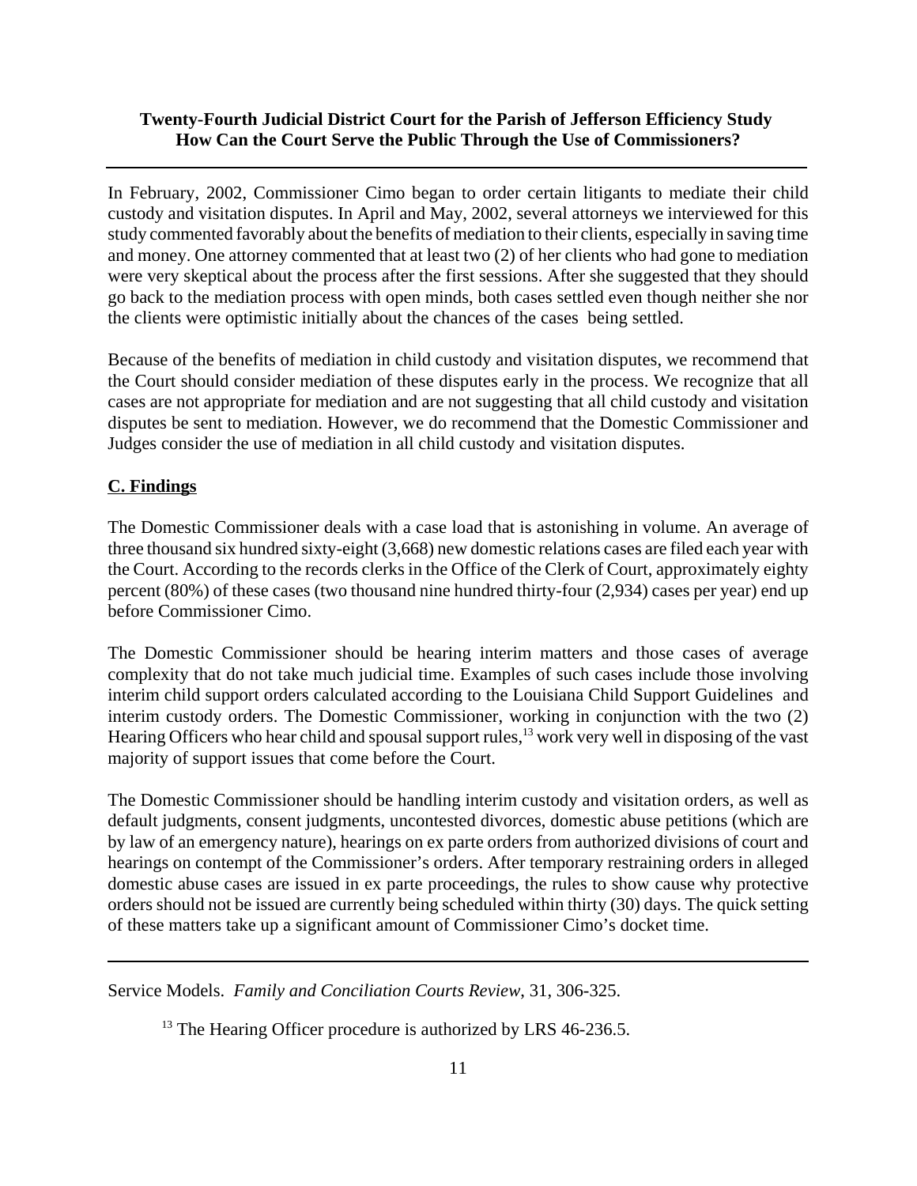In February, 2002, Commissioner Cimo began to order certain litigants to mediate their child custody and visitation disputes. In April and May, 2002, several attorneys we interviewed for this study commented favorably about the benefits of mediation to their clients, especially in saving time and money. One attorney commented that at least two (2) of her clients who had gone to mediation were very skeptical about the process after the first sessions. After she suggested that they should go back to the mediation process with open minds, both cases settled even though neither she nor the clients were optimistic initially about the chances of the cases being settled.

Because of the benefits of mediation in child custody and visitation disputes, we recommend that the Court should consider mediation of these disputes early in the process. We recognize that all cases are not appropriate for mediation and are not suggesting that all child custody and visitation disputes be sent to mediation. However, we do recommend that the Domestic Commissioner and Judges consider the use of mediation in all child custody and visitation disputes.

## C. Findings

The Domestic Commissioner deals with a case load that is astonishing in volume. An average of three thousand six hundred sixty-eight (3,668) new domestic relations cases are filed each year with the Court. According to the records clerks in the Office of the Clerk of Court, approximately eighty percent (80%) of these cases (two thousand nine hundred thirty-four (2,934) cases per year) end up before Commissioner Cimo.

The Domestic Commissioner should be hearing interim matters and those cases of average complexity that do not take much judicial time. Examples of such cases include those involving interim child support orders calculated according to the Louisiana Child Support Guidelines and interim custody orders. The Domestic Commissioner, working in conjunction with the two (2) Hearing Officers who hear child and spousal support rules,[13] work very well in disposing of the vast majority of support issues that come before the Court.

The Domestic Commissioner should be handling interim custody and visitation orders, as well as default judgments, consent judgments, uncontested divorces, domestic abuse petitions (which are by law of an emergency nature), hearings on ex parte orders from authorized divisions of court and hearings on contempt of the Commissioner's orders. After temporary restraining orders in alleged domestic abuse cases are issued in ex parte proceedings, the rules to show cause why protective orders should not be issued are currently being scheduled within thirty (30) days. The quick setting of these matters take up a significant amount of Commissioner Cimo's docket time.

---

Service Models. *Family and Conciliation Courts Review*, 31, 306-325.

[13] The Hearing Officer procedure is authorized by LRS 46-236.5.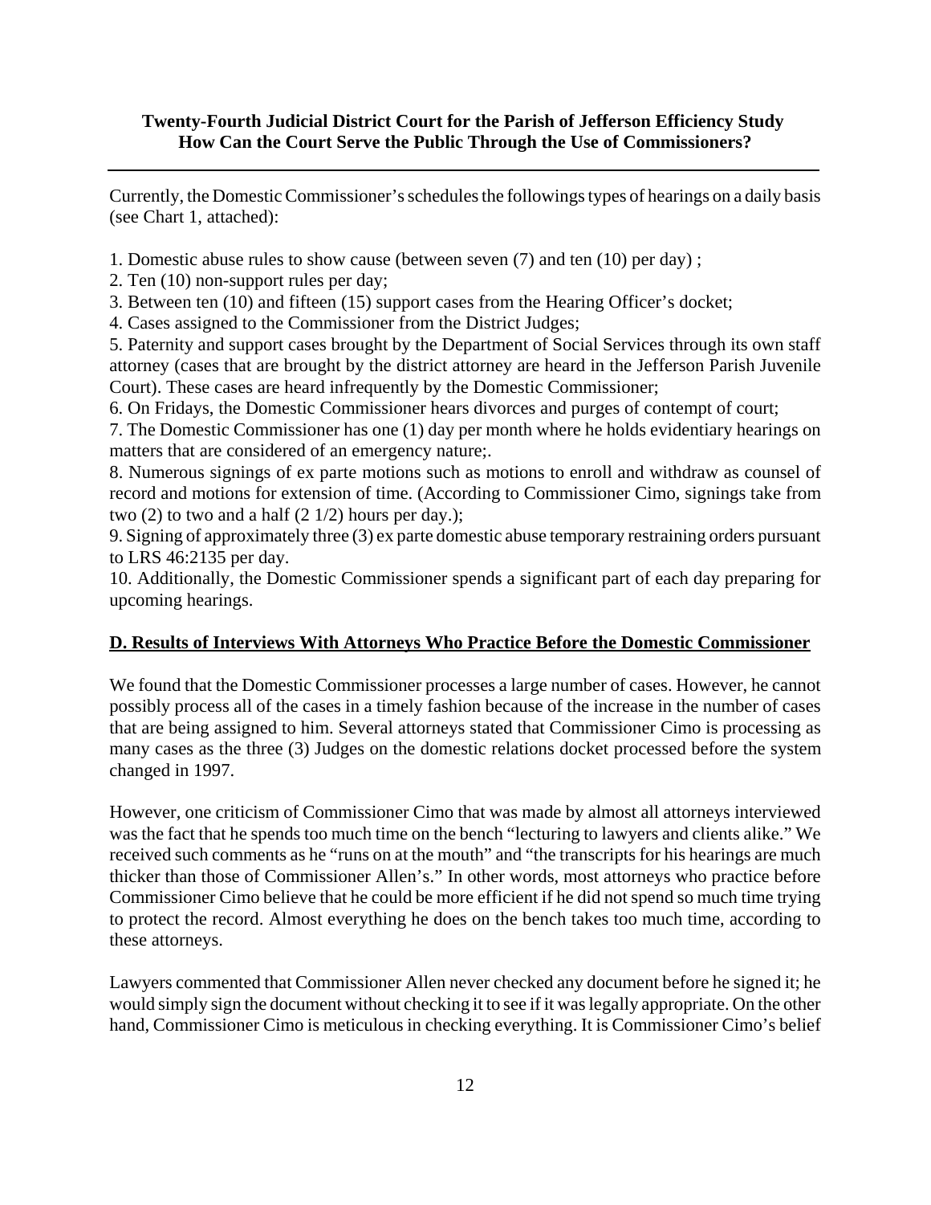Currently, the Domestic Commissioner's schedules the followings types of hearings on a daily basis (see Chart 1, attached):

1. Domestic abuse rules to show cause (between seven (7) and ten (10) per day) ;
2. Ten (10) non-support rules per day;
3. Between ten (10) and fifteen (15) support cases from the Hearing Officer's docket;
4. Cases assigned to the Commissioner from the District Judges;
5. Paternity and support cases brought by the Department of Social Services through its own staff attorney (cases that are brought by the district attorney are heard in the Jefferson Parish Juvenile Court). These cases are heard infrequently by the Domestic Commissioner;
6. On Fridays, the Domestic Commissioner hears divorces and purges of contempt of court;
7. The Domestic Commissioner has one (1) day per month where he holds evidentiary hearings on matters that are considered of an emergency nature;.
8. Numerous signings of ex parte motions such as motions to enroll and withdraw as counsel of record and motions for extension of time. (According to Commissioner Cimo, signings take from two (2) to two and a half (2 1/2) hours per day.);
9. Signing of approximately three (3) ex parte domestic abuse temporary restraining orders pursuant to LRS 46:2135 per day.
10. Additionally, the Domestic Commissioner spends a significant part of each day preparing for upcoming hearings.

## D. Results of Interviews With Attorneys Who Practice Before the Domestic Commissioner

We found that the Domestic Commissioner processes a large number of cases. However, he cannot possibly process all of the cases in a timely fashion because of the increase in the number of cases that are being assigned to him. Several attorneys stated that Commissioner Cimo is processing as many cases as the three (3) Judges on the domestic relations docket processed before the system changed in 1997.

However, one criticism of Commissioner Cimo that was made by almost all attorneys interviewed was the fact that he spends too much time on the bench "lecturing to lawyers and clients alike." We received such comments as he "runs on at the mouth" and "the transcripts for his hearings are much thicker than those of Commissioner Allen's." In other words, most attorneys who practice before Commissioner Cimo believe that he could be more efficient if he did not spend so much time trying to protect the record. Almost everything he does on the bench takes too much time, according to these attorneys.

Lawyers commented that Commissioner Allen never checked any document before he signed it; he would simply sign the document without checking it to see if it was legally appropriate. On the other hand, Commissioner Cimo is meticulous in checking everything. It is Commissioner Cimo's belief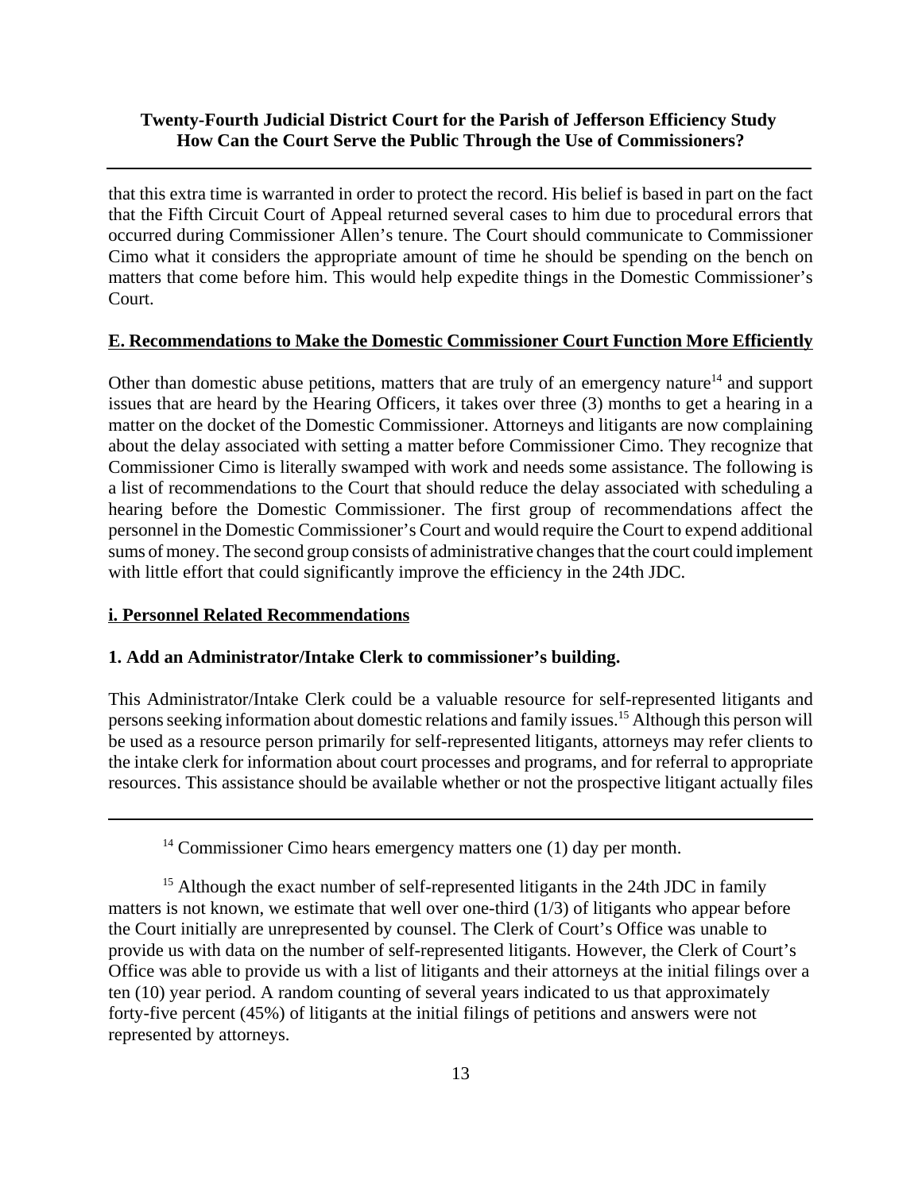that this extra time is warranted in order to protect the record. His belief is based in part on the fact that the Fifth Circuit Court of Appeal returned several cases to him due to procedural errors that occurred during Commissioner Allen's tenure. The Court should communicate to Commissioner Cimo what it considers the appropriate amount of time he should be spending on the bench on matters that come before him. This would help expedite things in the Domestic Commissioner's Court.

## E. Recommendations to Make the Domestic Commissioner Court Function More Efficiently

Other than domestic abuse petitions, matters that are truly of an emergency nature[14] and support issues that are heard by the Hearing Officers, it takes over three (3) months to get a hearing in a matter on the docket of the Domestic Commissioner. Attorneys and litigants are now complaining about the delay associated with setting a matter before Commissioner Cimo. They recognize that Commissioner Cimo is literally swamped with work and needs some assistance. The following is a list of recommendations to the Court that should reduce the delay associated with scheduling a hearing before the Domestic Commissioner. The first group of recommendations affect the personnel in the Domestic Commissioner's Court and would require the Court to expend additional sums of money. The second group consists of administrative changes that the court could implement with little effort that could significantly improve the efficiency in the 24th JDC.

### i. Personnel Related Recommendations

#### 1. Add an Administrator/Intake Clerk to commissioner's building.

This Administrator/Intake Clerk could be a valuable resource for self-represented litigants and persons seeking information about domestic relations and family issues.[15] Although this person will be used as a resource person primarily for self-represented litigants, attorneys may refer clients to the intake clerk for information about court processes and programs, and for referral to appropriate resources. This assistance should be available whether or not the prospective litigant actually files

---

[14] Commissioner Cimo hears emergency matters one (1) day per month.

[15] Although the exact number of self-represented litigants in the 24th JDC in family matters is not known, we estimate that well over one-third (1/3) of litigants who appear before the Court initially are unrepresented by counsel. The Clerk of Court's Office was unable to provide us with data on the number of self-represented litigants. However, the Clerk of Court's Office was able to provide us with a list of litigants and their attorneys at the initial filings over a ten (10) year period. A random counting of several years indicated to us that approximately forty-five percent (45%) of litigants at the initial filings of petitions and answers were not represented by attorneys.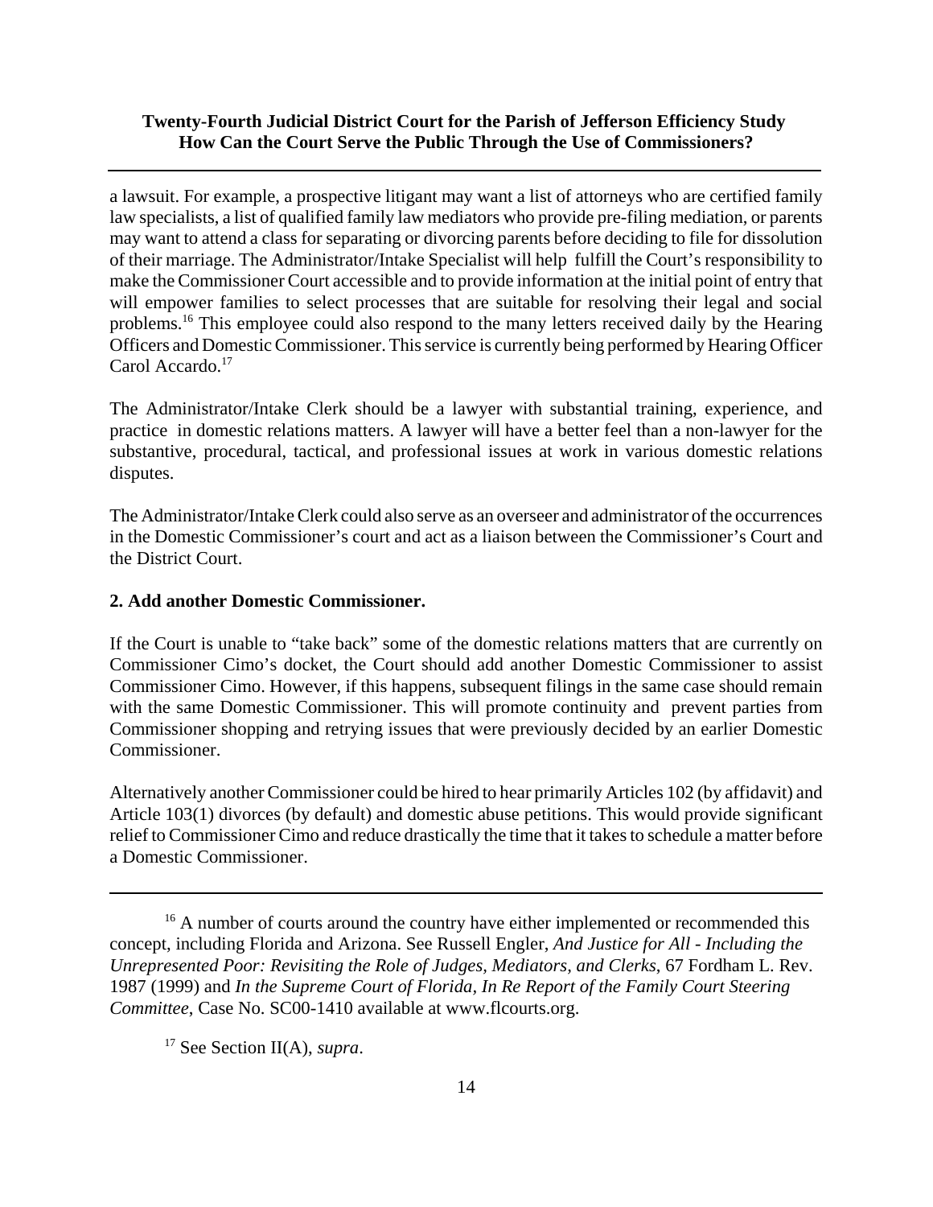a lawsuit. For example, a prospective litigant may want a list of attorneys who are certified family law specialists, a list of qualified family law mediators who provide pre-filing mediation, or parents may want to attend a class for separating or divorcing parents before deciding to file for dissolution of their marriage. The Administrator/Intake Specialist will help fulfill the Court's responsibility to make the Commissioner Court accessible and to provide information at the initial point of entry that will empower families to select processes that are suitable for resolving their legal and social problems.[16] This employee could also respond to the many letters received daily by the Hearing Officers and Domestic Commissioner. This service is currently being performed by Hearing Officer Carol Accardo.[17]

The Administrator/Intake Clerk should be a lawyer with substantial training, experience, and practice in domestic relations matters. A lawyer will have a better feel than a non-lawyer for the substantive, procedural, tactical, and professional issues at work in various domestic relations disputes.

The Administrator/Intake Clerk could also serve as an overseer and administrator of the occurrences in the Domestic Commissioner's court and act as a liaison between the Commissioner's Court and the District Court.

**2. Add another Domestic Commissioner.**

If the Court is unable to "take back" some of the domestic relations matters that are currently on Commissioner Cimo's docket, the Court should add another Domestic Commissioner to assist Commissioner Cimo. However, if this happens, subsequent filings in the same case should remain with the same Domestic Commissioner. This will promote continuity and prevent parties from Commissioner shopping and retrying issues that were previously decided by an earlier Domestic Commissioner.

Alternatively another Commissioner could be hired to hear primarily Articles 102 (by affidavit) and Article 103(1) divorces (by default) and domestic abuse petitions. This would provide significant relief to Commissioner Cimo and reduce drastically the time that it takes to schedule a matter before a Domestic Commissioner.

---

[16] A number of courts around the country have either implemented or recommended this concept, including Florida and Arizona. See Russell Engler, *And Justice for All - Including the Unrepresented Poor: Revisiting the Role of Judges, Mediators, and Clerks*, 67 Fordham L. Rev. 1987 (1999) and *In the Supreme Court of Florida, In Re Report of the Family Court Steering Committee*, Case No. SC00-1410 available at www.flcourts.org.

[17] See Section II(A), *supra*.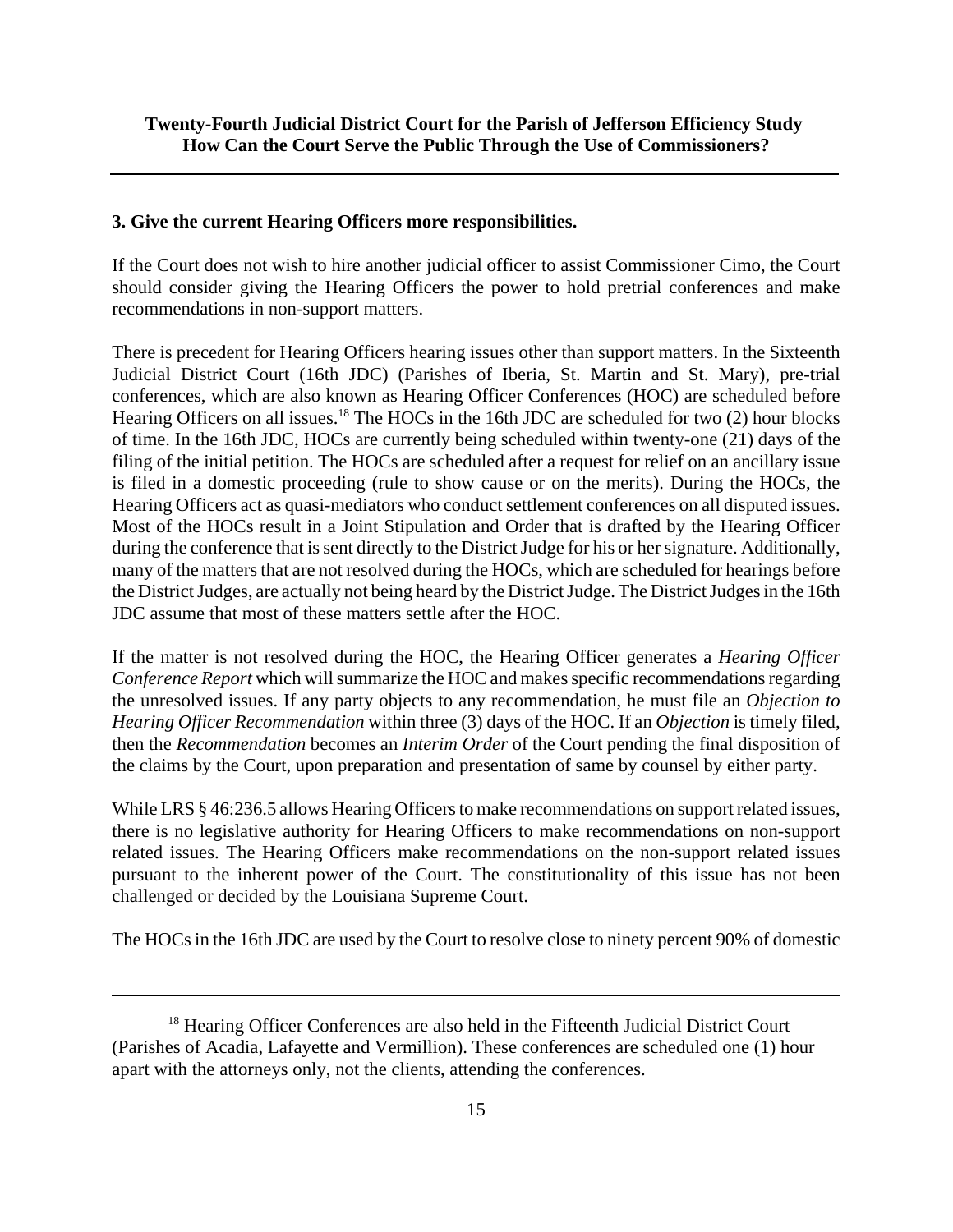### 3. Give the current Hearing Officers more responsibilities.

If the Court does not wish to hire another judicial officer to assist Commissioner Cimo, the Court should consider giving the Hearing Officers the power to hold pretrial conferences and make recommendations in non-support matters.

There is precedent for Hearing Officers hearing issues other than support matters. In the Sixteenth Judicial District Court (16th JDC) (Parishes of Iberia, St. Martin and St. Mary), pre-trial conferences, which are also known as Hearing Officer Conferences (HOC) are scheduled before Hearing Officers on all issues.[18] The HOCs in the 16th JDC are scheduled for two (2) hour blocks of time. In the 16th JDC, HOCs are currently being scheduled within twenty-one (21) days of the filing of the initial petition. The HOCs are scheduled after a request for relief on an ancillary issue is filed in a domestic proceeding (rule to show cause or on the merits). During the HOCs, the Hearing Officers act as quasi-mediators who conduct settlement conferences on all disputed issues. Most of the HOCs result in a Joint Stipulation and Order that is drafted by the Hearing Officer during the conference that is sent directly to the District Judge for his or her signature. Additionally, many of the matters that are not resolved during the HOCs, which are scheduled for hearings before the District Judges, are actually not being heard by the District Judge. The District Judges in the 16th JDC assume that most of these matters settle after the HOC.

If the matter is not resolved during the HOC, the Hearing Officer generates a *Hearing Officer Conference Report* which will summarize the HOC and makes specific recommendations regarding the unresolved issues. If any party objects to any recommendation, he must file an *Objection to Hearing Officer Recommendation* within three (3) days of the HOC. If an *Objection* is timely filed, then the *Recommendation* becomes an *Interim Order* of the Court pending the final disposition of the claims by the Court, upon preparation and presentation of same by counsel by either party.

While LRS § 46:236.5 allows Hearing Officers to make recommendations on support related issues, there is no legislative authority for Hearing Officers to make recommendations on non-support related issues. The Hearing Officers make recommendations on the non-support related issues pursuant to the inherent power of the Court. The constitutionality of this issue has not been challenged or decided by the Louisiana Supreme Court.

The HOCs in the 16th JDC are used by the Court to resolve close to ninety percent 90% of domestic

---

[18] Hearing Officer Conferences are also held in the Fifteenth Judicial District Court (Parishes of Acadia, Lafayette and Vermillion). These conferences are scheduled one (1) hour apart with the attorneys only, not the clients, attending the conferences.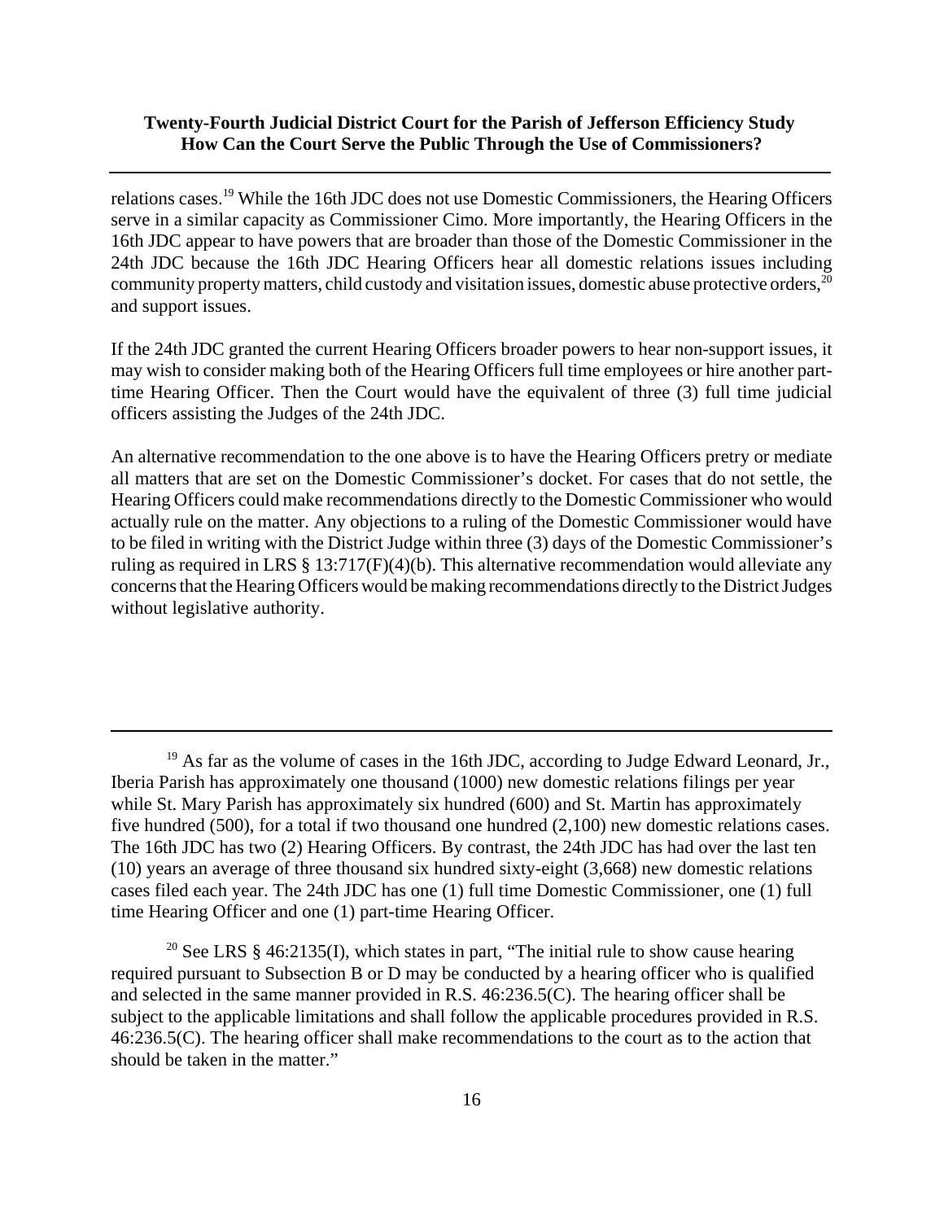relations cases.[19] While the 16th JDC does not use Domestic Commissioners, the Hearing Officers serve in a similar capacity as Commissioner Cimo. More importantly, the Hearing Officers in the 16th JDC appear to have powers that are broader than those of the Domestic Commissioner in the 24th JDC because the 16th JDC Hearing Officers hear all domestic relations issues including community property matters, child custody and visitation issues, domestic abuse protective orders,[20] and support issues.

If the 24th JDC granted the current Hearing Officers broader powers to hear non-support issues, it may wish to consider making both of the Hearing Officers full time employees or hire another part-time Hearing Officer. Then the Court would have the equivalent of three (3) full time judicial officers assisting the Judges of the 24th JDC.

An alternative recommendation to the one above is to have the Hearing Officers pretry or mediate all matters that are set on the Domestic Commissioner's docket. For cases that do not settle, the Hearing Officers could make recommendations directly to the Domestic Commissioner who would actually rule on the matter. Any objections to a ruling of the Domestic Commissioner would have to be filed in writing with the District Judge within three (3) days of the Domestic Commissioner's ruling as required in LRS § 13:717(F)(4)(b). This alternative recommendation would alleviate any concerns that the Hearing Officers would be making recommendations directly to the District Judges without legislative authority.

---

[19] As far as the volume of cases in the 16th JDC, according to Judge Edward Leonard, Jr., Iberia Parish has approximately one thousand (1000) new domestic relations filings per year while St. Mary Parish has approximately six hundred (600) and St. Martin has approximately five hundred (500), for a total if two thousand one hundred (2,100) new domestic relations cases. The 16th JDC has two (2) Hearing Officers. By contrast, the 24th JDC has had over the last ten (10) years an average of three thousand six hundred sixty-eight (3,668) new domestic relations cases filed each year. The 24th JDC has one (1) full time Domestic Commissioner, one (1) full time Hearing Officer and one (1) part-time Hearing Officer.

[20] See LRS § 46:2135(I), which states in part, "The initial rule to show cause hearing required pursuant to Subsection B or D may be conducted by a hearing officer who is qualified and selected in the same manner provided in R.S. 46:236.5(C). The hearing officer shall be subject to the applicable limitations and shall follow the applicable procedures provided in R.S. 46:236.5(C). The hearing officer shall make recommendations to the court as to the action that should be taken in the matter."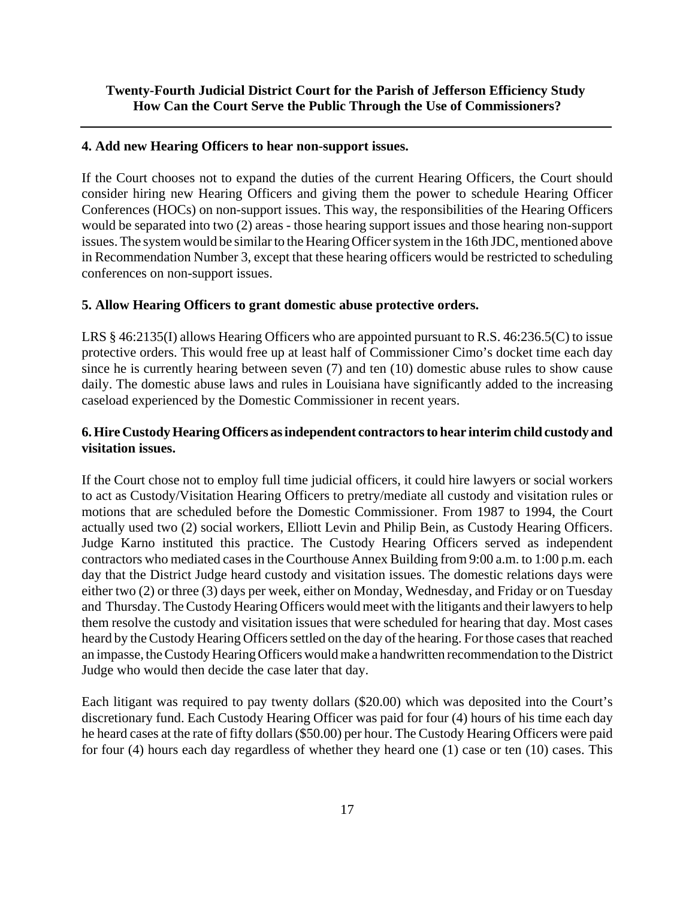### 4. Add new Hearing Officers to hear non-support issues.

If the Court chooses not to expand the duties of the current Hearing Officers, the Court should consider hiring new Hearing Officers and giving them the power to schedule Hearing Officer Conferences (HOCs) on non-support issues. This way, the responsibilities of the Hearing Officers would be separated into two (2) areas - those hearing support issues and those hearing non-support issues. The system would be similar to the Hearing Officer system in the 16th JDC, mentioned above in Recommendation Number 3, except that these hearing officers would be restricted to scheduling conferences on non-support issues.

### 5. Allow Hearing Officers to grant domestic abuse protective orders.

LRS § 46:2135(I) allows Hearing Officers who are appointed pursuant to R.S. 46:236.5(C) to issue protective orders. This would free up at least half of Commissioner Cimo's docket time each day since he is currently hearing between seven (7) and ten (10) domestic abuse rules to show cause daily. The domestic abuse laws and rules in Louisiana have significantly added to the increasing caseload experienced by the Domestic Commissioner in recent years.

### 6. Hire Custody Hearing Officers as independent contractors to hear interim child custody and visitation issues.

If the Court chose not to employ full time judicial officers, it could hire lawyers or social workers to act as Custody/Visitation Hearing Officers to pretry/mediate all custody and visitation rules or motions that are scheduled before the Domestic Commissioner. From 1987 to 1994, the Court actually used two (2) social workers, Elliott Levin and Philip Bein, as Custody Hearing Officers. Judge Karno instituted this practice. The Custody Hearing Officers served as independent contractors who mediated cases in the Courthouse Annex Building from 9:00 a.m. to 1:00 p.m. each day that the District Judge heard custody and visitation issues. The domestic relations days were either two (2) or three (3) days per week, either on Monday, Wednesday, and Friday or on Tuesday and Thursday. The Custody Hearing Officers would meet with the litigants and their lawyers to help them resolve the custody and visitation issues that were scheduled for hearing that day. Most cases heard by the Custody Hearing Officers settled on the day of the hearing. For those cases that reached an impasse, the Custody Hearing Officers would make a handwritten recommendation to the District Judge who would then decide the case later that day.

Each litigant was required to pay twenty dollars ($20.00) which was deposited into the Court's discretionary fund. Each Custody Hearing Officer was paid for four (4) hours of his time each day he heard cases at the rate of fifty dollars ($50.00) per hour. The Custody Hearing Officers were paid for four (4) hours each day regardless of whether they heard one (1) case or ten (10) cases. This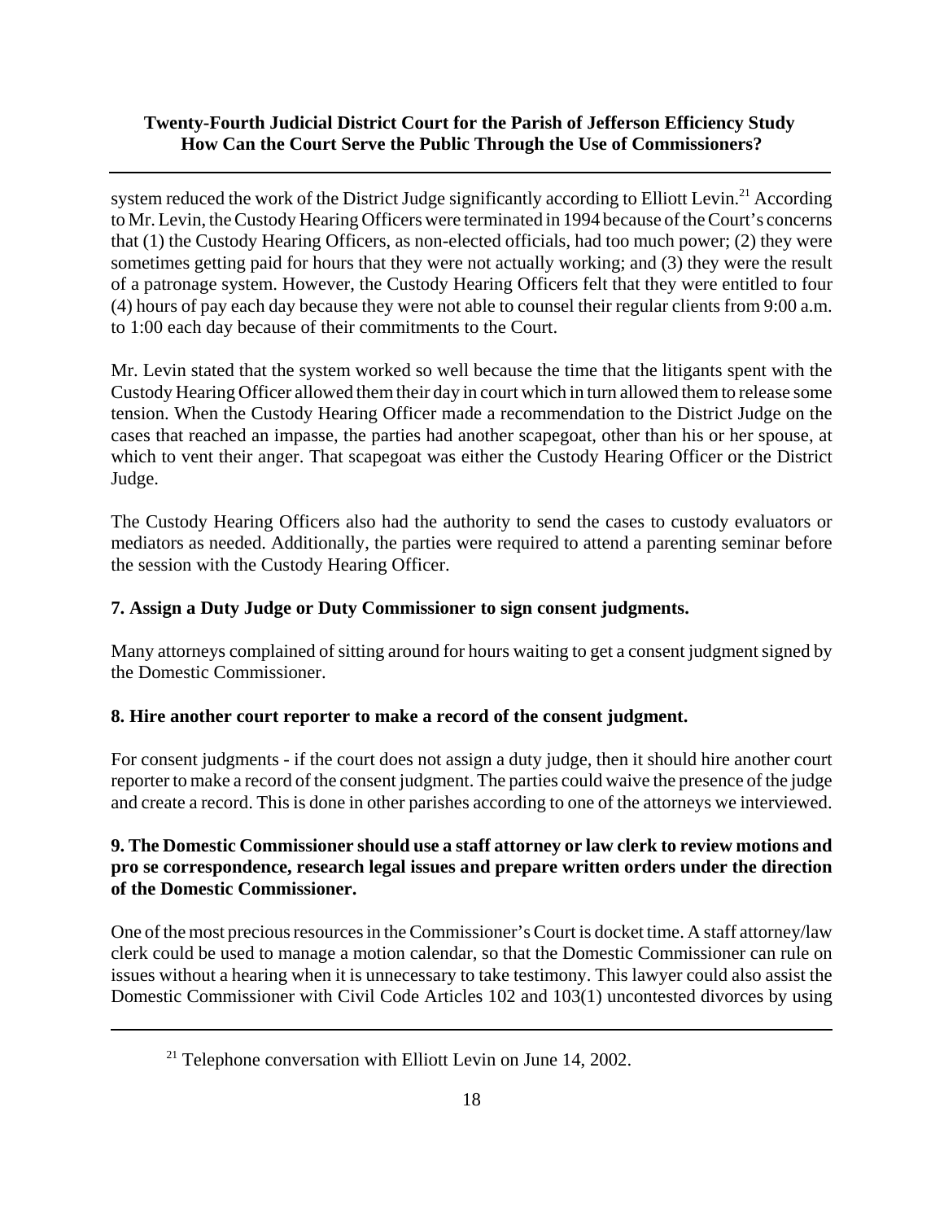system reduced the work of the District Judge significantly according to Elliott Levin.[21] According to Mr. Levin, the Custody Hearing Officers were terminated in 1994 because of the Court's concerns that (1) the Custody Hearing Officers, as non-elected officials, had too much power; (2) they were sometimes getting paid for hours that they were not actually working; and (3) they were the result of a patronage system. However, the Custody Hearing Officers felt that they were entitled to four (4) hours of pay each day because they were not able to counsel their regular clients from 9:00 a.m. to 1:00 each day because of their commitments to the Court.

Mr. Levin stated that the system worked so well because the time that the litigants spent with the Custody Hearing Officer allowed them their day in court which in turn allowed them to release some tension. When the Custody Hearing Officer made a recommendation to the District Judge on the cases that reached an impasse, the parties had another scapegoat, other than his or her spouse, at which to vent their anger. That scapegoat was either the Custody Hearing Officer or the District Judge.

The Custody Hearing Officers also had the authority to send the cases to custody evaluators or mediators as needed. Additionally, the parties were required to attend a parenting seminar before the session with the Custody Hearing Officer.

**7. Assign a Duty Judge or Duty Commissioner to sign consent judgments.**

Many attorneys complained of sitting around for hours waiting to get a consent judgment signed by the Domestic Commissioner.

**8. Hire another court reporter to make a record of the consent judgment.**

For consent judgments - if the court does not assign a duty judge, then it should hire another court reporter to make a record of the consent judgment. The parties could waive the presence of the judge and create a record. This is done in other parishes according to one of the attorneys we interviewed.

**9. The Domestic Commissioner should use a staff attorney or law clerk to review motions and pro se correspondence, research legal issues and prepare written orders under the direction of the Domestic Commissioner.**

One of the most precious resources in the Commissioner's Court is docket time. A staff attorney/law clerk could be used to manage a motion calendar, so that the Domestic Commissioner can rule on issues without a hearing when it is unnecessary to take testimony. This lawyer could also assist the Domestic Commissioner with Civil Code Articles 102 and 103(1) uncontested divorces by using

[21] Telephone conversation with Elliott Levin on June 14, 2002.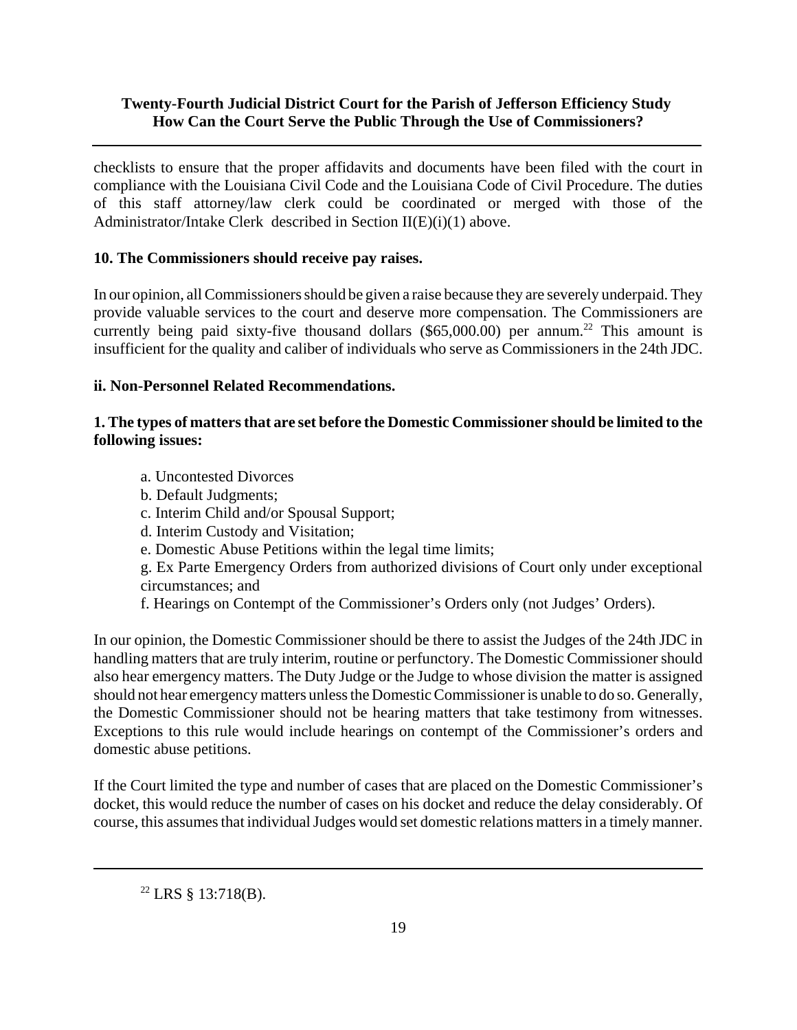checklists to ensure that the proper affidavits and documents have been filed with the court in compliance with the Louisiana Civil Code and the Louisiana Code of Civil Procedure. The duties of this staff attorney/law clerk could be coordinated or merged with those of the Administrator/Intake Clerk described in Section II(E)(i)(1) above.

**10. The Commissioners should receive pay raises.**

In our opinion, all Commissioners should be given a raise because they are severely underpaid. They provide valuable services to the court and deserve more compensation. The Commissioners are currently being paid sixty-five thousand dollars ($65,000.00) per annum.[22] This amount is insufficient for the quality and caliber of individuals who serve as Commissioners in the 24th JDC.

**ii. Non-Personnel Related Recommendations.**

**1. The types of matters that are set before the Domestic Commissioner should be limited to the following issues:**

a. Uncontested Divorces
b. Default Judgments;
c. Interim Child and/or Spousal Support;
d. Interim Custody and Visitation;
e. Domestic Abuse Petitions within the legal time limits;
g. Ex Parte Emergency Orders from authorized divisions of Court only under exceptional circumstances; and
f. Hearings on Contempt of the Commissioner's Orders only (not Judges' Orders).

In our opinion, the Domestic Commissioner should be there to assist the Judges of the 24th JDC in handling matters that are truly interim, routine or perfunctory. The Domestic Commissioner should also hear emergency matters. The Duty Judge or the Judge to whose division the matter is assigned should not hear emergency matters unless the Domestic Commissioner is unable to do so. Generally, the Domestic Commissioner should not be hearing matters that take testimony from witnesses. Exceptions to this rule would include hearings on contempt of the Commissioner's orders and domestic abuse petitions.

If the Court limited the type and number of cases that are placed on the Domestic Commissioner's docket, this would reduce the number of cases on his docket and reduce the delay considerably. Of course, this assumes that individual Judges would set domestic relations matters in a timely manner.

---

[22] LRS § 13:718(B).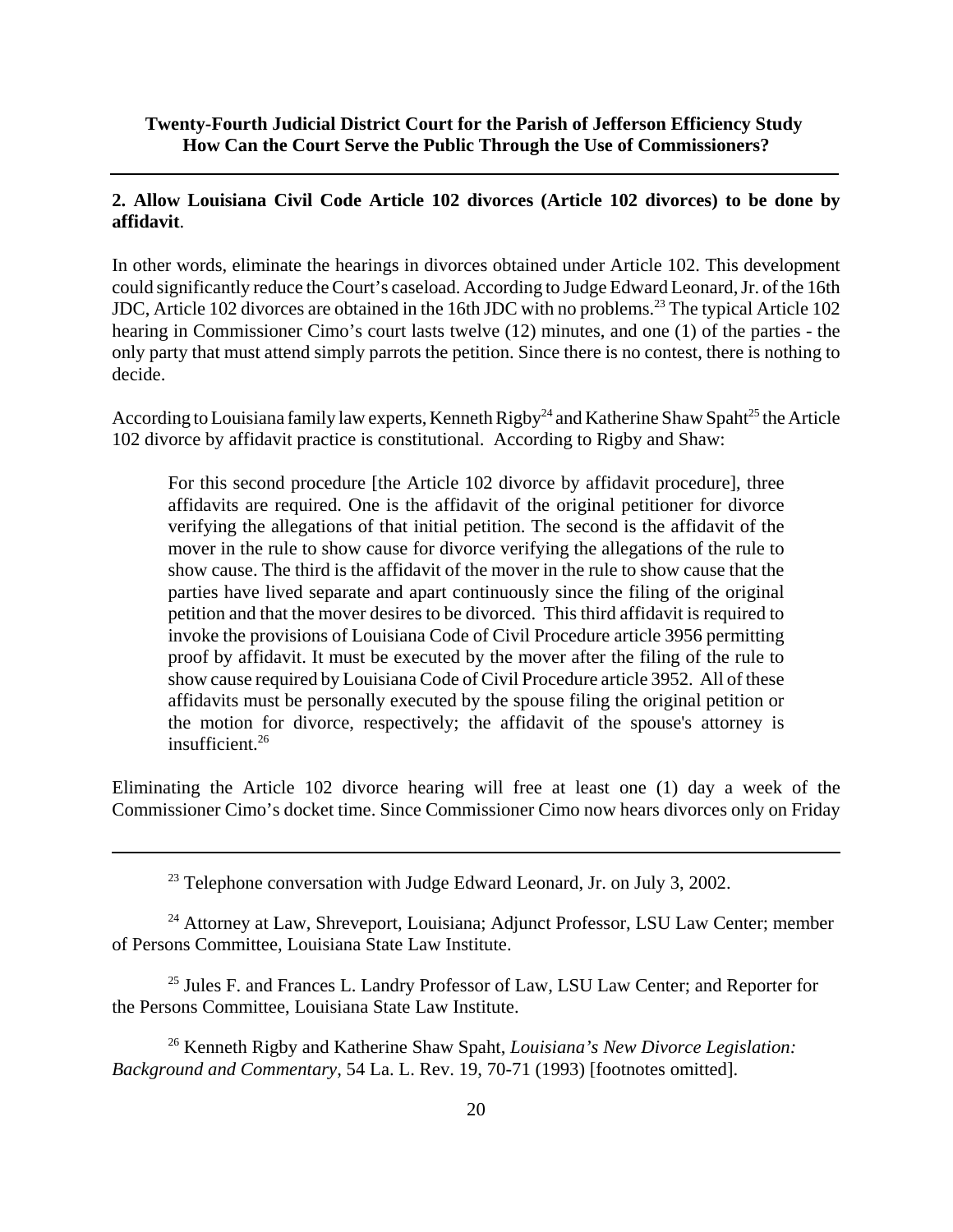**2. Allow Louisiana Civil Code Article 102 divorces (Article 102 divorces) to be done by affidavit**.

In other words, eliminate the hearings in divorces obtained under Article 102. This development could significantly reduce the Court's caseload. According to Judge Edward Leonard, Jr. of the 16th JDC, Article 102 divorces are obtained in the 16th JDC with no problems.[23] The typical Article 102 hearing in Commissioner Cimo's court lasts twelve (12) minutes, and one (1) of the parties - the only party that must attend simply parrots the petition. Since there is no contest, there is nothing to decide.

According to Louisiana family law experts, Kenneth Rigby[24] and Katherine Shaw Spaht[25] the Article 102 divorce by affidavit practice is constitutional. According to Rigby and Shaw:

> For this second procedure [the Article 102 divorce by affidavit procedure], three affidavits are required. One is the affidavit of the original petitioner for divorce verifying the allegations of that initial petition. The second is the affidavit of the mover in the rule to show cause for divorce verifying the allegations of the rule to show cause. The third is the affidavit of the mover in the rule to show cause that the parties have lived separate and apart continuously since the filing of the original petition and that the mover desires to be divorced. This third affidavit is required to invoke the provisions of Louisiana Code of Civil Procedure article 3956 permitting proof by affidavit. It must be executed by the mover after the filing of the rule to show cause required by Louisiana Code of Civil Procedure article 3952. All of these affidavits must be personally executed by the spouse filing the original petition or the motion for divorce, respectively; the affidavit of the spouse's attorney is insufficient.[26]

Eliminating the Article 102 divorce hearing will free at least one (1) day a week of the Commissioner Cimo's docket time. Since Commissioner Cimo now hears divorces only on Friday

---

[23] Telephone conversation with Judge Edward Leonard, Jr. on July 3, 2002.

[24] Attorney at Law, Shreveport, Louisiana; Adjunct Professor, LSU Law Center; member of Persons Committee, Louisiana State Law Institute.

[25] Jules F. and Frances L. Landry Professor of Law, LSU Law Center; and Reporter for the Persons Committee, Louisiana State Law Institute.

[26] Kenneth Rigby and Katherine Shaw Spaht, *Louisiana's New Divorce Legislation: Background and Commentary*, 54 La. L. Rev. 19, 70-71 (1993) [footnotes omitted].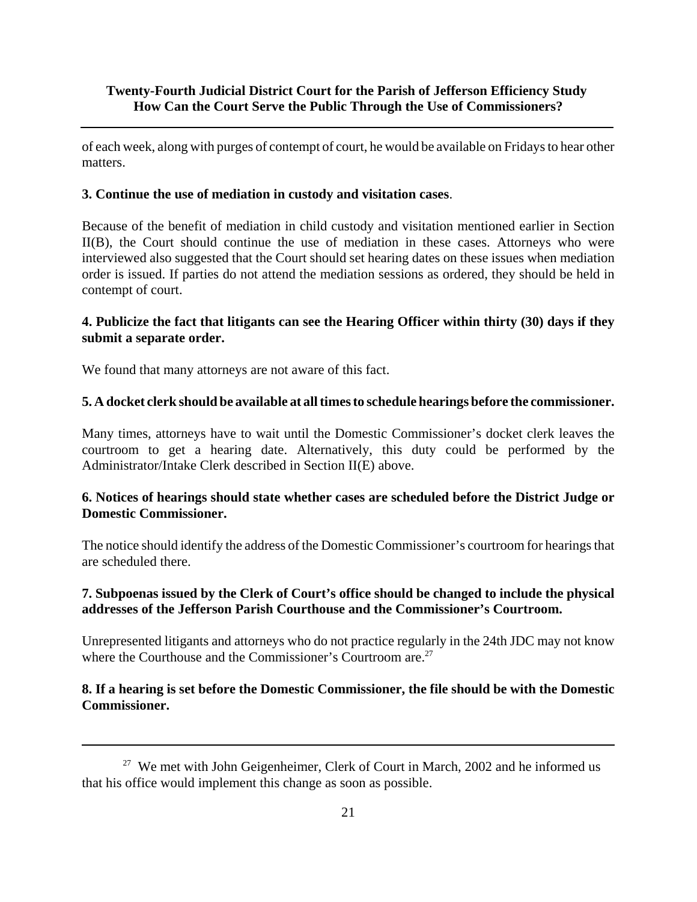of each week, along with purges of contempt of court, he would be available on Fridays to hear other matters.

**3. Continue the use of mediation in custody and visitation cases**.

Because of the benefit of mediation in child custody and visitation mentioned earlier in Section II(B), the Court should continue the use of mediation in these cases. Attorneys who were interviewed also suggested that the Court should set hearing dates on these issues when mediation order is issued. If parties do not attend the mediation sessions as ordered, they should be held in contempt of court.

**4. Publicize the fact that litigants can see the Hearing Officer within thirty (30) days if they submit a separate order.**

We found that many attorneys are not aware of this fact.

**5. A docket clerk should be available at all times to schedule hearings before the commissioner.**

Many times, attorneys have to wait until the Domestic Commissioner's docket clerk leaves the courtroom to get a hearing date. Alternatively, this duty could be performed by the Administrator/Intake Clerk described in Section II(E) above.

**6. Notices of hearings should state whether cases are scheduled before the District Judge or Domestic Commissioner.**

The notice should identify the address of the Domestic Commissioner's courtroom for hearings that are scheduled there.

**7. Subpoenas issued by the Clerk of Court's office should be changed to include the physical addresses of the Jefferson Parish Courthouse and the Commissioner's Courtroom.**

Unrepresented litigants and attorneys who do not practice regularly in the 24th JDC may not know where the Courthouse and the Commissioner's Courtroom are.[27]

**8. If a hearing is set before the Domestic Commissioner, the file should be with the Domestic Commissioner.**

---

[27] We met with John Geigenheimer, Clerk of Court in March, 2002 and he informed us that his office would implement this change as soon as possible.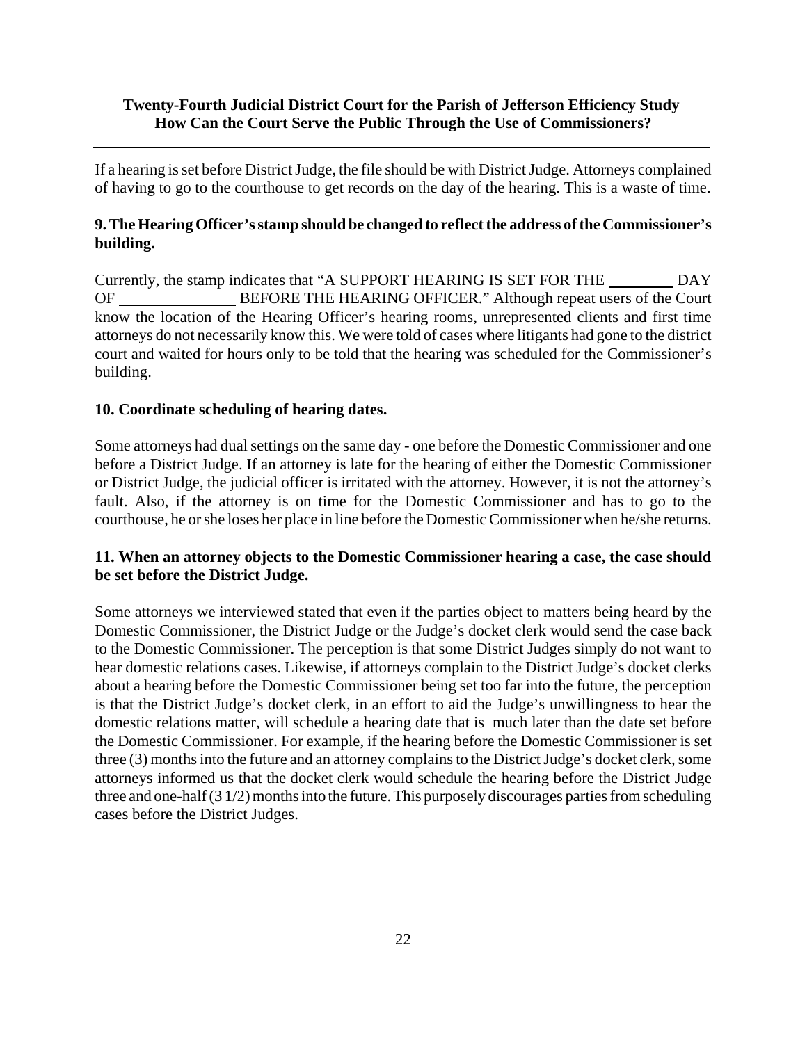If a hearing is set before District Judge, the file should be with District Judge. Attorneys complained of having to go to the courthouse to get records on the day of the hearing. This is a waste of time.

**9. The Hearing Officer's stamp should be changed to reflect the address of the Commissioner's building.**

Currently, the stamp indicates that "A SUPPORT HEARING IS SET FOR THE ________ DAY OF ______________ BEFORE THE HEARING OFFICER." Although repeat users of the Court know the location of the Hearing Officer's hearing rooms, unrepresented clients and first time attorneys do not necessarily know this. We were told of cases where litigants had gone to the district court and waited for hours only to be told that the hearing was scheduled for the Commissioner's building.

**10. Coordinate scheduling of hearing dates.**

Some attorneys had dual settings on the same day - one before the Domestic Commissioner and one before a District Judge. If an attorney is late for the hearing of either the Domestic Commissioner or District Judge, the judicial officer is irritated with the attorney. However, it is not the attorney's fault. Also, if the attorney is on time for the Domestic Commissioner and has to go to the courthouse, he or she loses her place in line before the Domestic Commissioner when he/she returns.

**11. When an attorney objects to the Domestic Commissioner hearing a case, the case should be set before the District Judge.**

Some attorneys we interviewed stated that even if the parties object to matters being heard by the Domestic Commissioner, the District Judge or the Judge's docket clerk would send the case back to the Domestic Commissioner. The perception is that some District Judges simply do not want to hear domestic relations cases. Likewise, if attorneys complain to the District Judge's docket clerks about a hearing before the Domestic Commissioner being set too far into the future, the perception is that the District Judge's docket clerk, in an effort to aid the Judge's unwillingness to hear the domestic relations matter, will schedule a hearing date that is much later than the date set before the Domestic Commissioner. For example, if the hearing before the Domestic Commissioner is set three (3) months into the future and an attorney complains to the District Judge's docket clerk, some attorneys informed us that the docket clerk would schedule the hearing before the District Judge three and one-half (3 1/2) months into the future. This purposely discourages parties from scheduling cases before the District Judges.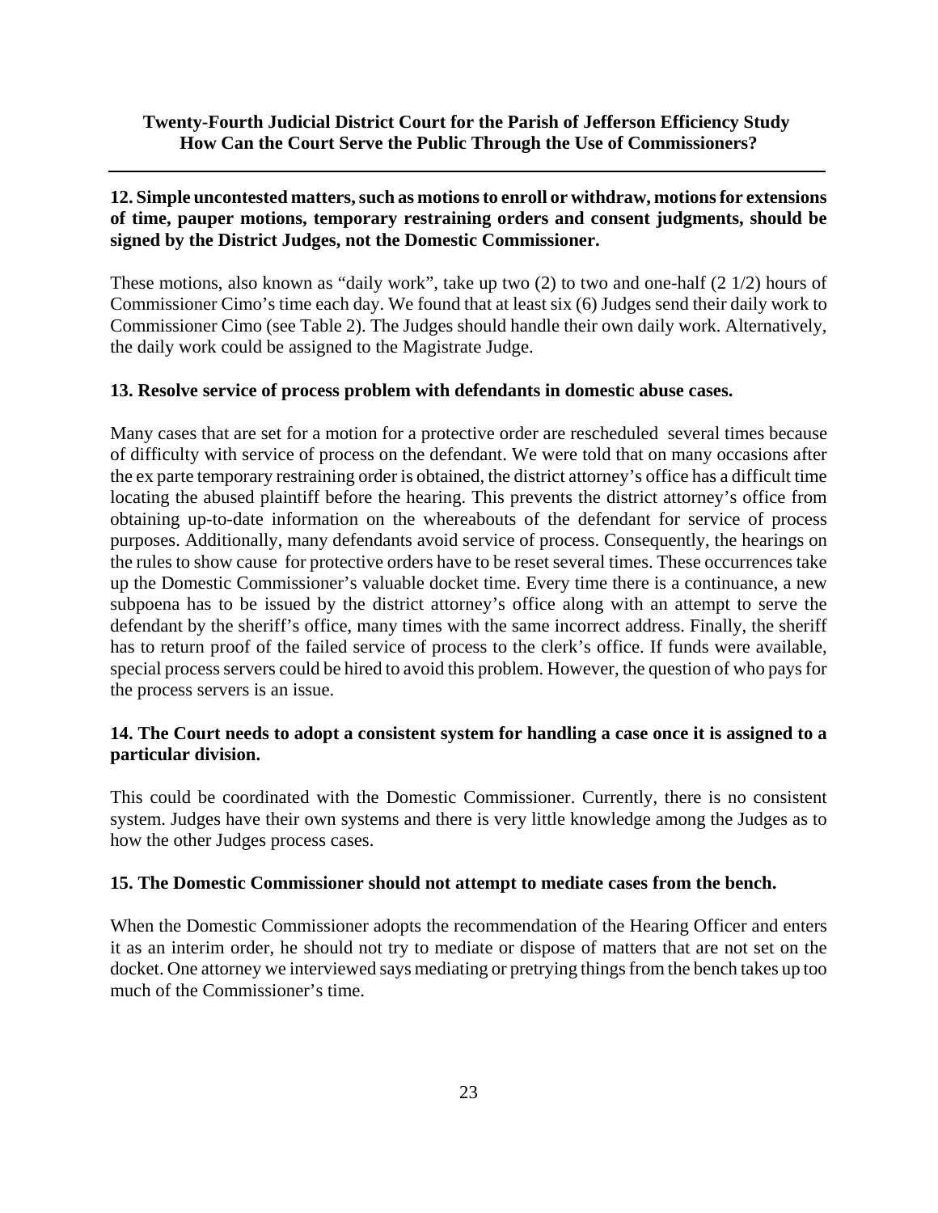**12. Simple uncontested matters, such as motions to enroll or withdraw, motions for extensions of time, pauper motions, temporary restraining orders and consent judgments, should be signed by the District Judges, not the Domestic Commissioner.**

These motions, also known as "daily work", take up two (2) to two and one-half (2 1/2) hours of Commissioner Cimo's time each day. We found that at least six (6) Judges send their daily work to Commissioner Cimo (see Table 2). The Judges should handle their own daily work. Alternatively, the daily work could be assigned to the Magistrate Judge.

**13. Resolve service of process problem with defendants in domestic abuse cases.**

Many cases that are set for a motion for a protective order are rescheduled several times because of difficulty with service of process on the defendant. We were told that on many occasions after the ex parte temporary restraining order is obtained, the district attorney's office has a difficult time locating the abused plaintiff before the hearing. This prevents the district attorney's office from obtaining up-to-date information on the whereabouts of the defendant for service of process purposes. Additionally, many defendants avoid service of process. Consequently, the hearings on the rules to show cause for protective orders have to be reset several times. These occurrences take up the Domestic Commissioner's valuable docket time. Every time there is a continuance, a new subpoena has to be issued by the district attorney's office along with an attempt to serve the defendant by the sheriff's office, many times with the same incorrect address. Finally, the sheriff has to return proof of the failed service of process to the clerk's office. If funds were available, special process servers could be hired to avoid this problem. However, the question of who pays for the process servers is an issue.

**14. The Court needs to adopt a consistent system for handling a case once it is assigned to a particular division.**

This could be coordinated with the Domestic Commissioner. Currently, there is no consistent system. Judges have their own systems and there is very little knowledge among the Judges as to how the other Judges process cases.

**15. The Domestic Commissioner should not attempt to mediate cases from the bench.**

When the Domestic Commissioner adopts the recommendation of the Hearing Officer and enters it as an interim order, he should not try to mediate or dispose of matters that are not set on the docket. One attorney we interviewed says mediating or pretrying things from the bench takes up too much of the Commissioner's time.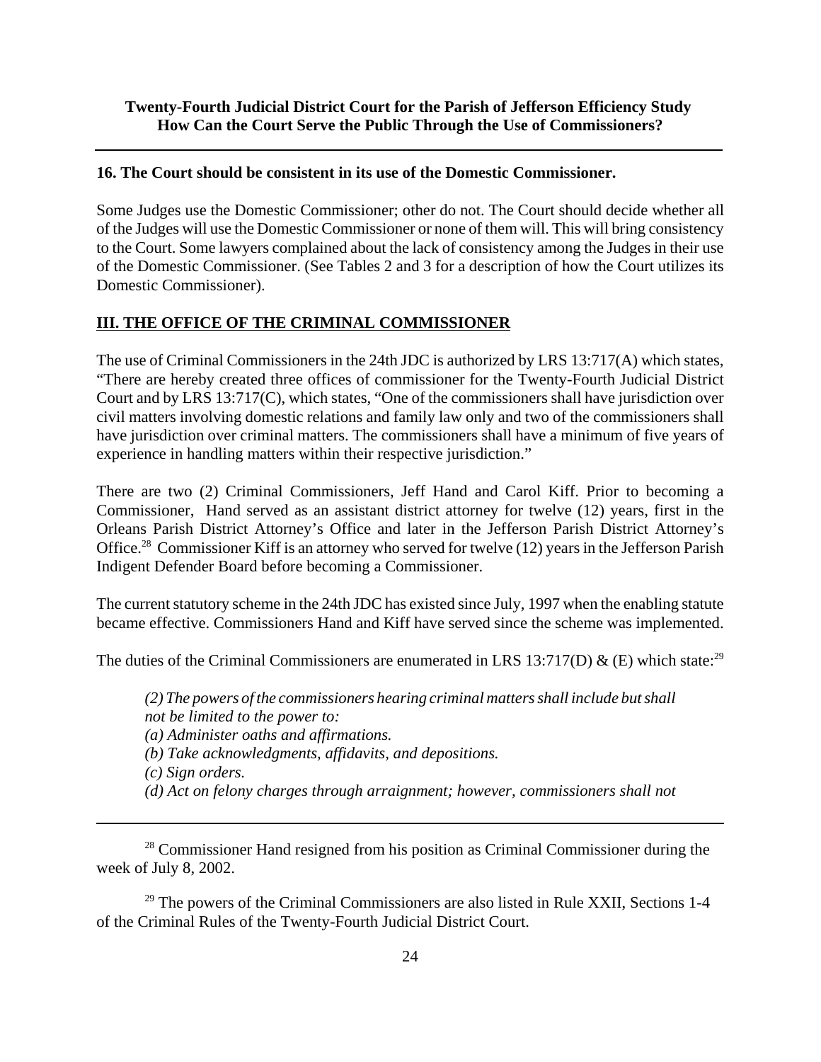**16. The Court should be consistent in its use of the Domestic Commissioner.**

Some Judges use the Domestic Commissioner; other do not. The Court should decide whether all of the Judges will use the Domestic Commissioner or none of them will. This will bring consistency to the Court. Some lawyers complained about the lack of consistency among the Judges in their use of the Domestic Commissioner. (See Tables 2 and 3 for a description of how the Court utilizes its Domestic Commissioner).

## III. THE OFFICE OF THE CRIMINAL COMMISSIONER

The use of Criminal Commissioners in the 24th JDC is authorized by LRS 13:717(A) which states, "There are hereby created three offices of commissioner for the Twenty-Fourth Judicial District Court and by LRS 13:717(C), which states, "One of the commissioners shall have jurisdiction over civil matters involving domestic relations and family law only and two of the commissioners shall have jurisdiction over criminal matters. The commissioners shall have a minimum of five years of experience in handling matters within their respective jurisdiction."

There are two (2) Criminal Commissioners, Jeff Hand and Carol Kiff. Prior to becoming a Commissioner, Hand served as an assistant district attorney for twelve (12) years, first in the Orleans Parish District Attorney's Office and later in the Jefferson Parish District Attorney's Office.[28] Commissioner Kiff is an attorney who served for twelve (12) years in the Jefferson Parish Indigent Defender Board before becoming a Commissioner.

The current statutory scheme in the 24th JDC has existed since July, 1997 when the enabling statute became effective. Commissioners Hand and Kiff have served since the scheme was implemented.

The duties of the Criminal Commissioners are enumerated in LRS 13:717(D) & (E) which state:[29]

> *(2) The powers of the commissioners hearing criminal matters shall include but shall not be limited to the power to:*
> *(a) Administer oaths and affirmations.*
> *(b) Take acknowledgments, affidavits, and depositions.*
> *(c) Sign orders.*
> *(d) Act on felony charges through arraignment; however, commissioners shall not*

---

[28] Commissioner Hand resigned from his position as Criminal Commissioner during the week of July 8, 2002.

[29] The powers of the Criminal Commissioners are also listed in Rule XXII, Sections 1-4 of the Criminal Rules of the Twenty-Fourth Judicial District Court.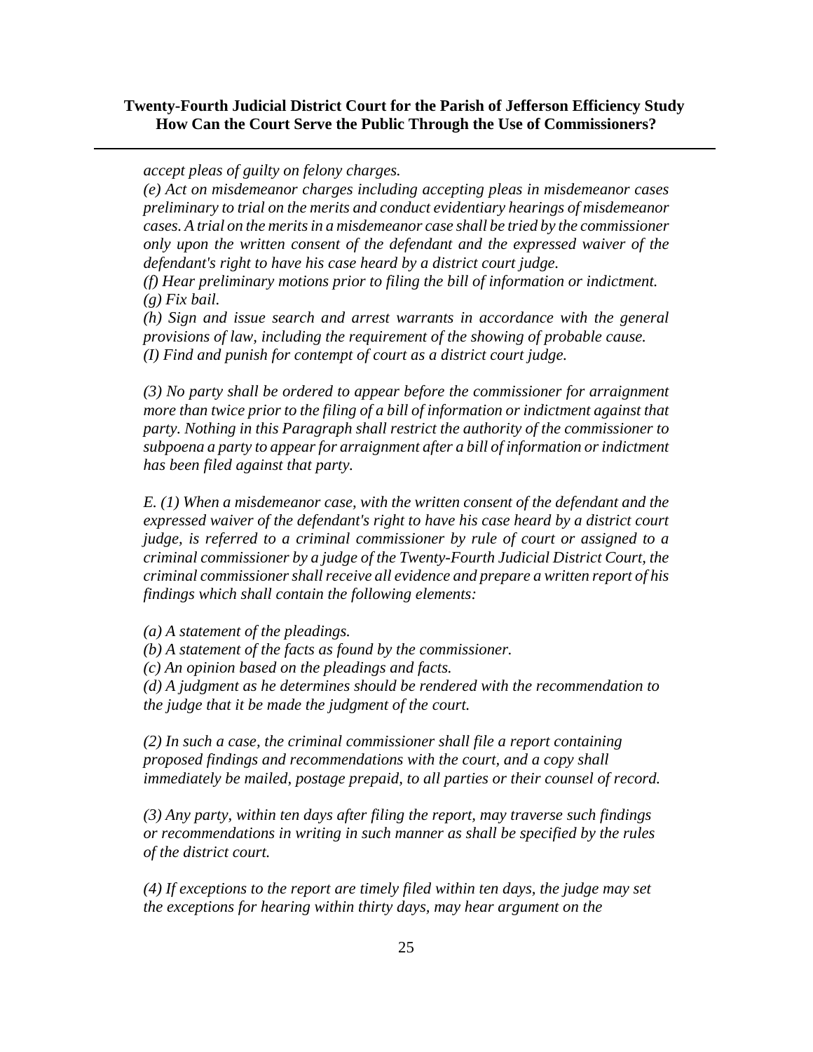*accept pleas of guilty on felony charges.*

*(e) Act on misdemeanor charges including accepting pleas in misdemeanor cases preliminary to trial on the merits and conduct evidentiary hearings of misdemeanor cases. A trial on the merits in a misdemeanor case shall be tried by the commissioner only upon the written consent of the defendant and the expressed waiver of the defendant's right to have his case heard by a district court judge.*

*(f) Hear preliminary motions prior to filing the bill of information or indictment.*

*(g) Fix bail.*

*(h) Sign and issue search and arrest warrants in accordance with the general provisions of law, including the requirement of the showing of probable cause.*

*(I) Find and punish for contempt of court as a district court judge.*

*(3) No party shall be ordered to appear before the commissioner for arraignment more than twice prior to the filing of a bill of information or indictment against that party. Nothing in this Paragraph shall restrict the authority of the commissioner to subpoena a party to appear for arraignment after a bill of information or indictment has been filed against that party.*

*E. (1) When a misdemeanor case, with the written consent of the defendant and the expressed waiver of the defendant's right to have his case heard by a district court judge, is referred to a criminal commissioner by rule of court or assigned to a criminal commissioner by a judge of the Twenty-Fourth Judicial District Court, the criminal commissioner shall receive all evidence and prepare a written report of his findings which shall contain the following elements:*

*(a) A statement of the pleadings.*

*(b) A statement of the facts as found by the commissioner.*

*(c) An opinion based on the pleadings and facts.*

*(d) A judgment as he determines should be rendered with the recommendation to the judge that it be made the judgment of the court.*

*(2) In such a case, the criminal commissioner shall file a report containing proposed findings and recommendations with the court, and a copy shall immediately be mailed, postage prepaid, to all parties or their counsel of record.*

*(3) Any party, within ten days after filing the report, may traverse such findings or recommendations in writing in such manner as shall be specified by the rules of the district court.*

*(4) If exceptions to the report are timely filed within ten days, the judge may set the exceptions for hearing within thirty days, may hear argument on the*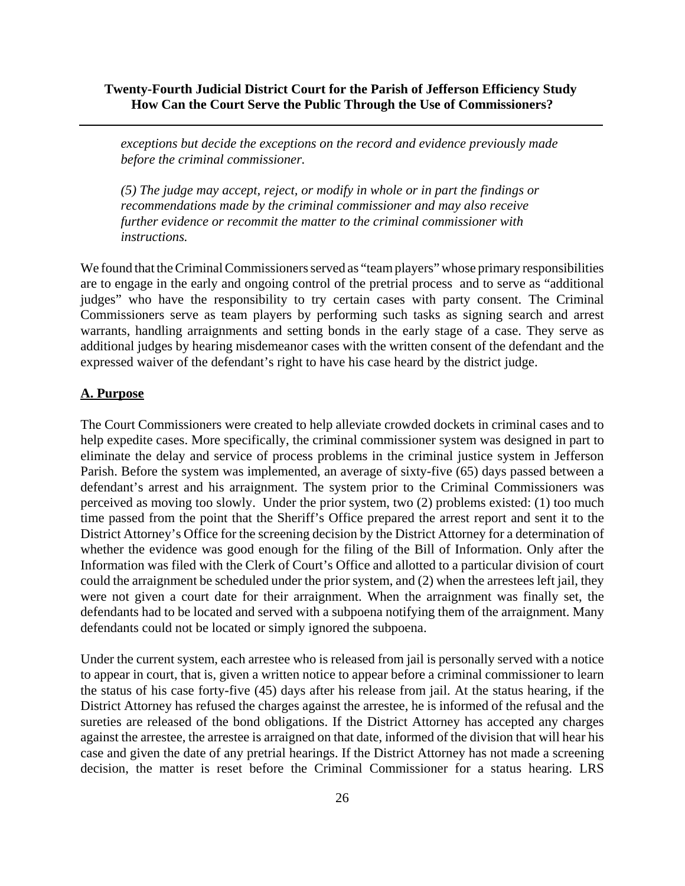*exceptions but decide the exceptions on the record and evidence previously made before the criminal commissioner.*

*(5) The judge may accept, reject, or modify in whole or in part the findings or recommendations made by the criminal commissioner and may also receive further evidence or recommit the matter to the criminal commissioner with instructions.*

We found that the Criminal Commissioners served as "team players" whose primary responsibilities are to engage in the early and ongoing control of the pretrial process and to serve as "additional judges" who have the responsibility to try certain cases with party consent. The Criminal Commissioners serve as team players by performing such tasks as signing search and arrest warrants, handling arraignments and setting bonds in the early stage of a case. They serve as additional judges by hearing misdemeanor cases with the written consent of the defendant and the expressed waiver of the defendant's right to have his case heard by the district judge.

## A. Purpose

The Court Commissioners were created to help alleviate crowded dockets in criminal cases and to help expedite cases. More specifically, the criminal commissioner system was designed in part to eliminate the delay and service of process problems in the criminal justice system in Jefferson Parish. Before the system was implemented, an average of sixty-five (65) days passed between a defendant's arrest and his arraignment. The system prior to the Criminal Commissioners was perceived as moving too slowly. Under the prior system, two (2) problems existed: (1) too much time passed from the point that the Sheriff's Office prepared the arrest report and sent it to the District Attorney's Office for the screening decision by the District Attorney for a determination of whether the evidence was good enough for the filing of the Bill of Information. Only after the Information was filed with the Clerk of Court's Office and allotted to a particular division of court could the arraignment be scheduled under the prior system, and (2) when the arrestees left jail, they were not given a court date for their arraignment. When the arraignment was finally set, the defendants had to be located and served with a subpoena notifying them of the arraignment. Many defendants could not be located or simply ignored the subpoena.

Under the current system, each arrestee who is released from jail is personally served with a notice to appear in court, that is, given a written notice to appear before a criminal commissioner to learn the status of his case forty-five (45) days after his release from jail. At the status hearing, if the District Attorney has refused the charges against the arrestee, he is informed of the refusal and the sureties are released of the bond obligations. If the District Attorney has accepted any charges against the arrestee, the arrestee is arraigned on that date, informed of the division that will hear his case and given the date of any pretrial hearings. If the District Attorney has not made a screening decision, the matter is reset before the Criminal Commissioner for a status hearing. LRS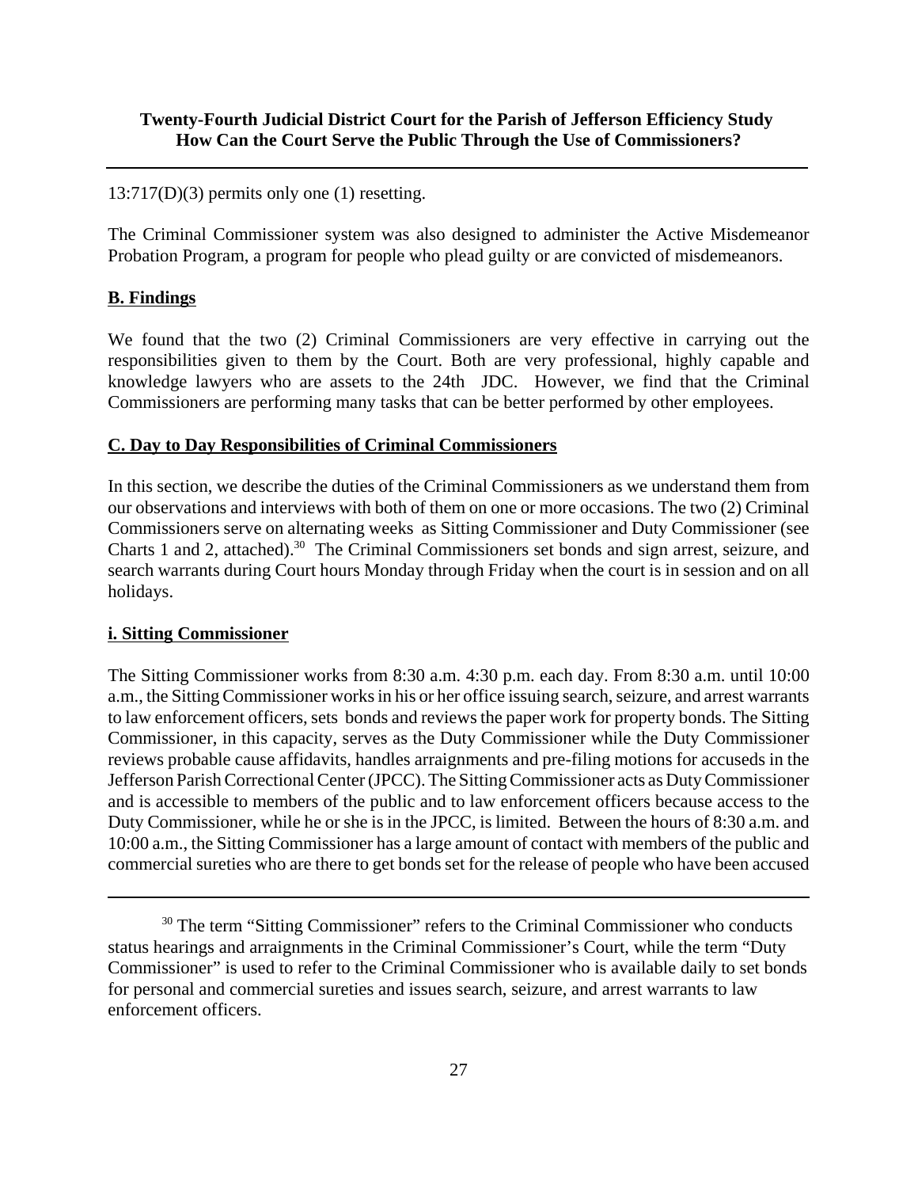13:717(D)(3) permits only one (1) resetting.

The Criminal Commissioner system was also designed to administer the Active Misdemeanor Probation Program, a program for people who plead guilty or are convicted of misdemeanors.

## B. Findings

We found that the two (2) Criminal Commissioners are very effective in carrying out the responsibilities given to them by the Court. Both are very professional, highly capable and knowledge lawyers who are assets to the 24th JDC. However, we find that the Criminal Commissioners are performing many tasks that can be better performed by other employees.

## C. Day to Day Responsibilities of Criminal Commissioners

In this section, we describe the duties of the Criminal Commissioners as we understand them from our observations and interviews with both of them on one or more occasions. The two (2) Criminal Commissioners serve on alternating weeks as Sitting Commissioner and Duty Commissioner (see Charts 1 and 2, attached).[30] The Criminal Commissioners set bonds and sign arrest, seizure, and search warrants during Court hours Monday through Friday when the court is in session and on all holidays.

### i. Sitting Commissioner

The Sitting Commissioner works from 8:30 a.m. 4:30 p.m. each day. From 8:30 a.m. until 10:00 a.m., the Sitting Commissioner works in his or her office issuing search, seizure, and arrest warrants to law enforcement officers, sets bonds and reviews the paper work for property bonds. The Sitting Commissioner, in this capacity, serves as the Duty Commissioner while the Duty Commissioner reviews probable cause affidavits, handles arraignments and pre-filing motions for accuseds in the Jefferson Parish Correctional Center (JPCC). The Sitting Commissioner acts as Duty Commissioner and is accessible to members of the public and to law enforcement officers because access to the Duty Commissioner, while he or she is in the JPCC, is limited. Between the hours of 8:30 a.m. and 10:00 a.m., the Sitting Commissioner has a large amount of contact with members of the public and commercial sureties who are there to get bonds set for the release of people who have been accused

---

[30] The term "Sitting Commissioner" refers to the Criminal Commissioner who conducts status hearings and arraignments in the Criminal Commissioner's Court, while the term "Duty Commissioner" is used to refer to the Criminal Commissioner who is available daily to set bonds for personal and commercial sureties and issues search, seizure, and arrest warrants to law enforcement officers.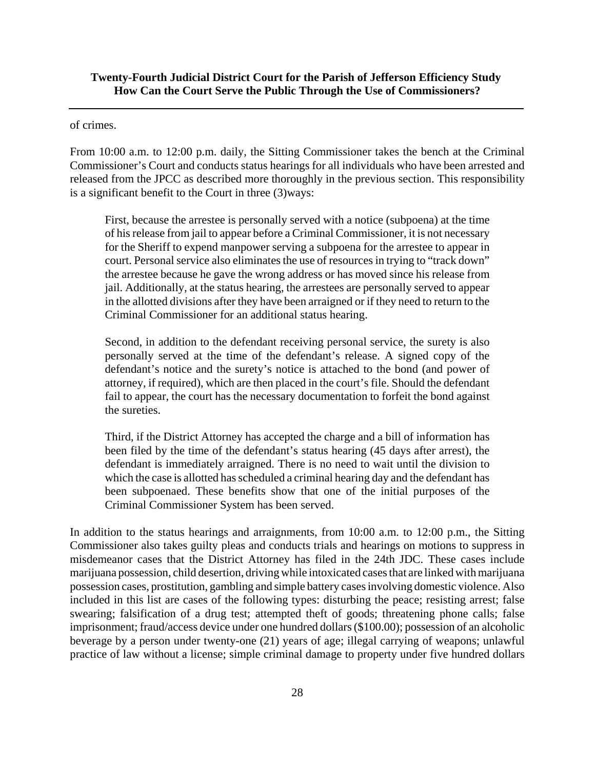of crimes.

From 10:00 a.m. to 12:00 p.m. daily, the Sitting Commissioner takes the bench at the Criminal Commissioner's Court and conducts status hearings for all individuals who have been arrested and released from the JPCC as described more thoroughly in the previous section. This responsibility is a significant benefit to the Court in three (3)ways:

> First, because the arrestee is personally served with a notice (subpoena) at the time of his release from jail to appear before a Criminal Commissioner, it is not necessary for the Sheriff to expend manpower serving a subpoena for the arrestee to appear in court. Personal service also eliminates the use of resources in trying to "track down" the arrestee because he gave the wrong address or has moved since his release from jail. Additionally, at the status hearing, the arrestees are personally served to appear in the allotted divisions after they have been arraigned or if they need to return to the Criminal Commissioner for an additional status hearing.
>
> Second, in addition to the defendant receiving personal service, the surety is also personally served at the time of the defendant's release. A signed copy of the defendant's notice and the surety's notice is attached to the bond (and power of attorney, if required), which are then placed in the court's file. Should the defendant fail to appear, the court has the necessary documentation to forfeit the bond against the sureties.
>
> Third, if the District Attorney has accepted the charge and a bill of information has been filed by the time of the defendant's status hearing (45 days after arrest), the defendant is immediately arraigned. There is no need to wait until the division to which the case is allotted has scheduled a criminal hearing day and the defendant has been subpoenaed. These benefits show that one of the initial purposes of the Criminal Commissioner System has been served.

In addition to the status hearings and arraignments, from 10:00 a.m. to 12:00 p.m., the Sitting Commissioner also takes guilty pleas and conducts trials and hearings on motions to suppress in misdemeanor cases that the District Attorney has filed in the 24th JDC. These cases include marijuana possession, child desertion, driving while intoxicated cases that are linked with marijuana possession cases, prostitution, gambling and simple battery cases involving domestic violence. Also included in this list are cases of the following types: disturbing the peace; resisting arrest; false swearing; falsification of a drug test; attempted theft of goods; threatening phone calls; false imprisonment; fraud/access device under one hundred dollars ($100.00); possession of an alcoholic beverage by a person under twenty-one (21) years of age; illegal carrying of weapons; unlawful practice of law without a license; simple criminal damage to property under five hundred dollars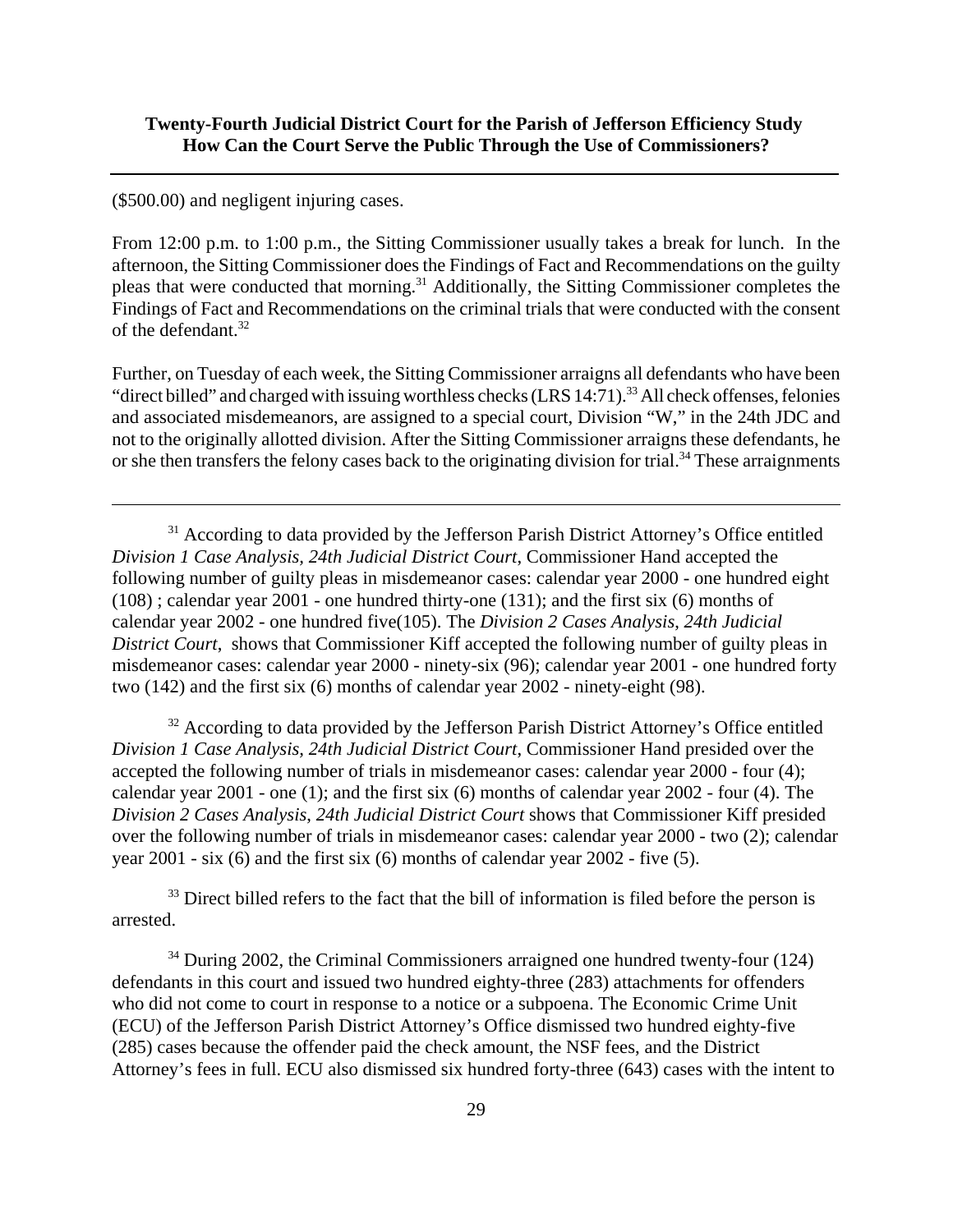($500.00) and negligent injuring cases.

From 12:00 p.m. to 1:00 p.m., the Sitting Commissioner usually takes a break for lunch. In the afternoon, the Sitting Commissioner does the Findings of Fact and Recommendations on the guilty pleas that were conducted that morning.[31] Additionally, the Sitting Commissioner completes the Findings of Fact and Recommendations on the criminal trials that were conducted with the consent of the defendant.[32]

Further, on Tuesday of each week, the Sitting Commissioner arraigns all defendants who have been "direct billed" and charged with issuing worthless checks (LRS 14:71).[33] All check offenses, felonies and associated misdemeanors, are assigned to a special court, Division "W," in the 24th JDC and not to the originally allotted division. After the Sitting Commissioner arraigns these defendants, he or she then transfers the felony cases back to the originating division for trial.[34] These arraignments

---

[31] According to data provided by the Jefferson Parish District Attorney's Office entitled *Division 1 Case Analysis, 24th Judicial District Court*, Commissioner Hand accepted the following number of guilty pleas in misdemeanor cases: calendar year 2000 - one hundred eight (108) ; calendar year 2001 - one hundred thirty-one (131); and the first six (6) months of calendar year 2002 - one hundred five(105). The *Division 2 Cases Analysis, 24th Judicial District Court*, shows that Commissioner Kiff accepted the following number of guilty pleas in misdemeanor cases: calendar year 2000 - ninety-six (96); calendar year 2001 - one hundred forty two (142) and the first six (6) months of calendar year 2002 - ninety-eight (98).

[32] According to data provided by the Jefferson Parish District Attorney's Office entitled *Division 1 Case Analysis, 24th Judicial District Court*, Commissioner Hand presided over the accepted the following number of trials in misdemeanor cases: calendar year 2000 - four (4); calendar year 2001 - one (1); and the first six (6) months of calendar year 2002 - four (4). The *Division 2 Cases Analysis, 24th Judicial District Court* shows that Commissioner Kiff presided over the following number of trials in misdemeanor cases: calendar year 2000 - two (2); calendar year 2001 - six (6) and the first six (6) months of calendar year 2002 - five (5).

[33] Direct billed refers to the fact that the bill of information is filed before the person is arrested.

[34] During 2002, the Criminal Commissioners arraigned one hundred twenty-four (124) defendants in this court and issued two hundred eighty-three (283) attachments for offenders who did not come to court in response to a notice or a subpoena. The Economic Crime Unit (ECU) of the Jefferson Parish District Attorney's Office dismissed two hundred eighty-five (285) cases because the offender paid the check amount, the NSF fees, and the District Attorney's fees in full. ECU also dismissed six hundred forty-three (643) cases with the intent to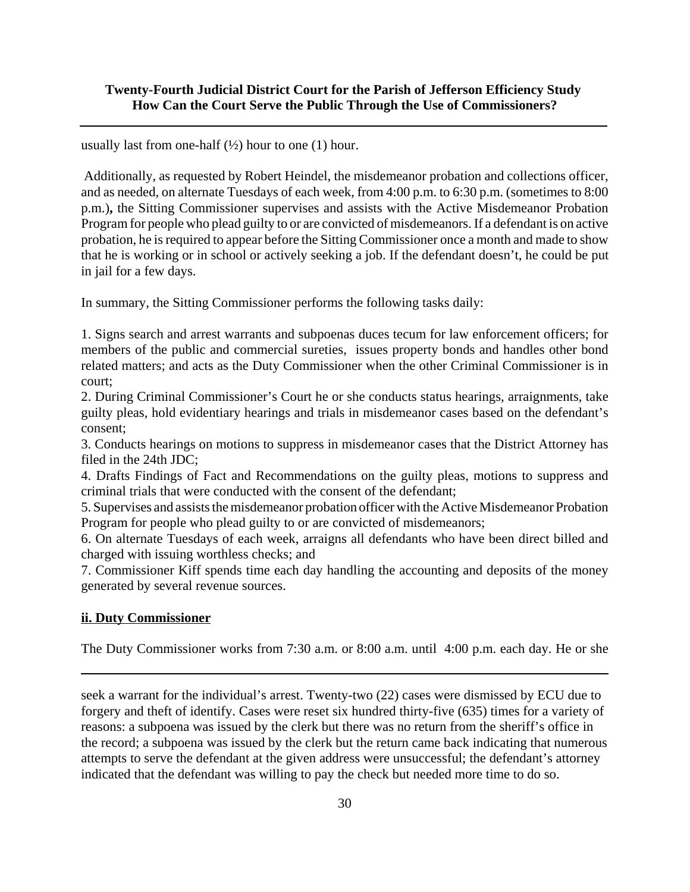usually last from one-half (½) hour to one (1) hour.

Additionally, as requested by Robert Heindel, the misdemeanor probation and collections officer, and as needed, on alternate Tuesdays of each week, from 4:00 p.m. to 6:30 p.m. (sometimes to 8:00 p.m.)**,** the Sitting Commissioner supervises and assists with the Active Misdemeanor Probation Program for people who plead guilty to or are convicted of misdemeanors. If a defendant is on active probation, he is required to appear before the Sitting Commissioner once a month and made to show that he is working or in school or actively seeking a job. If the defendant doesn't, he could be put in jail for a few days.

In summary, the Sitting Commissioner performs the following tasks daily:

1. Signs search and arrest warrants and subpoenas duces tecum for law enforcement officers; for members of the public and commercial sureties, issues property bonds and handles other bond related matters; and acts as the Duty Commissioner when the other Criminal Commissioner is in court;
2. During Criminal Commissioner's Court he or she conducts status hearings, arraignments, take guilty pleas, hold evidentiary hearings and trials in misdemeanor cases based on the defendant's consent;
3. Conducts hearings on motions to suppress in misdemeanor cases that the District Attorney has filed in the 24th JDC;
4. Drafts Findings of Fact and Recommendations on the guilty pleas, motions to suppress and criminal trials that were conducted with the consent of the defendant;
5. Supervises and assists the misdemeanor probation officer with the Active Misdemeanor Probation Program for people who plead guilty to or are convicted of misdemeanors;
6. On alternate Tuesdays of each week, arraigns all defendants who have been direct billed and charged with issuing worthless checks; and
7. Commissioner Kiff spends time each day handling the accounting and deposits of the money generated by several revenue sources.

### ii. Duty Commissioner

The Duty Commissioner works from 7:30 a.m. or 8:00 a.m. until 4:00 p.m. each day. He or she

---

seek a warrant for the individual's arrest. Twenty-two (22) cases were dismissed by ECU due to forgery and theft of identify. Cases were reset six hundred thirty-five (635) times for a variety of reasons: a subpoena was issued by the clerk but there was no return from the sheriff's office in the record; a subpoena was issued by the clerk but the return came back indicating that numerous attempts to serve the defendant at the given address were unsuccessful; the defendant's attorney indicated that the defendant was willing to pay the check but needed more time to do so.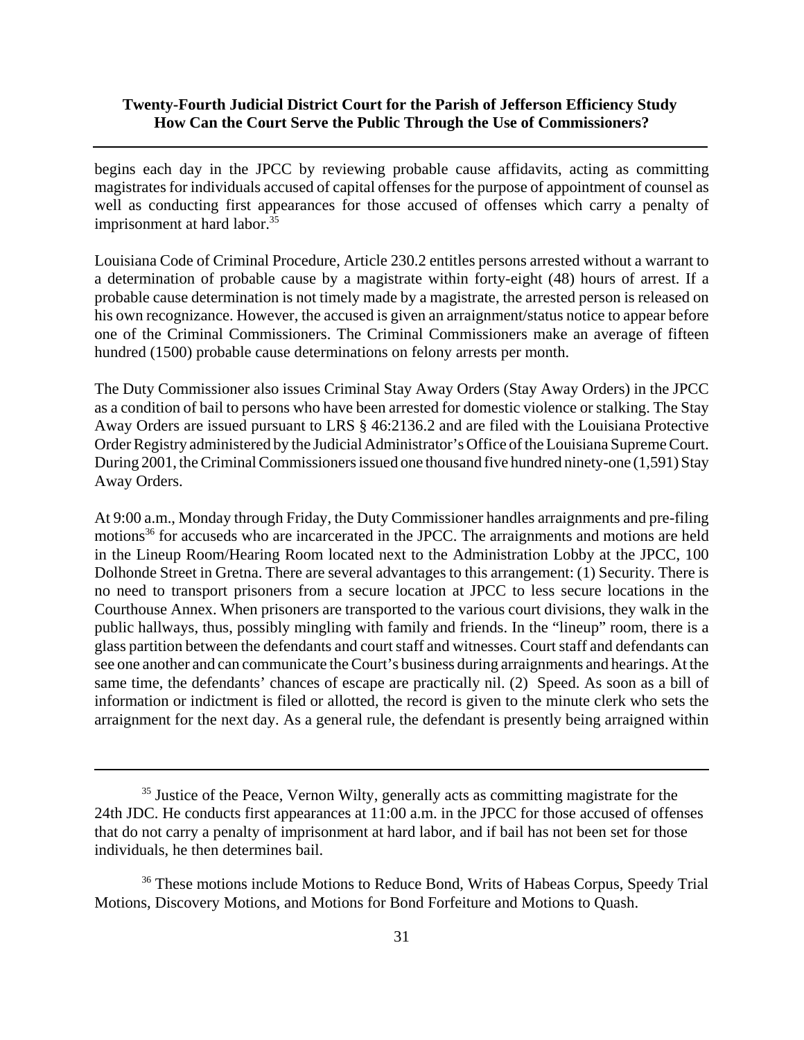begins each day in the JPCC by reviewing probable cause affidavits, acting as committing magistrates for individuals accused of capital offenses for the purpose of appointment of counsel as well as conducting first appearances for those accused of offenses which carry a penalty of imprisonment at hard labor.[35]

Louisiana Code of Criminal Procedure, Article 230.2 entitles persons arrested without a warrant to a determination of probable cause by a magistrate within forty-eight (48) hours of arrest. If a probable cause determination is not timely made by a magistrate, the arrested person is released on his own recognizance. However, the accused is given an arraignment/status notice to appear before one of the Criminal Commissioners. The Criminal Commissioners make an average of fifteen hundred (1500) probable cause determinations on felony arrests per month.

The Duty Commissioner also issues Criminal Stay Away Orders (Stay Away Orders) in the JPCC as a condition of bail to persons who have been arrested for domestic violence or stalking. The Stay Away Orders are issued pursuant to LRS § 46:2136.2 and are filed with the Louisiana Protective Order Registry administered by the Judicial Administrator's Office of the Louisiana Supreme Court. During 2001, the Criminal Commissioners issued one thousand five hundred ninety-one (1,591) Stay Away Orders.

At 9:00 a.m., Monday through Friday, the Duty Commissioner handles arraignments and pre-filing motions[36] for accuseds who are incarcerated in the JPCC. The arraignments and motions are held in the Lineup Room/Hearing Room located next to the Administration Lobby at the JPCC, 100 Dolhonde Street in Gretna. There are several advantages to this arrangement: (1) Security. There is no need to transport prisoners from a secure location at JPCC to less secure locations in the Courthouse Annex. When prisoners are transported to the various court divisions, they walk in the public hallways, thus, possibly mingling with family and friends. In the "lineup" room, there is a glass partition between the defendants and court staff and witnesses. Court staff and defendants can see one another and can communicate the Court's business during arraignments and hearings. At the same time, the defendants' chances of escape are practically nil. (2) Speed. As soon as a bill of information or indictment is filed or allotted, the record is given to the minute clerk who sets the arraignment for the next day. As a general rule, the defendant is presently being arraigned within

---

[35] Justice of the Peace, Vernon Wilty, generally acts as committing magistrate for the 24th JDC. He conducts first appearances at 11:00 a.m. in the JPCC for those accused of offenses that do not carry a penalty of imprisonment at hard labor, and if bail has not been set for those individuals, he then determines bail.

[36] These motions include Motions to Reduce Bond, Writs of Habeas Corpus, Speedy Trial Motions, Discovery Motions, and Motions for Bond Forfeiture and Motions to Quash.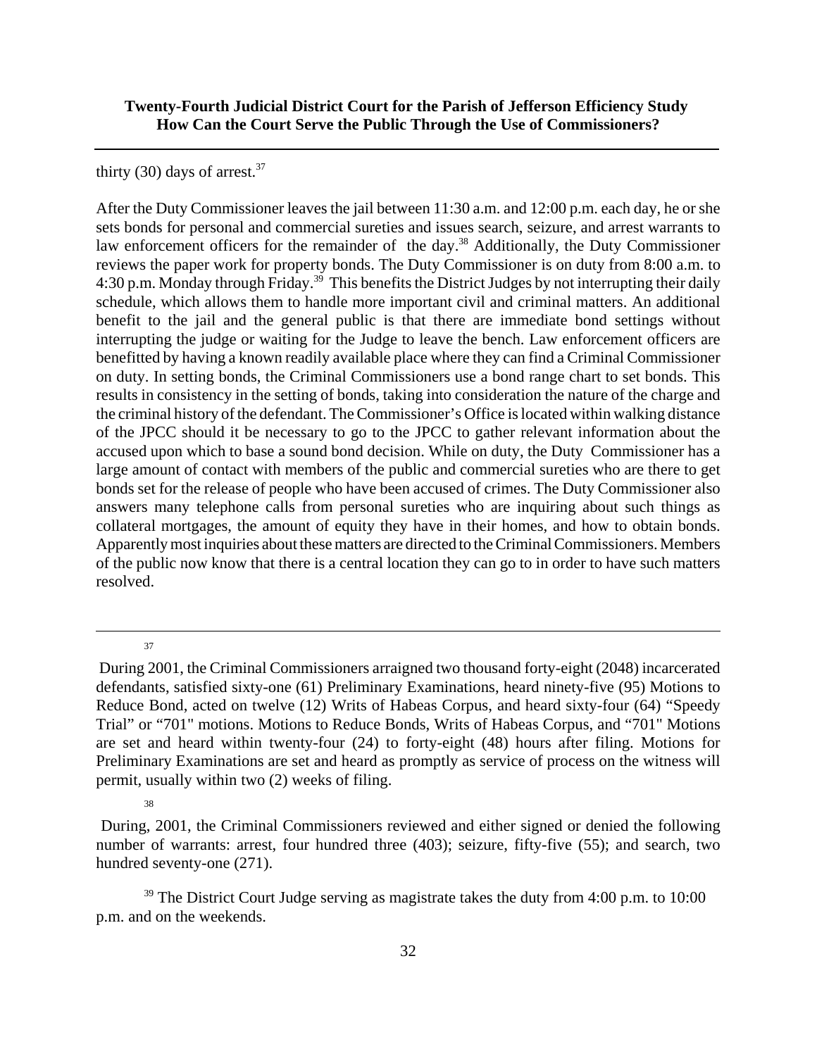thirty (30) days of arrest.[37]

After the Duty Commissioner leaves the jail between 11:30 a.m. and 12:00 p.m. each day, he or she sets bonds for personal and commercial sureties and issues search, seizure, and arrest warrants to law enforcement officers for the remainder of the day.[38] Additionally, the Duty Commissioner reviews the paper work for property bonds. The Duty Commissioner is on duty from 8:00 a.m. to 4:30 p.m. Monday through Friday.[39] This benefits the District Judges by not interrupting their daily schedule, which allows them to handle more important civil and criminal matters. An additional benefit to the jail and the general public is that there are immediate bond settings without interrupting the judge or waiting for the Judge to leave the bench. Law enforcement officers are benefitted by having a known readily available place where they can find a Criminal Commissioner on duty. In setting bonds, the Criminal Commissioners use a bond range chart to set bonds. This results in consistency in the setting of bonds, taking into consideration the nature of the charge and the criminal history of the defendant. The Commissioner's Office is located within walking distance of the JPCC should it be necessary to go to the JPCC to gather relevant information about the accused upon which to base a sound bond decision. While on duty, the Duty Commissioner has a large amount of contact with members of the public and commercial sureties who are there to get bonds set for the release of people who have been accused of crimes. The Duty Commissioner also answers many telephone calls from personal sureties who are inquiring about such things as collateral mortgages, the amount of equity they have in their homes, and how to obtain bonds. Apparently most inquiries about these matters are directed to the Criminal Commissioners. Members of the public now know that there is a central location they can go to in order to have such matters resolved.

---

[37] During 2001, the Criminal Commissioners arraigned two thousand forty-eight (2048) incarcerated defendants, satisfied sixty-one (61) Preliminary Examinations, heard ninety-five (95) Motions to Reduce Bond, acted on twelve (12) Writs of Habeas Corpus, and heard sixty-four (64) "Speedy Trial" or "701" motions. Motions to Reduce Bonds, Writs of Habeas Corpus, and "701" Motions are set and heard within twenty-four (24) to forty-eight (48) hours after filing. Motions for Preliminary Examinations are set and heard as promptly as service of process on the witness will permit, usually within two (2) weeks of filing.

[38] During, 2001, the Criminal Commissioners reviewed and either signed or denied the following number of warrants: arrest, four hundred three (403); seizure, fifty-five (55); and search, two hundred seventy-one (271).

[39] The District Court Judge serving as magistrate takes the duty from 4:00 p.m. to 10:00 p.m. and on the weekends.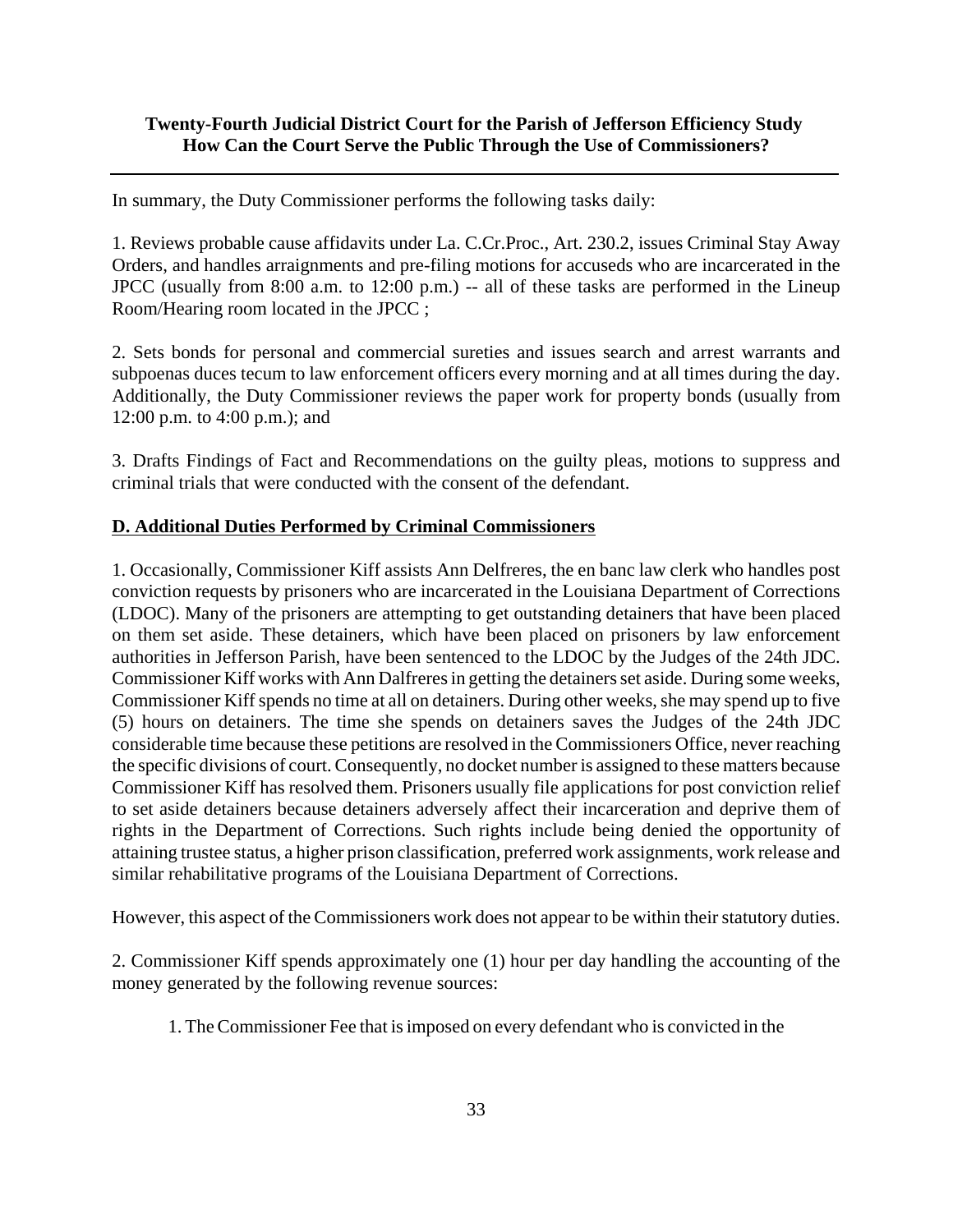In summary, the Duty Commissioner performs the following tasks daily:

1. Reviews probable cause affidavits under La. C.Cr.Proc., Art. 230.2, issues Criminal Stay Away Orders, and handles arraignments and pre-filing motions for accuseds who are incarcerated in the JPCC (usually from 8:00 a.m. to 12:00 p.m.) -- all of these tasks are performed in the Lineup Room/Hearing room located in the JPCC ;

2. Sets bonds for personal and commercial sureties and issues search and arrest warrants and subpoenas duces tecum to law enforcement officers every morning and at all times during the day. Additionally, the Duty Commissioner reviews the paper work for property bonds (usually from 12:00 p.m. to 4:00 p.m.); and

3. Drafts Findings of Fact and Recommendations on the guilty pleas, motions to suppress and criminal trials that were conducted with the consent of the defendant.

**D. Additional Duties Performed by Criminal Commissioners**

1. Occasionally, Commissioner Kiff assists Ann Delfreres, the en banc law clerk who handles post conviction requests by prisoners who are incarcerated in the Louisiana Department of Corrections (LDOC). Many of the prisoners are attempting to get outstanding detainers that have been placed on them set aside. These detainers, which have been placed on prisoners by law enforcement authorities in Jefferson Parish, have been sentenced to the LDOC by the Judges of the 24th JDC. Commissioner Kiff works with Ann Dalfreres in getting the detainers set aside. During some weeks, Commissioner Kiff spends no time at all on detainers. During other weeks, she may spend up to five (5) hours on detainers. The time she spends on detainers saves the Judges of the 24th JDC considerable time because these petitions are resolved in the Commissioners Office, never reaching the specific divisions of court. Consequently, no docket number is assigned to these matters because Commissioner Kiff has resolved them. Prisoners usually file applications for post conviction relief to set aside detainers because detainers adversely affect their incarceration and deprive them of rights in the Department of Corrections. Such rights include being denied the opportunity of attaining trustee status, a higher prison classification, preferred work assignments, work release and similar rehabilitative programs of the Louisiana Department of Corrections.

However, this aspect of the Commissioners work does not appear to be within their statutory duties.

2. Commissioner Kiff spends approximately one (1) hour per day handling the accounting of the money generated by the following revenue sources:

   1. The Commissioner Fee that is imposed on every defendant who is convicted in the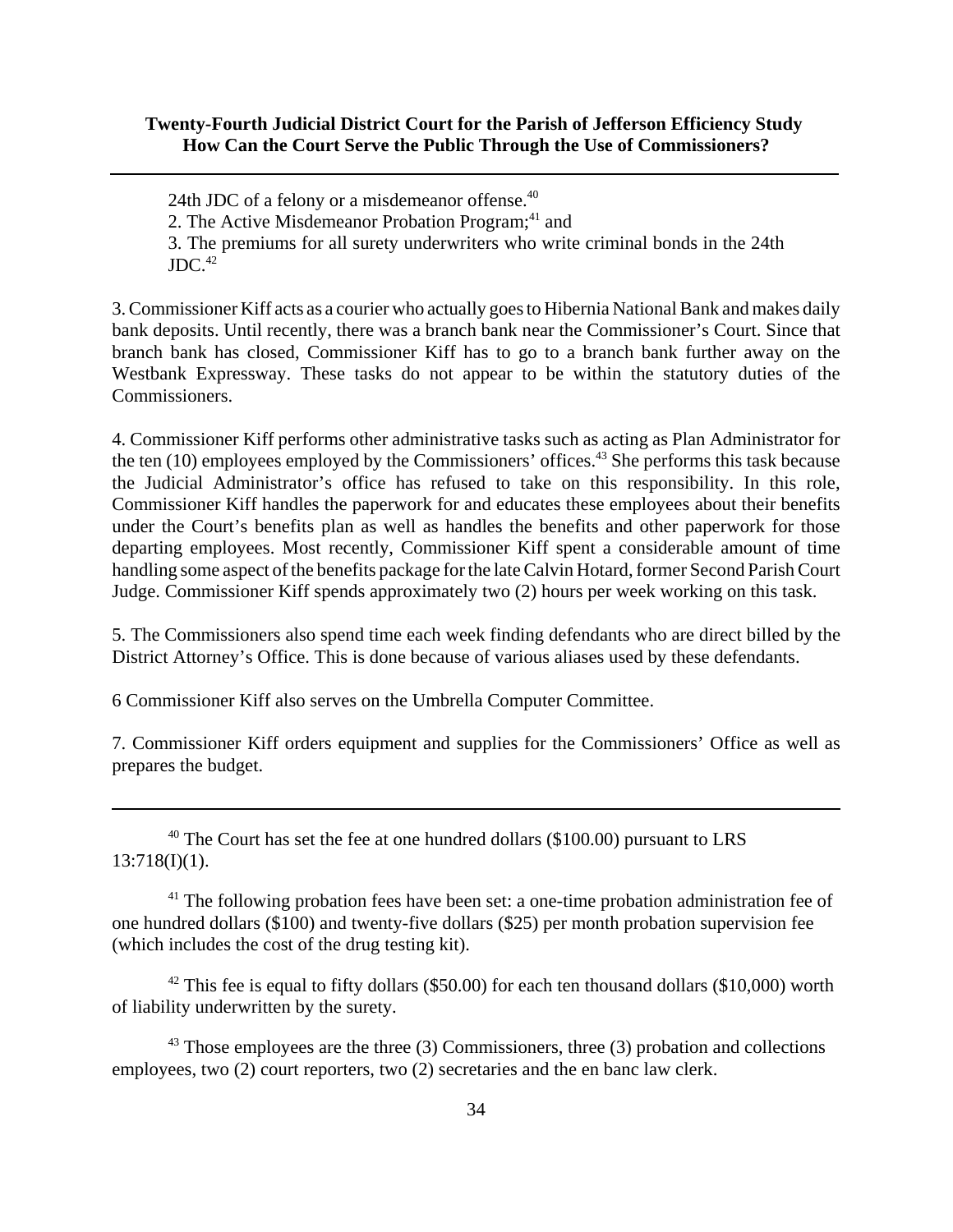24th JDC of a felony or a misdemeanor offense.[40]

2. The Active Misdemeanor Probation Program;[41] and

3. The premiums for all surety underwriters who write criminal bonds in the 24th JDC.[42]

3. Commissioner Kiff acts as a courier who actually goes to Hibernia National Bank and makes daily bank deposits. Until recently, there was a branch bank near the Commissioner's Court. Since that branch bank has closed, Commissioner Kiff has to go to a branch bank further away on the Westbank Expressway. These tasks do not appear to be within the statutory duties of the Commissioners.

4. Commissioner Kiff performs other administrative tasks such as acting as Plan Administrator for the ten (10) employees employed by the Commissioners' offices.[43] She performs this task because the Judicial Administrator's office has refused to take on this responsibility. In this role, Commissioner Kiff handles the paperwork for and educates these employees about their benefits under the Court's benefits plan as well as handles the benefits and other paperwork for those departing employees. Most recently, Commissioner Kiff spent a considerable amount of time handling some aspect of the benefits package for the late Calvin Hotard, former Second Parish Court Judge. Commissioner Kiff spends approximately two (2) hours per week working on this task.

5. The Commissioners also spend time each week finding defendants who are direct billed by the District Attorney's Office. This is done because of various aliases used by these defendants.

6 Commissioner Kiff also serves on the Umbrella Computer Committee.

7. Commissioner Kiff orders equipment and supplies for the Commissioners' Office as well as prepares the budget.

---

[40] The Court has set the fee at one hundred dollars ($100.00) pursuant to LRS 13:718(I)(1).

[41] The following probation fees have been set: a one-time probation administration fee of one hundred dollars ($100) and twenty-five dollars ($25) per month probation supervision fee (which includes the cost of the drug testing kit).

[42] This fee is equal to fifty dollars ($50.00) for each ten thousand dollars ($10,000) worth of liability underwritten by the surety.

[43] Those employees are the three (3) Commissioners, three (3) probation and collections employees, two (2) court reporters, two (2) secretaries and the en banc law clerk.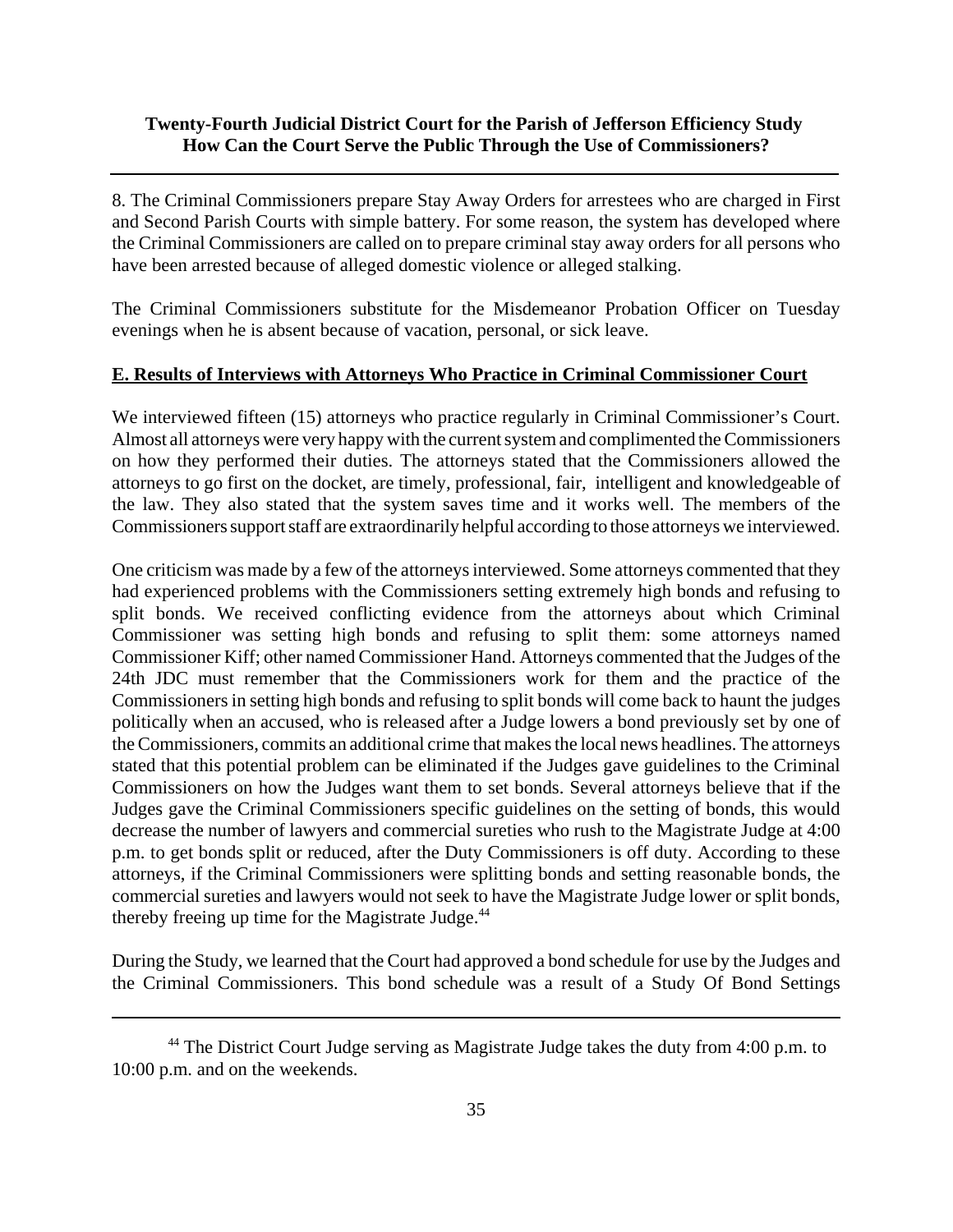8. The Criminal Commissioners prepare Stay Away Orders for arrestees who are charged in First and Second Parish Courts with simple battery. For some reason, the system has developed where the Criminal Commissioners are called on to prepare criminal stay away orders for all persons who have been arrested because of alleged domestic violence or alleged stalking.

The Criminal Commissioners substitute for the Misdemeanor Probation Officer on Tuesday evenings when he is absent because of vacation, personal, or sick leave.

## E. Results of Interviews with Attorneys Who Practice in Criminal Commissioner Court

We interviewed fifteen (15) attorneys who practice regularly in Criminal Commissioner's Court. Almost all attorneys were very happy with the current system and complimented the Commissioners on how they performed their duties. The attorneys stated that the Commissioners allowed the attorneys to go first on the docket, are timely, professional, fair, intelligent and knowledgeable of the law. They also stated that the system saves time and it works well. The members of the Commissioners support staff are extraordinarily helpful according to those attorneys we interviewed.

One criticism was made by a few of the attorneys interviewed. Some attorneys commented that they had experienced problems with the Commissioners setting extremely high bonds and refusing to split bonds. We received conflicting evidence from the attorneys about which Criminal Commissioner was setting high bonds and refusing to split them: some attorneys named Commissioner Kiff; other named Commissioner Hand. Attorneys commented that the Judges of the 24th JDC must remember that the Commissioners work for them and the practice of the Commissioners in setting high bonds and refusing to split bonds will come back to haunt the judges politically when an accused, who is released after a Judge lowers a bond previously set by one of the Commissioners, commits an additional crime that makes the local news headlines. The attorneys stated that this potential problem can be eliminated if the Judges gave guidelines to the Criminal Commissioners on how the Judges want them to set bonds. Several attorneys believe that if the Judges gave the Criminal Commissioners specific guidelines on the setting of bonds, this would decrease the number of lawyers and commercial sureties who rush to the Magistrate Judge at 4:00 p.m. to get bonds split or reduced, after the Duty Commissioners is off duty. According to these attorneys, if the Criminal Commissioners were splitting bonds and setting reasonable bonds, the commercial sureties and lawyers would not seek to have the Magistrate Judge lower or split bonds, thereby freeing up time for the Magistrate Judge.[44]

During the Study, we learned that the Court had approved a bond schedule for use by the Judges and the Criminal Commissioners. This bond schedule was a result of a Study Of Bond Settings

[44] The District Court Judge serving as Magistrate Judge takes the duty from 4:00 p.m. to 10:00 p.m. and on the weekends.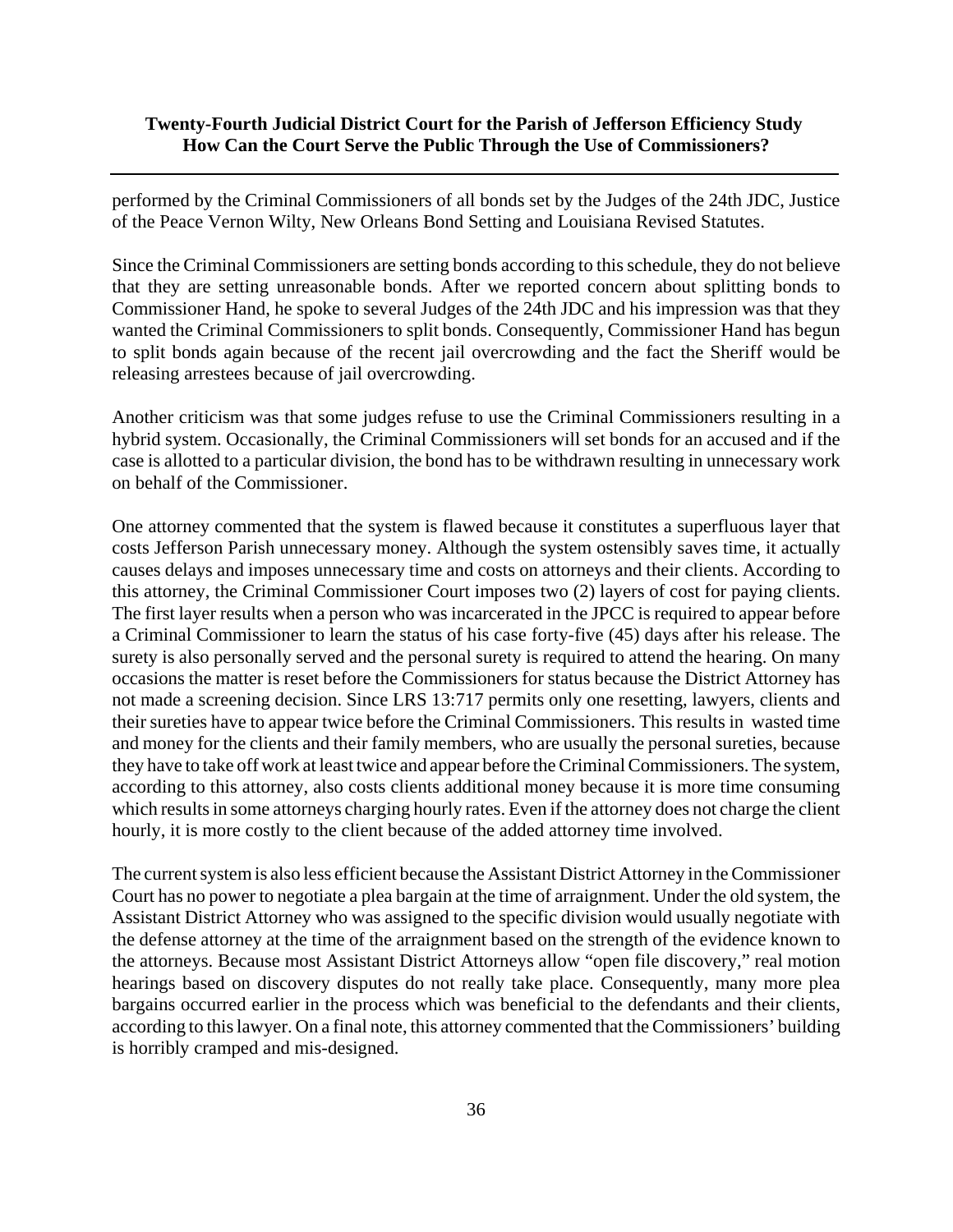performed by the Criminal Commissioners of all bonds set by the Judges of the 24th JDC, Justice of the Peace Vernon Wilty, New Orleans Bond Setting and Louisiana Revised Statutes.

Since the Criminal Commissioners are setting bonds according to this schedule, they do not believe that they are setting unreasonable bonds. After we reported concern about splitting bonds to Commissioner Hand, he spoke to several Judges of the 24th JDC and his impression was that they wanted the Criminal Commissioners to split bonds. Consequently, Commissioner Hand has begun to split bonds again because of the recent jail overcrowding and the fact the Sheriff would be releasing arrestees because of jail overcrowding.

Another criticism was that some judges refuse to use the Criminal Commissioners resulting in a hybrid system. Occasionally, the Criminal Commissioners will set bonds for an accused and if the case is allotted to a particular division, the bond has to be withdrawn resulting in unnecessary work on behalf of the Commissioner.

One attorney commented that the system is flawed because it constitutes a superfluous layer that costs Jefferson Parish unnecessary money. Although the system ostensibly saves time, it actually causes delays and imposes unnecessary time and costs on attorneys and their clients. According to this attorney, the Criminal Commissioner Court imposes two (2) layers of cost for paying clients. The first layer results when a person who was incarcerated in the JPCC is required to appear before a Criminal Commissioner to learn the status of his case forty-five (45) days after his release. The surety is also personally served and the personal surety is required to attend the hearing. On many occasions the matter is reset before the Commissioners for status because the District Attorney has not made a screening decision. Since LRS 13:717 permits only one resetting, lawyers, clients and their sureties have to appear twice before the Criminal Commissioners. This results in wasted time and money for the clients and their family members, who are usually the personal sureties, because they have to take off work at least twice and appear before the Criminal Commissioners. The system, according to this attorney, also costs clients additional money because it is more time consuming which results in some attorneys charging hourly rates. Even if the attorney does not charge the client hourly, it is more costly to the client because of the added attorney time involved.

The current system is also less efficient because the Assistant District Attorney in the Commissioner Court has no power to negotiate a plea bargain at the time of arraignment. Under the old system, the Assistant District Attorney who was assigned to the specific division would usually negotiate with the defense attorney at the time of the arraignment based on the strength of the evidence known to the attorneys. Because most Assistant District Attorneys allow "open file discovery," real motion hearings based on discovery disputes do not really take place. Consequently, many more plea bargains occurred earlier in the process which was beneficial to the defendants and their clients, according to this lawyer. On a final note, this attorney commented that the Commissioners' building is horribly cramped and mis-designed.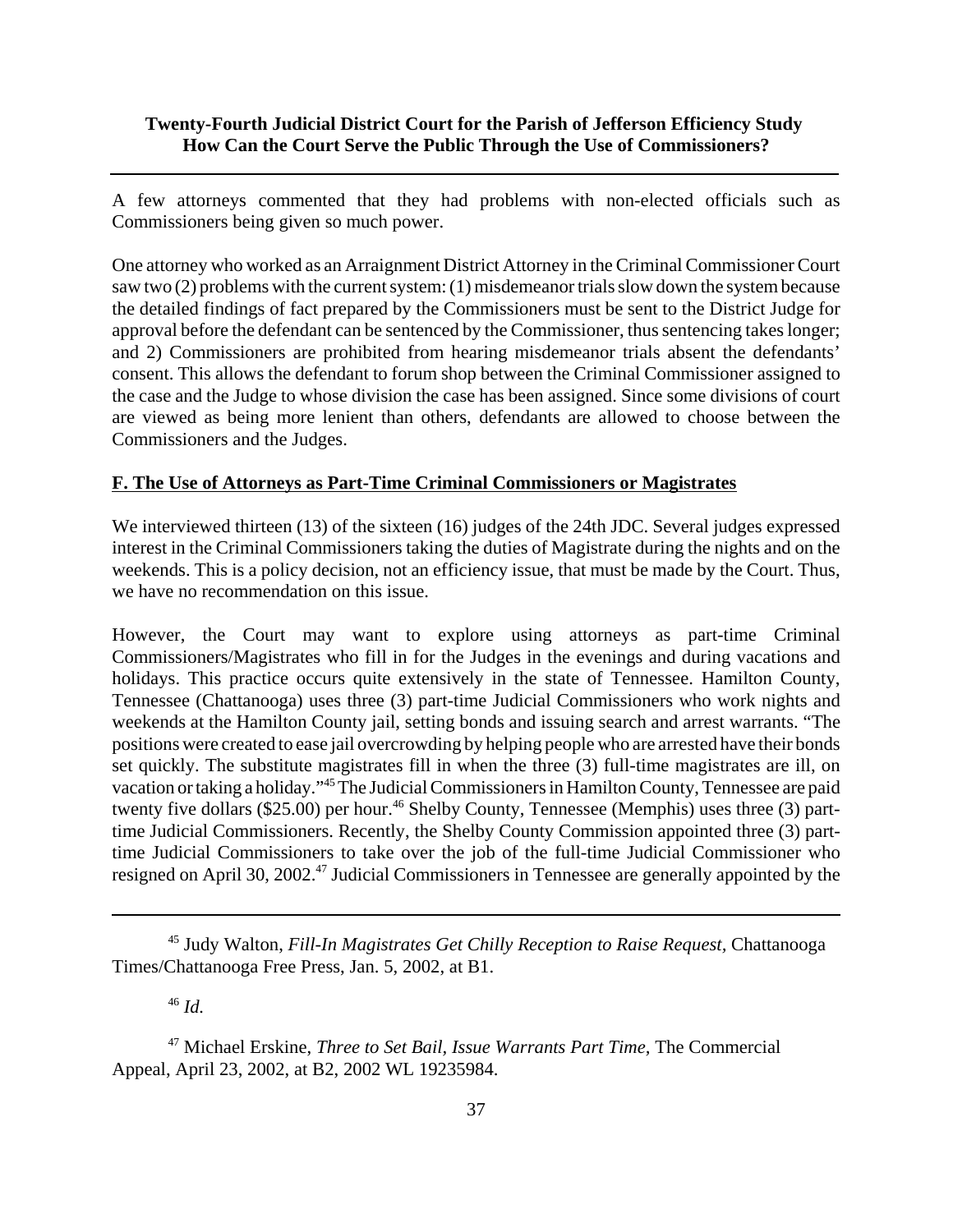A few attorneys commented that they had problems with non-elected officials such as Commissioners being given so much power.

One attorney who worked as an Arraignment District Attorney in the Criminal Commissioner Court saw two (2) problems with the current system: (1) misdemeanor trials slow down the system because the detailed findings of fact prepared by the Commissioners must be sent to the District Judge for approval before the defendant can be sentenced by the Commissioner, thus sentencing takes longer; and 2) Commissioners are prohibited from hearing misdemeanor trials absent the defendants' consent. This allows the defendant to forum shop between the Criminal Commissioner assigned to the case and the Judge to whose division the case has been assigned. Since some divisions of court are viewed as being more lenient than others, defendants are allowed to choose between the Commissioners and the Judges.

## F. The Use of Attorneys as Part-Time Criminal Commissioners or Magistrates

We interviewed thirteen (13) of the sixteen (16) judges of the 24th JDC. Several judges expressed interest in the Criminal Commissioners taking the duties of Magistrate during the nights and on the weekends. This is a policy decision, not an efficiency issue, that must be made by the Court. Thus, we have no recommendation on this issue.

However, the Court may want to explore using attorneys as part-time Criminal Commissioners/Magistrates who fill in for the Judges in the evenings and during vacations and holidays. This practice occurs quite extensively in the state of Tennessee. Hamilton County, Tennessee (Chattanooga) uses three (3) part-time Judicial Commissioners who work nights and weekends at the Hamilton County jail, setting bonds and issuing search and arrest warrants. "The positions were created to ease jail overcrowding by helping people who are arrested have their bonds set quickly. The substitute magistrates fill in when the three (3) full-time magistrates are ill, on vacation or taking a holiday."[45] The Judicial Commissioners in Hamilton County, Tennessee are paid twenty five dollars ($25.00) per hour.[46] Shelby County, Tennessee (Memphis) uses three (3) part-time Judicial Commissioners. Recently, the Shelby County Commission appointed three (3) part-time Judicial Commissioners to take over the job of the full-time Judicial Commissioner who resigned on April 30, 2002.[47] Judicial Commissioners in Tennessee are generally appointed by the

---

[45] Judy Walton, *Fill-In Magistrates Get Chilly Reception to Raise Request*, Chattanooga Times/Chattanooga Free Press, Jan. 5, 2002, at B1.

[46] *Id.*

[47] Michael Erskine, *Three to Set Bail, Issue Warrants Part Time,* The Commercial Appeal, April 23, 2002, at B2, 2002 WL 19235984.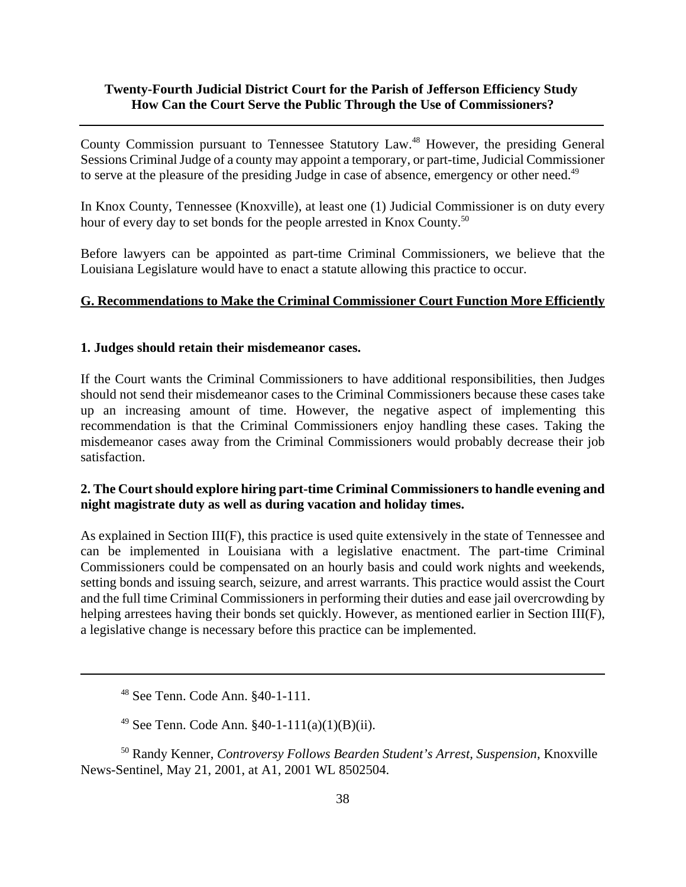County Commission pursuant to Tennessee Statutory Law.[48] However, the presiding General Sessions Criminal Judge of a county may appoint a temporary, or part-time, Judicial Commissioner to serve at the pleasure of the presiding Judge in case of absence, emergency or other need.[49]

In Knox County, Tennessee (Knoxville), at least one (1) Judicial Commissioner is on duty every hour of every day to set bonds for the people arrested in Knox County.[50]

Before lawyers can be appointed as part-time Criminal Commissioners, we believe that the Louisiana Legislature would have to enact a statute allowing this practice to occur.

## G. Recommendations to Make the Criminal Commissioner Court Function More Efficiently

### 1. Judges should retain their misdemeanor cases.

If the Court wants the Criminal Commissioners to have additional responsibilities, then Judges should not send their misdemeanor cases to the Criminal Commissioners because these cases take up an increasing amount of time. However, the negative aspect of implementing this recommendation is that the Criminal Commissioners enjoy handling these cases. Taking the misdemeanor cases away from the Criminal Commissioners would probably decrease their job satisfaction.

### 2. The Court should explore hiring part-time Criminal Commissioners to handle evening and night magistrate duty as well as during vacation and holiday times.

As explained in Section III(F), this practice is used quite extensively in the state of Tennessee and can be implemented in Louisiana with a legislative enactment. The part-time Criminal Commissioners could be compensated on an hourly basis and could work nights and weekends, setting bonds and issuing search, seizure, and arrest warrants. This practice would assist the Court and the full time Criminal Commissioners in performing their duties and ease jail overcrowding by helping arrestees having their bonds set quickly. However, as mentioned earlier in Section III(F), a legislative change is necessary before this practice can be implemented.

---

[48] See Tenn. Code Ann. §40-1-111.

[49] See Tenn. Code Ann. §40-1-111(a)(1)(B)(ii).

[50] Randy Kenner, *Controversy Follows Bearden Student's Arrest, Suspension*, Knoxville News-Sentinel, May 21, 2001, at A1, 2001 WL 8502504.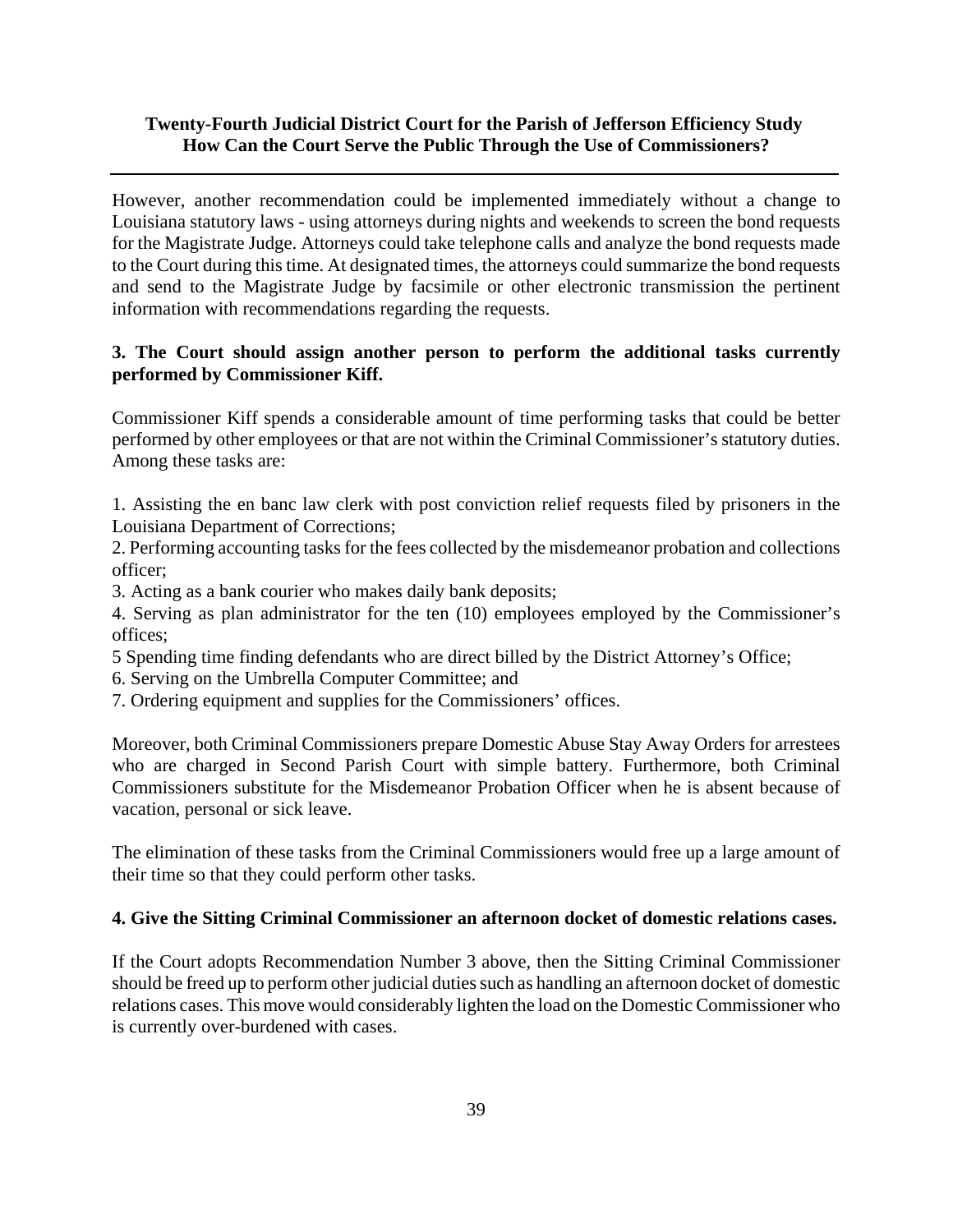However, another recommendation could be implemented immediately without a change to Louisiana statutory laws - using attorneys during nights and weekends to screen the bond requests for the Magistrate Judge. Attorneys could take telephone calls and analyze the bond requests made to the Court during this time. At designated times, the attorneys could summarize the bond requests and send to the Magistrate Judge by facsimile or other electronic transmission the pertinent information with recommendations regarding the requests.

**3. The Court should assign another person to perform the additional tasks currently performed by Commissioner Kiff.**

Commissioner Kiff spends a considerable amount of time performing tasks that could be better performed by other employees or that are not within the Criminal Commissioner's statutory duties. Among these tasks are:

1. Assisting the en banc law clerk with post conviction relief requests filed by prisoners in the Louisiana Department of Corrections;
2. Performing accounting tasks for the fees collected by the misdemeanor probation and collections officer;
3. Acting as a bank courier who makes daily bank deposits;
4. Serving as plan administrator for the ten (10) employees employed by the Commissioner's offices;
5 Spending time finding defendants who are direct billed by the District Attorney's Office;
6. Serving on the Umbrella Computer Committee; and
7. Ordering equipment and supplies for the Commissioners' offices.

Moreover, both Criminal Commissioners prepare Domestic Abuse Stay Away Orders for arrestees who are charged in Second Parish Court with simple battery. Furthermore, both Criminal Commissioners substitute for the Misdemeanor Probation Officer when he is absent because of vacation, personal or sick leave.

The elimination of these tasks from the Criminal Commissioners would free up a large amount of their time so that they could perform other tasks.

**4. Give the Sitting Criminal Commissioner an afternoon docket of domestic relations cases.**

If the Court adopts Recommendation Number 3 above, then the Sitting Criminal Commissioner should be freed up to perform other judicial duties such as handling an afternoon docket of domestic relations cases. This move would considerably lighten the load on the Domestic Commissioner who is currently over-burdened with cases.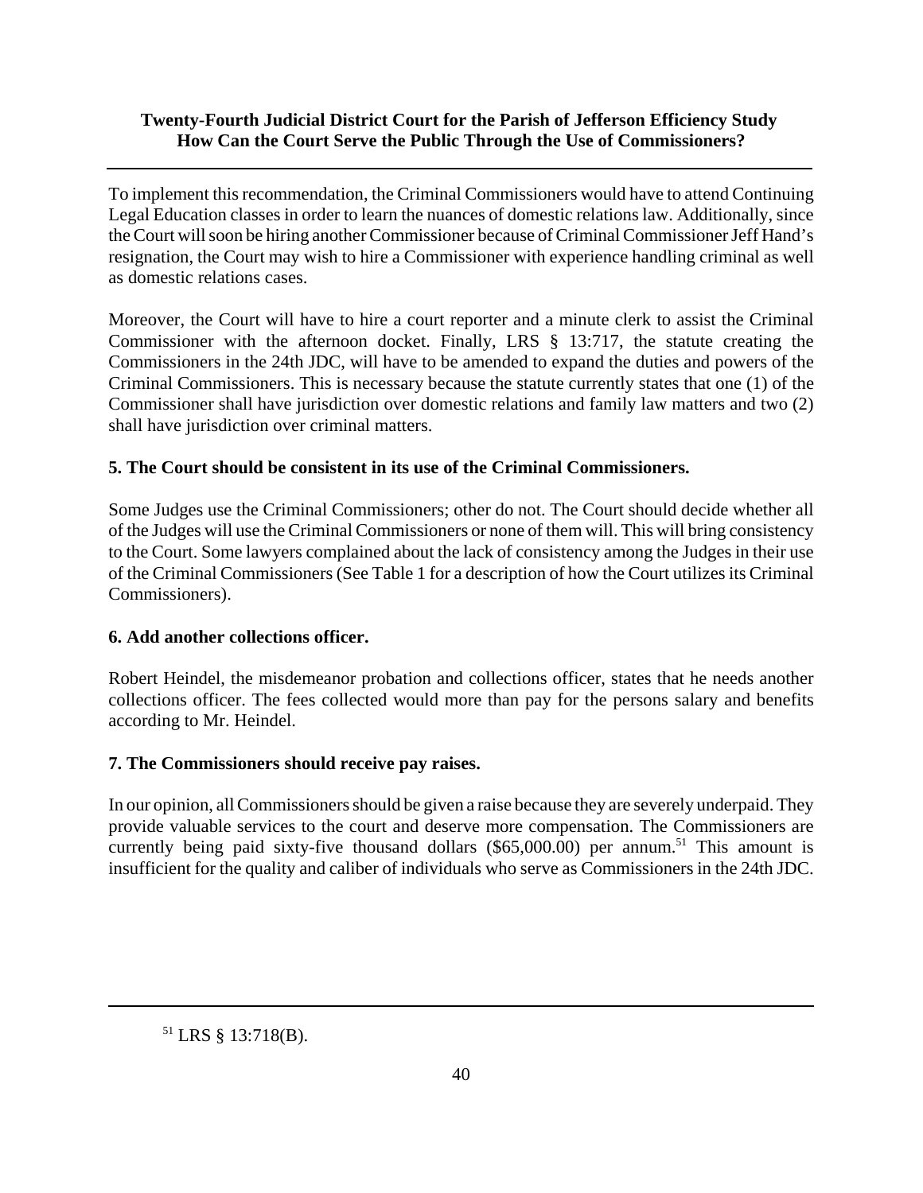To implement this recommendation, the Criminal Commissioners would have to attend Continuing Legal Education classes in order to learn the nuances of domestic relations law. Additionally, since the Court will soon be hiring another Commissioner because of Criminal Commissioner Jeff Hand's resignation, the Court may wish to hire a Commissioner with experience handling criminal as well as domestic relations cases.

Moreover, the Court will have to hire a court reporter and a minute clerk to assist the Criminal Commissioner with the afternoon docket. Finally, LRS § 13:717, the statute creating the Commissioners in the 24th JDC, will have to be amended to expand the duties and powers of the Criminal Commissioners. This is necessary because the statute currently states that one (1) of the Commissioner shall have jurisdiction over domestic relations and family law matters and two (2) shall have jurisdiction over criminal matters.

**5. The Court should be consistent in its use of the Criminal Commissioners.**

Some Judges use the Criminal Commissioners; other do not. The Court should decide whether all of the Judges will use the Criminal Commissioners or none of them will. This will bring consistency to the Court. Some lawyers complained about the lack of consistency among the Judges in their use of the Criminal Commissioners (See Table 1 for a description of how the Court utilizes its Criminal Commissioners).

**6. Add another collections officer.**

Robert Heindel, the misdemeanor probation and collections officer, states that he needs another collections officer. The fees collected would more than pay for the persons salary and benefits according to Mr. Heindel.

**7. The Commissioners should receive pay raises.**

In our opinion, all Commissioners should be given a raise because they are severely underpaid. They provide valuable services to the court and deserve more compensation. The Commissioners are currently being paid sixty-five thousand dollars ($65,000.00) per annum.[51] This amount is insufficient for the quality and caliber of individuals who serve as Commissioners in the 24th JDC.

---

[51] LRS § 13:718(B).